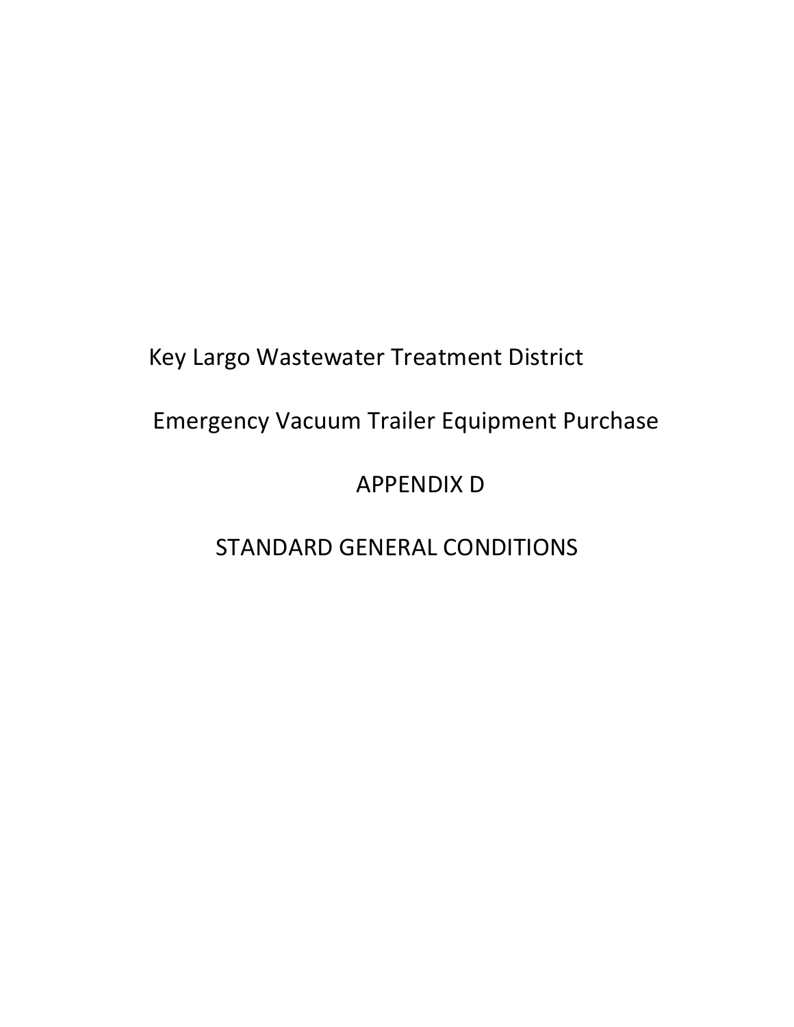# Key Largo Wastewater Treatment District

## Emergency Vacuum Trailer Equipment Purchase

## APPENDIX D

## STANDARD GENERAL CONDITIONS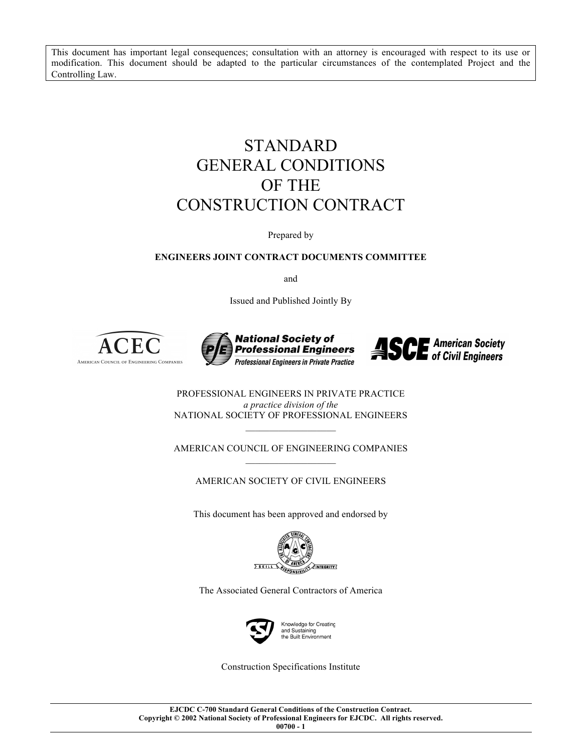This document has important legal consequences; consultation with an attorney is encouraged with respect to its use or modification. This document should be adapted to the particular circumstances of the contemplated Project and the Controlling Law.

# STANDARD GENERAL CONDITIONS OF THE CONSTRUCTION CONTRACT

Prepared by

**ENGINEERS JOINT CONTRACT DOCUMENTS COMMITTEE**

and

Issued and Published Jointly By

ACEC
AMERICAN COUNCIL OF ENGINEERING COMPANIES

**National Society of Professional Engineers**
***Professional Engineers in Private Practice***

**ASCE American Society of Civil Engineers**

PROFESSIONAL ENGINEERS IN PRIVATE PRACTICE
*a practice division of the*
NATIONAL SOCIETY OF PROFESSIONAL ENGINEERS

---

AMERICAN COUNCIL OF ENGINEERING COMPANIES

---

AMERICAN SOCIETY OF CIVIL ENGINEERS

This document has been approved and endorsed by

The Associated General Contractors of America

Knowledge for Creating and Sustaining the Built Environment

Construction Specifications Institute

**EJCDC C-700 Standard General Conditions of the Construction Contract.**
**Copyright © 2002 National Society of Professional Engineers for EJCDC. All rights reserved.**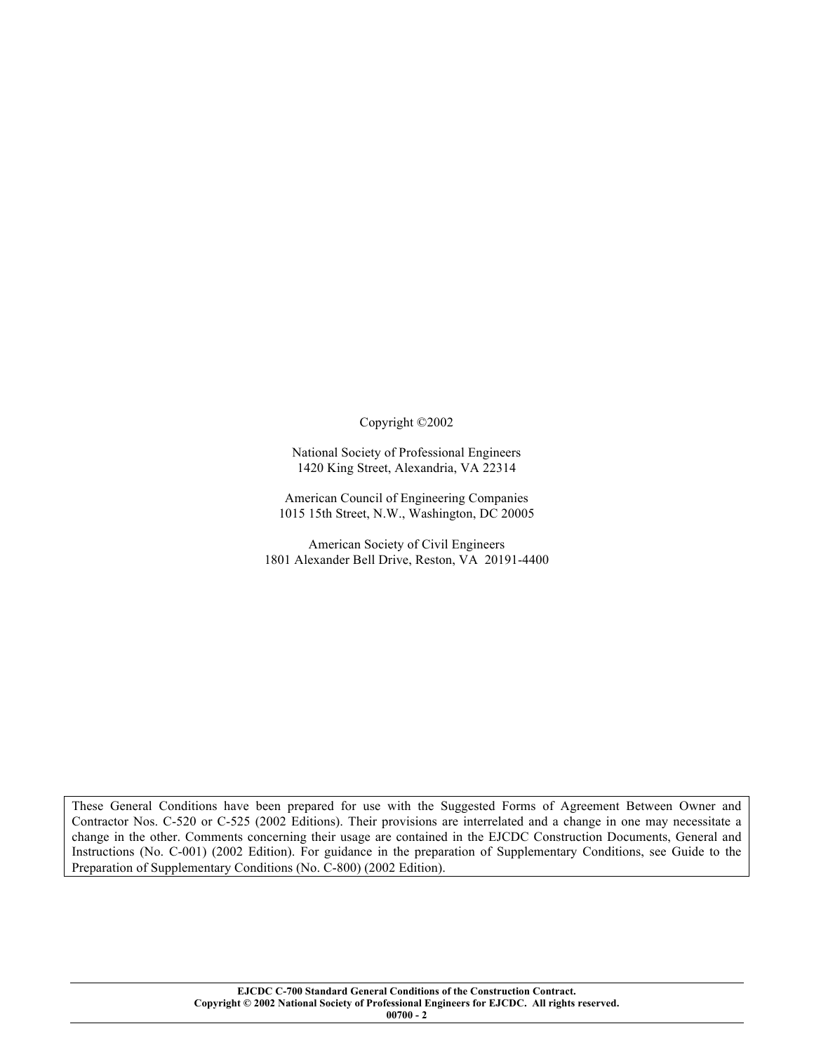Copyright ©2002

National Society of Professional Engineers
1420 King Street, Alexandria, VA 22314

American Council of Engineering Companies
1015 15th Street, N.W., Washington, DC 20005

American Society of Civil Engineers
1801 Alexander Bell Drive, Reston, VA 20191-4400

These General Conditions have been prepared for use with the Suggested Forms of Agreement Between Owner and Contractor Nos. C-520 or C-525 (2002 Editions). Their provisions are interrelated and a change in one may necessitate a change in the other. Comments concerning their usage are contained in the EJCDC Construction Documents, General and Instructions (No. C-001) (2002 Edition). For guidance in the preparation of Supplementary Conditions, see Guide to the Preparation of Supplementary Conditions (No. C-800) (2002 Edition).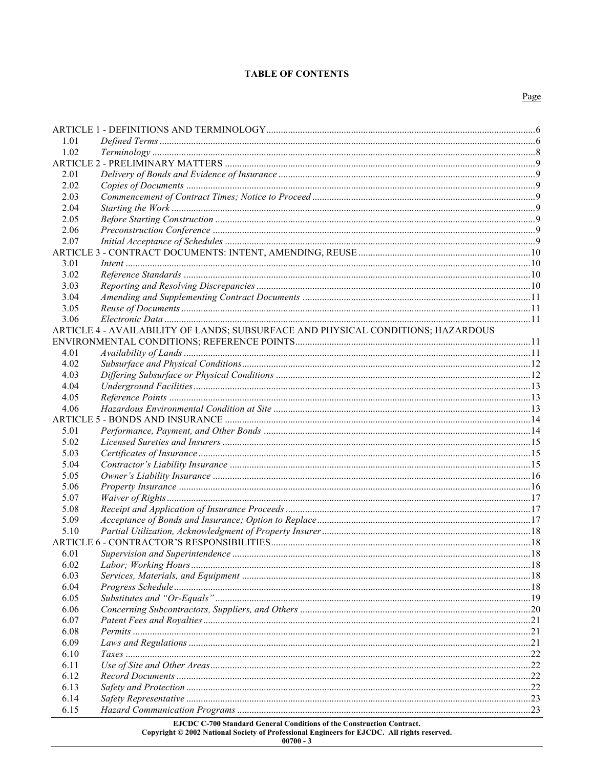**TABLE OF CONTENTS**

| | | Page |
|---|---|---|
| ARTICLE 1 - DEFINITIONS AND TERMINOLOGY | | 6 |
| 1.01 | *Defined Terms* | 6 |
| 1.02 | *Terminology* | 8 |
| ARTICLE 2 - PRELIMINARY MATTERS | | 9 |
| 2.01 | *Delivery of Bonds and Evidence of Insurance* | 9 |
| 2.02 | *Copies of Documents* | 9 |
| 2.03 | *Commencement of Contract Times; Notice to Proceed* | 9 |
| 2.04 | *Starting the Work* | 9 |
| 2.05 | *Before Starting Construction* | 9 |
| 2.06 | *Preconstruction Conference* | 9 |
| 2.07 | *Initial Acceptance of Schedules* | 9 |
| ARTICLE 3 - CONTRACT DOCUMENTS: INTENT, AMENDING, REUSE | | 10 |
| 3.01 | *Intent* | 10 |
| 3.02 | *Reference Standards* | 10 |
| 3.03 | *Reporting and Resolving Discrepancies* | 10 |
| 3.04 | *Amending and Supplementing Contract Documents* | 11 |
| 3.05 | *Reuse of Documents* | 11 |
| 3.06 | *Electronic Data* | 11 |
| ARTICLE 4 - AVAILABILITY OF LANDS; SUBSURFACE AND PHYSICAL CONDITIONS; HAZARDOUS ENVIRONMENTAL CONDITIONS; REFERENCE POINTS | | 11 |
| 4.01 | *Availability of Lands* | 11 |
| 4.02 | *Subsurface and Physical Conditions* | 12 |
| 4.03 | *Differing Subsurface or Physical Conditions* | 12 |
| 4.04 | *Underground Facilities* | 13 |
| 4.05 | *Reference Points* | 13 |
| 4.06 | *Hazardous Environmental Condition at Site* | 13 |
| ARTICLE 5 - BONDS AND INSURANCE | | 14 |
| 5.01 | *Performance, Payment, and Other Bonds* | 14 |
| 5.02 | *Licensed Sureties and Insurers* | 15 |
| 5.03 | *Certificates of Insurance* | 15 |
| 5.04 | *Contractor's Liability Insurance* | 15 |
| 5.05 | *Owner's Liability Insurance* | 16 |
| 5.06 | *Property Insurance* | 16 |
| 5.07 | *Waiver of Rights* | 17 |
| 5.08 | *Receipt and Application of Insurance Proceeds* | 17 |
| 5.09 | *Acceptance of Bonds and Insurance; Option to Replace* | 17 |
| 5.10 | *Partial Utilization, Acknowledgment of Property Insurer* | 18 |
| ARTICLE 6 - CONTRACTOR'S RESPONSIBILITIES | | 18 |
| 6.01 | *Supervision and Superintendence* | 18 |
| 6.02 | *Labor; Working Hours* | 18 |
| 6.03 | *Services, Materials, and Equipment* | 18 |
| 6.04 | *Progress Schedule* | 18 |
| 6.05 | *Substitutes and "Or-Equals"* | 19 |
| 6.06 | *Concerning Subcontractors, Suppliers, and Others* | 20 |
| 6.07 | *Patent Fees and Royalties* | 21 |
| 6.08 | *Permits* | 21 |
| 6.09 | *Laws and Regulations* | 21 |
| 6.10 | *Taxes* | 22 |
| 6.11 | *Use of Site and Other Areas* | 22 |
| 6.12 | *Record Documents* | 22 |
| 6.13 | *Safety and Protection* | 22 |
| 6.14 | *Safety Representative* | 23 |
| 6.15 | *Hazard Communication Programs* | 23 |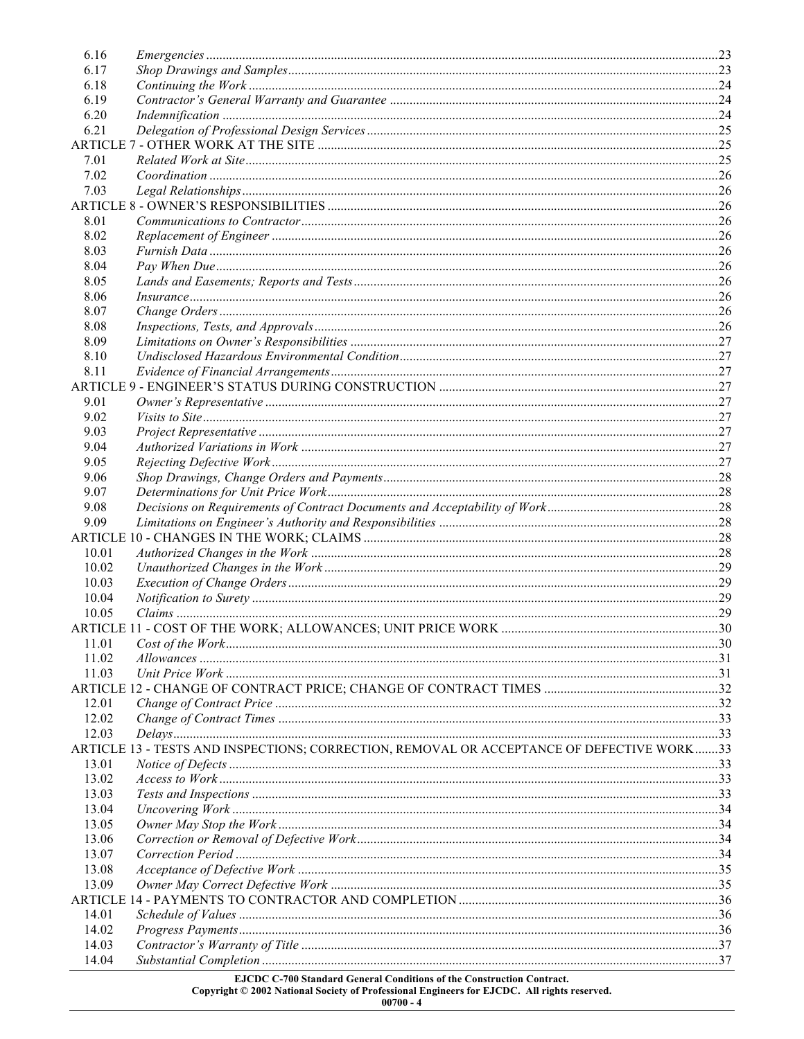| | | |
|---|---|---|
| 6.16 | *Emergencies* | 23 |
| 6.17 | *Shop Drawings and Samples* | 23 |
| 6.18 | *Continuing the Work* | 24 |
| 6.19 | *Contractor's General Warranty and Guarantee* | 24 |
| 6.20 | *Indemnification* | 24 |
| 6.21 | *Delegation of Professional Design Services* | 25 |
| ARTICLE 7 - OTHER WORK AT THE SITE | | 25 |
| 7.01 | *Related Work at Site* | 25 |
| 7.02 | *Coordination* | 26 |
| 7.03 | *Legal Relationships* | 26 |
| ARTICLE 8 - OWNER'S RESPONSIBILITIES | | 26 |
| 8.01 | *Communications to Contractor* | 26 |
| 8.02 | *Replacement of Engineer* | 26 |
| 8.03 | *Furnish Data* | 26 |
| 8.04 | *Pay When Due* | 26 |
| 8.05 | *Lands and Easements; Reports and Tests* | 26 |
| 8.06 | *Insurance* | 26 |
| 8.07 | *Change Orders* | 26 |
| 8.08 | *Inspections, Tests, and Approvals* | 26 |
| 8.09 | *Limitations on Owner's Responsibilities* | 27 |
| 8.10 | *Undisclosed Hazardous Environmental Condition* | 27 |
| 8.11 | *Evidence of Financial Arrangements* | 27 |
| ARTICLE 9 - ENGINEER'S STATUS DURING CONSTRUCTION | | 27 |
| 9.01 | *Owner's Representative* | 27 |
| 9.02 | *Visits to Site* | 27 |
| 9.03 | *Project Representative* | 27 |
| 9.04 | *Authorized Variations in Work* | 27 |
| 9.05 | *Rejecting Defective Work* | 27 |
| 9.06 | *Shop Drawings, Change Orders and Payments* | 28 |
| 9.07 | *Determinations for Unit Price Work* | 28 |
| 9.08 | *Decisions on Requirements of Contract Documents and Acceptability of Work* | 28 |
| 9.09 | *Limitations on Engineer's Authority and Responsibilities* | 28 |
| ARTICLE 10 - CHANGES IN THE WORK; CLAIMS | | 28 |
| 10.01 | *Authorized Changes in the Work* | 28 |
| 10.02 | *Unauthorized Changes in the Work* | 29 |
| 10.03 | *Execution of Change Orders* | 29 |
| 10.04 | *Notification to Surety* | 29 |
| 10.05 | *Claims* | 29 |
| ARTICLE 11 - COST OF THE WORK; ALLOWANCES; UNIT PRICE WORK | | 30 |
| 11.01 | *Cost of the Work* | 30 |
| 11.02 | *Allowances* | 31 |
| 11.03 | *Unit Price Work* | 31 |
| ARTICLE 12 - CHANGE OF CONTRACT PRICE; CHANGE OF CONTRACT TIMES | | 32 |
| 12.01 | *Change of Contract Price* | 32 |
| 12.02 | *Change of Contract Times* | 33 |
| 12.03 | *Delays* | 33 |
| ARTICLE 13 - TESTS AND INSPECTIONS; CORRECTION, REMOVAL OR ACCEPTANCE OF DEFECTIVE WORK | | 33 |
| 13.01 | *Notice of Defects* | 33 |
| 13.02 | *Access to Work* | 33 |
| 13.03 | *Tests and Inspections* | 33 |
| 13.04 | *Uncovering Work* | 34 |
| 13.05 | *Owner May Stop the Work* | 34 |
| 13.06 | *Correction or Removal of Defective Work* | 34 |
| 13.07 | *Correction Period* | 34 |
| 13.08 | *Acceptance of Defective Work* | 35 |
| 13.09 | *Owner May Correct Defective Work* | 35 |
| ARTICLE 14 - PAYMENTS TO CONTRACTOR AND COMPLETION | | 36 |
| 14.01 | *Schedule of Values* | 36 |
| 14.02 | *Progress Payments* | 36 |
| 14.03 | *Contractor's Warranty of Title* | 37 |
| 14.04 | *Substantial Completion* | 37 |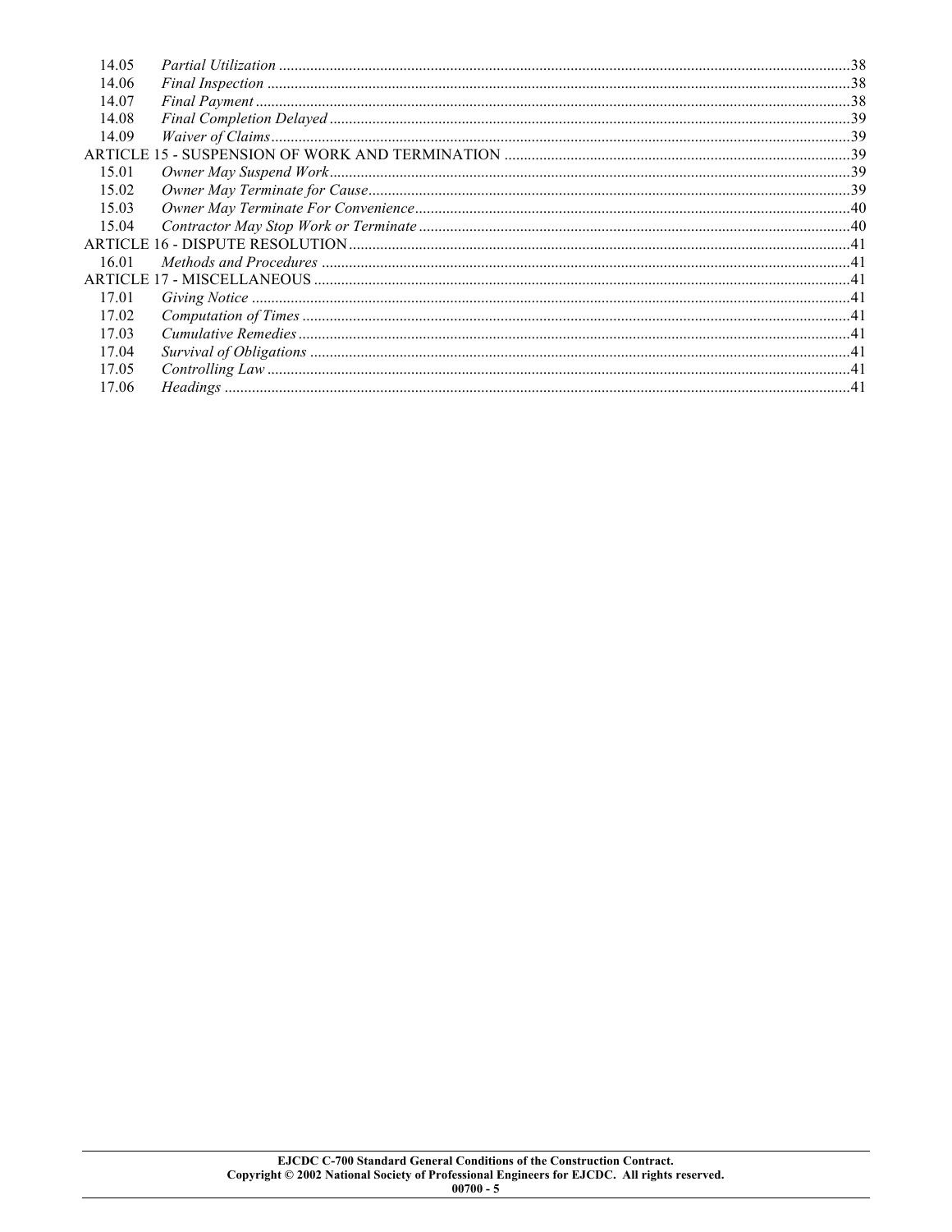| | | |
|---|---|---|
| 14.05 | *Partial Utilization* | 38 |
| 14.06 | *Final Inspection* | 38 |
| 14.07 | *Final Payment* | 38 |
| 14.08 | *Final Completion Delayed* | 39 |
| 14.09 | *Waiver of Claims* | 39 |
| ARTICLE 15 - SUSPENSION OF WORK AND TERMINATION | | 39 |
| 15.01 | *Owner May Suspend Work* | 39 |
| 15.02 | *Owner May Terminate for Cause* | 39 |
| 15.03 | *Owner May Terminate For Convenience* | 40 |
| 15.04 | *Contractor May Stop Work or Terminate* | 40 |
| ARTICLE 16 - DISPUTE RESOLUTION | | 41 |
| 16.01 | *Methods and Procedures* | 41 |
| ARTICLE 17 - MISCELLANEOUS | | 41 |
| 17.01 | *Giving Notice* | 41 |
| 17.02 | *Computation of Times* | 41 |
| 17.03 | *Cumulative Remedies* | 41 |
| 17.04 | *Survival of Obligations* | 41 |
| 17.05 | *Controlling Law* | 41 |
| 17.06 | *Headings* | 41 |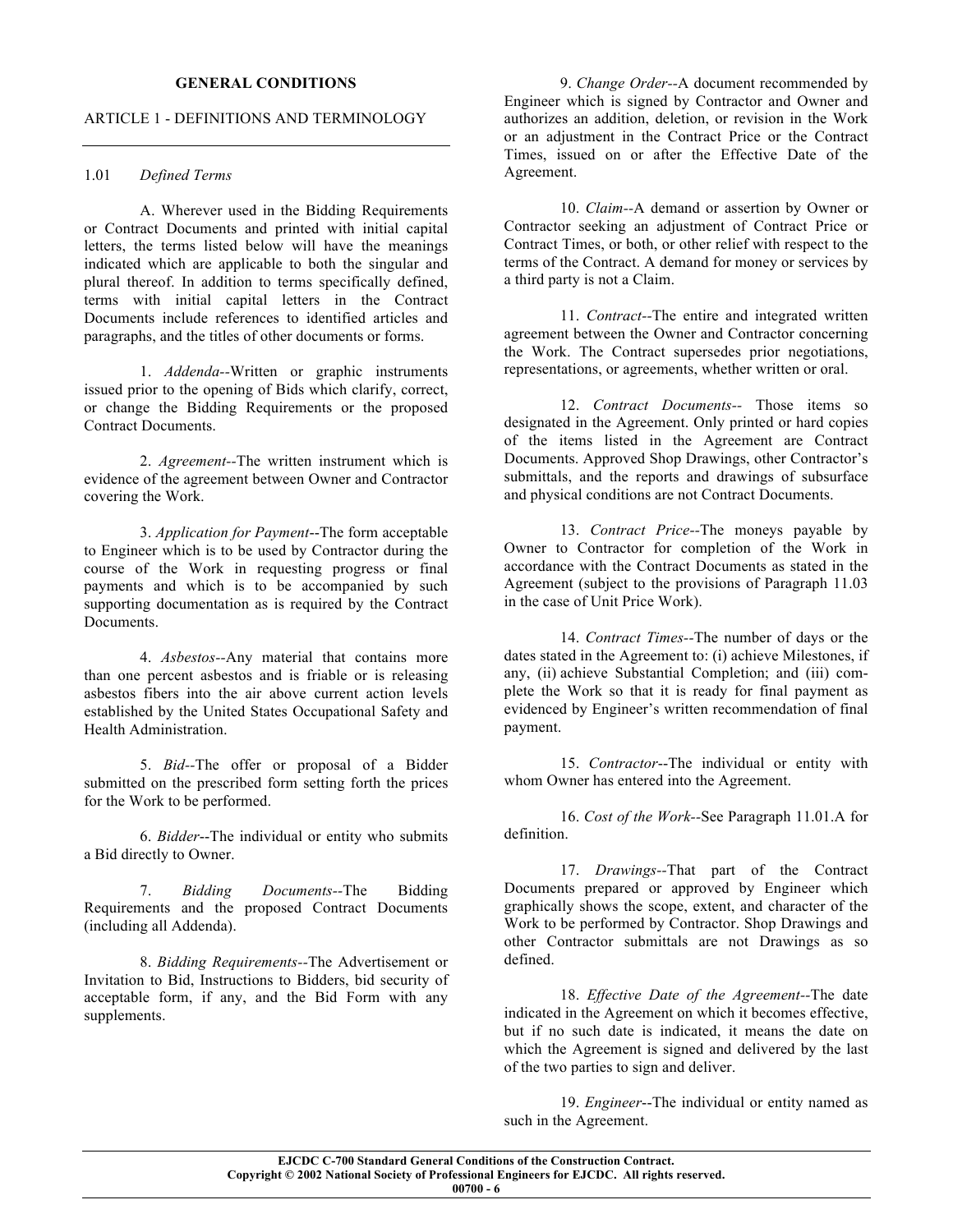**GENERAL CONDITIONS**

ARTICLE 1 - DEFINITIONS AND TERMINOLOGY

---

1.01 *Defined Terms*

A. Wherever used in the Bidding Requirements or Contract Documents and printed with initial capital letters, the terms listed below will have the meanings indicated which are applicable to both the singular and plural thereof. In addition to terms specifically defined, terms with initial capital letters in the Contract Documents include references to identified articles and paragraphs, and the titles of other documents or forms.

1. *Addenda*--Written or graphic instruments issued prior to the opening of Bids which clarify, correct, or change the Bidding Requirements or the proposed Contract Documents.

2. *Agreement*--The written instrument which is evidence of the agreement between Owner and Contractor covering the Work.

3. *Application for Payment*--The form acceptable to Engineer which is to be used by Contractor during the course of the Work in requesting progress or final payments and which is to be accompanied by such supporting documentation as is required by the Contract Documents.

4. *Asbestos*--Any material that contains more than one percent asbestos and is friable or is releasing asbestos fibers into the air above current action levels established by the United States Occupational Safety and Health Administration.

5. *Bid*--The offer or proposal of a Bidder submitted on the prescribed form setting forth the prices for the Work to be performed.

6. *Bidder*--The individual or entity who submits a Bid directly to Owner.

7. *Bidding Documents*--The Bidding Requirements and the proposed Contract Documents (including all Addenda).

8. *Bidding Requirements*--The Advertisement or Invitation to Bid, Instructions to Bidders, bid security of acceptable form, if any, and the Bid Form with any supplements.

9. *Change Order*--A document recommended by Engineer which is signed by Contractor and Owner and authorizes an addition, deletion, or revision in the Work or an adjustment in the Contract Price or the Contract Times, issued on or after the Effective Date of the Agreement.

10. *Claim*--A demand or assertion by Owner or Contractor seeking an adjustment of Contract Price or Contract Times, or both, or other relief with respect to the terms of the Contract. A demand for money or services by a third party is not a Claim.

11. *Contract*--The entire and integrated written agreement between the Owner and Contractor concerning the Work. The Contract supersedes prior negotiations, representations, or agreements, whether written or oral.

12. *Contract Documents*-- Those items so designated in the Agreement. Only printed or hard copies of the items listed in the Agreement are Contract Documents. Approved Shop Drawings, other Contractor's submittals, and the reports and drawings of subsurface and physical conditions are not Contract Documents.

13. *Contract Price*--The moneys payable by Owner to Contractor for completion of the Work in accordance with the Contract Documents as stated in the Agreement (subject to the provisions of Paragraph 11.03 in the case of Unit Price Work).

14. *Contract Times*--The number of days or the dates stated in the Agreement to: (i) achieve Milestones, if any, (ii) achieve Substantial Completion; and (iii) complete the Work so that it is ready for final payment as evidenced by Engineer's written recommendation of final payment.

15. *Contractor*--The individual or entity with whom Owner has entered into the Agreement.

16. *Cost of the Work*--See Paragraph 11.01.A for definition.

17. *Drawings*--That part of the Contract Documents prepared or approved by Engineer which graphically shows the scope, extent, and character of the Work to be performed by Contractor. Shop Drawings and other Contractor submittals are not Drawings as so defined.

18. *Effective Date of the Agreement*--The date indicated in the Agreement on which it becomes effective, but if no such date is indicated, it means the date on which the Agreement is signed and delivered by the last of the two parties to sign and deliver.

19. *Engineer*--The individual or entity named as such in the Agreement.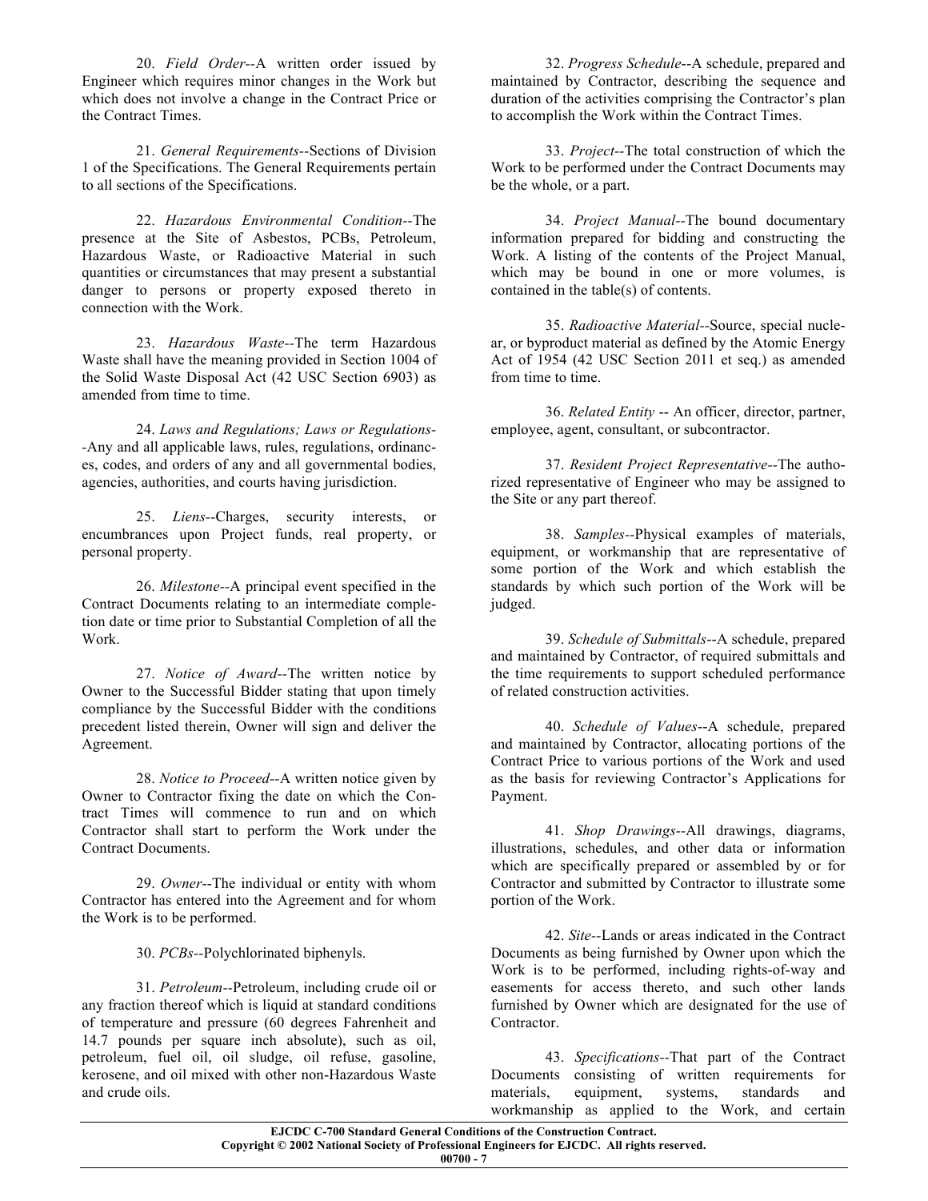20. *Field Order*--A written order issued by Engineer which requires minor changes in the Work but which does not involve a change in the Contract Price or the Contract Times.

21. *General Requirements*--Sections of Division 1 of the Specifications. The General Requirements pertain to all sections of the Specifications.

22. *Hazardous Environmental Condition*--The presence at the Site of Asbestos, PCBs, Petroleum, Hazardous Waste, or Radioactive Material in such quantities or circumstances that may present a substantial danger to persons or property exposed thereto in connection with the Work.

23. *Hazardous Waste*--The term Hazardous Waste shall have the meaning provided in Section 1004 of the Solid Waste Disposal Act (42 USC Section 6903) as amended from time to time.

24. *Laws and Regulations; Laws or Regulations*--Any and all applicable laws, rules, regulations, ordinances, codes, and orders of any and all governmental bodies, agencies, authorities, and courts having jurisdiction.

25. *Liens*--Charges, security interests, or encumbrances upon Project funds, real property, or personal property.

26. *Milestone*--A principal event specified in the Contract Documents relating to an intermediate completion date or time prior to Substantial Completion of all the Work.

27. *Notice of Award*--The written notice by Owner to the Successful Bidder stating that upon timely compliance by the Successful Bidder with the conditions precedent listed therein, Owner will sign and deliver the Agreement.

28. *Notice to Proceed*--A written notice given by Owner to Contractor fixing the date on which the Contract Times will commence to run and on which Contractor shall start to perform the Work under the Contract Documents.

29. *Owner*--The individual or entity with whom Contractor has entered into the Agreement and for whom the Work is to be performed.

30. *PCBs*--Polychlorinated biphenyls.

31. *Petroleum*--Petroleum, including crude oil or any fraction thereof which is liquid at standard conditions of temperature and pressure (60 degrees Fahrenheit and 14.7 pounds per square inch absolute), such as oil, petroleum, fuel oil, oil sludge, oil refuse, gasoline, kerosene, and oil mixed with other non-Hazardous Waste and crude oils.

32. *Progress Schedule*--A schedule, prepared and maintained by Contractor, describing the sequence and duration of the activities comprising the Contractor's plan to accomplish the Work within the Contract Times.

33. *Project*--The total construction of which the Work to be performed under the Contract Documents may be the whole, or a part.

34. *Project Manual*--The bound documentary information prepared for bidding and constructing the Work. A listing of the contents of the Project Manual, which may be bound in one or more volumes, is contained in the table(s) of contents.

35. *Radioactive Material*--Source, special nuclear, or byproduct material as defined by the Atomic Energy Act of 1954 (42 USC Section 2011 et seq.) as amended from time to time.

36. *Related Entity* -- An officer, director, partner, employee, agent, consultant, or subcontractor.

37. *Resident Project Representative*--The authorized representative of Engineer who may be assigned to the Site or any part thereof.

38. *Samples*--Physical examples of materials, equipment, or workmanship that are representative of some portion of the Work and which establish the standards by which such portion of the Work will be judged.

39. *Schedule of Submittals*--A schedule, prepared and maintained by Contractor, of required submittals and the time requirements to support scheduled performance of related construction activities.

40. *Schedule of Values*--A schedule, prepared and maintained by Contractor, allocating portions of the Contract Price to various portions of the Work and used as the basis for reviewing Contractor's Applications for Payment.

41. *Shop Drawings*--All drawings, diagrams, illustrations, schedules, and other data or information which are specifically prepared or assembled by or for Contractor and submitted by Contractor to illustrate some portion of the Work.

42. *Site*--Lands or areas indicated in the Contract Documents as being furnished by Owner upon which the Work is to be performed, including rights-of-way and easements for access thereto, and such other lands furnished by Owner which are designated for the use of Contractor.

43. *Specifications*--That part of the Contract Documents consisting of written requirements for materials, equipment, systems, standards and workmanship as applied to the Work, and certain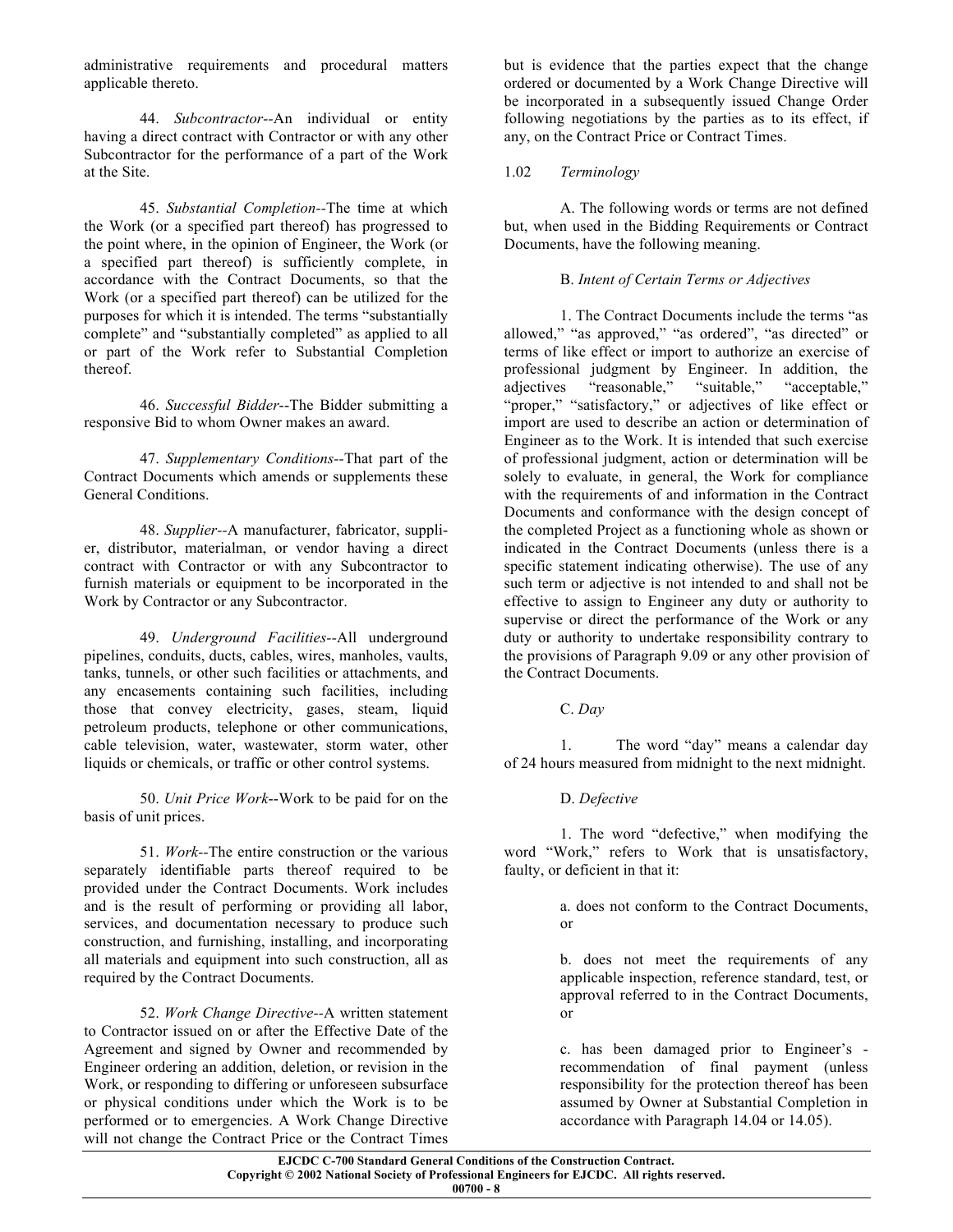administrative requirements and procedural matters applicable thereto.

44. *Subcontractor*--An individual or entity having a direct contract with Contractor or with any other Subcontractor for the performance of a part of the Work at the Site.

45. *Substantial Completion*--The time at which the Work (or a specified part thereof) has progressed to the point where, in the opinion of Engineer, the Work (or a specified part thereof) is sufficiently complete, in accordance with the Contract Documents, so that the Work (or a specified part thereof) can be utilized for the purposes for which it is intended. The terms "substantially complete" and "substantially completed" as applied to all or part of the Work refer to Substantial Completion thereof.

46. *Successful Bidder*--The Bidder submitting a responsive Bid to whom Owner makes an award.

47. *Supplementary Conditions*--That part of the Contract Documents which amends or supplements these General Conditions.

48. *Supplier*--A manufacturer, fabricator, supplier, distributor, materialman, or vendor having a direct contract with Contractor or with any Subcontractor to furnish materials or equipment to be incorporated in the Work by Contractor or any Subcontractor.

49. *Underground Facilities*--All underground pipelines, conduits, ducts, cables, wires, manholes, vaults, tanks, tunnels, or other such facilities or attachments, and any encasements containing such facilities, including those that convey electricity, gases, steam, liquid petroleum products, telephone or other communications, cable television, water, wastewater, storm water, other liquids or chemicals, or traffic or other control systems.

50. *Unit Price Work*--Work to be paid for on the basis of unit prices.

51. *Work*--The entire construction or the various separately identifiable parts thereof required to be provided under the Contract Documents. Work includes and is the result of performing or providing all labor, services, and documentation necessary to produce such construction, and furnishing, installing, and incorporating all materials and equipment into such construction, all as required by the Contract Documents.

52. *Work Change Directive*--A written statement to Contractor issued on or after the Effective Date of the Agreement and signed by Owner and recommended by Engineer ordering an addition, deletion, or revision in the Work, or responding to differing or unforeseen subsurface or physical conditions under which the Work is to be performed or to emergencies. A Work Change Directive will not change the Contract Price or the Contract Times but is evidence that the parties expect that the change ordered or documented by a Work Change Directive will be incorporated in a subsequently issued Change Order following negotiations by the parties as to its effect, if any, on the Contract Price or Contract Times.

1.02 *Terminology*

A. The following words or terms are not defined but, when used in the Bidding Requirements or Contract Documents, have the following meaning.

B. *Intent of Certain Terms or Adjectives*

1. The Contract Documents include the terms "as allowed," "as approved," "as ordered", "as directed" or terms of like effect or import to authorize an exercise of professional judgment by Engineer. In addition, the adjectives "reasonable," "suitable," "acceptable," "proper," "satisfactory," or adjectives of like effect or import are used to describe an action or determination of Engineer as to the Work. It is intended that such exercise of professional judgment, action or determination will be solely to evaluate, in general, the Work for compliance with the requirements of and information in the Contract Documents and conformance with the design concept of the completed Project as a functioning whole as shown or indicated in the Contract Documents (unless there is a specific statement indicating otherwise). The use of any such term or adjective is not intended to and shall not be effective to assign to Engineer any duty or authority to supervise or direct the performance of the Work or any duty or authority to undertake responsibility contrary to the provisions of Paragraph 9.09 or any other provision of the Contract Documents.

C. *Day*

1. The word "day" means a calendar day of 24 hours measured from midnight to the next midnight.

D. *Defective*

1. The word "defective," when modifying the word "Work," refers to Work that is unsatisfactory, faulty, or deficient in that it:

a. does not conform to the Contract Documents, or

b. does not meet the requirements of any applicable inspection, reference standard, test, or approval referred to in the Contract Documents, or

c. has been damaged prior to Engineer's - recommendation of final payment (unless responsibility for the protection thereof has been assumed by Owner at Substantial Completion in accordance with Paragraph 14.04 or 14.05).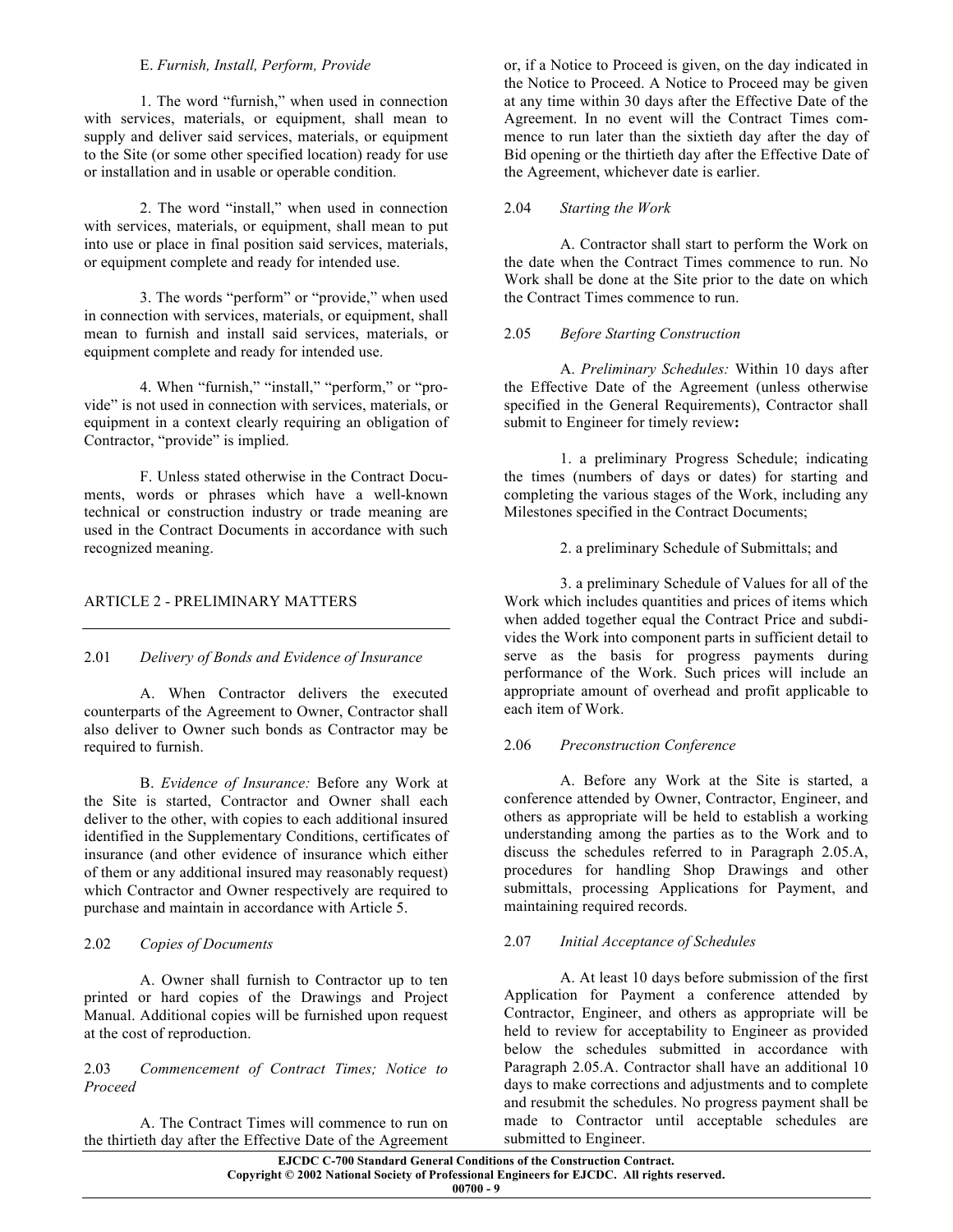E. *Furnish, Install, Perform, Provide*

1. The word "furnish," when used in connection with services, materials, or equipment, shall mean to supply and deliver said services, materials, or equipment to the Site (or some other specified location) ready for use or installation and in usable or operable condition.

2. The word "install," when used in connection with services, materials, or equipment, shall mean to put into use or place in final position said services, materials, or equipment complete and ready for intended use.

3. The words "perform" or "provide," when used in connection with services, materials, or equipment, shall mean to furnish and install said services, materials, or equipment complete and ready for intended use.

4. When "furnish," "install," "perform," or "provide" is not used in connection with services, materials, or equipment in a context clearly requiring an obligation of Contractor, "provide" is implied.

F. Unless stated otherwise in the Contract Documents, words or phrases which have a well-known technical or construction industry or trade meaning are used in the Contract Documents in accordance with such recognized meaning.

## ARTICLE 2 - PRELIMINARY MATTERS

### 2.01 *Delivery of Bonds and Evidence of Insurance*

A. When Contractor delivers the executed counterparts of the Agreement to Owner, Contractor shall also deliver to Owner such bonds as Contractor may be required to furnish.

B. *Evidence of Insurance:* Before any Work at the Site is started, Contractor and Owner shall each deliver to the other, with copies to each additional insured identified in the Supplementary Conditions, certificates of insurance (and other evidence of insurance which either of them or any additional insured may reasonably request) which Contractor and Owner respectively are required to purchase and maintain in accordance with Article 5.

### 2.02 *Copies of Documents*

A. Owner shall furnish to Contractor up to ten printed or hard copies of the Drawings and Project Manual. Additional copies will be furnished upon request at the cost of reproduction.

### 2.03 *Commencement of Contract Times; Notice to Proceed*

A. The Contract Times will commence to run on the thirtieth day after the Effective Date of the Agreement or, if a Notice to Proceed is given, on the day indicated in the Notice to Proceed. A Notice to Proceed may be given at any time within 30 days after the Effective Date of the Agreement. In no event will the Contract Times commence to run later than the sixtieth day after the day of Bid opening or the thirtieth day after the Effective Date of the Agreement, whichever date is earlier.

### 2.04 *Starting the Work*

A. Contractor shall start to perform the Work on the date when the Contract Times commence to run. No Work shall be done at the Site prior to the date on which the Contract Times commence to run.

### 2.05 *Before Starting Construction*

A. *Preliminary Schedules:* Within 10 days after the Effective Date of the Agreement (unless otherwise specified in the General Requirements), Contractor shall submit to Engineer for timely review**:**

1. a preliminary Progress Schedule; indicating the times (numbers of days or dates) for starting and completing the various stages of the Work, including any Milestones specified in the Contract Documents;

2. a preliminary Schedule of Submittals; and

3. a preliminary Schedule of Values for all of the Work which includes quantities and prices of items which when added together equal the Contract Price and subdivides the Work into component parts in sufficient detail to serve as the basis for progress payments during performance of the Work. Such prices will include an appropriate amount of overhead and profit applicable to each item of Work.

### 2.06 *Preconstruction Conference*

A. Before any Work at the Site is started, a conference attended by Owner, Contractor, Engineer, and others as appropriate will be held to establish a working understanding among the parties as to the Work and to discuss the schedules referred to in Paragraph 2.05.A, procedures for handling Shop Drawings and other submittals, processing Applications for Payment, and maintaining required records.

### 2.07 *Initial Acceptance of Schedules*

A. At least 10 days before submission of the first Application for Payment a conference attended by Contractor, Engineer, and others as appropriate will be held to review for acceptability to Engineer as provided below the schedules submitted in accordance with Paragraph 2.05.A. Contractor shall have an additional 10 days to make corrections and adjustments and to complete and resubmit the schedules. No progress payment shall be made to Contractor until acceptable schedules are submitted to Engineer.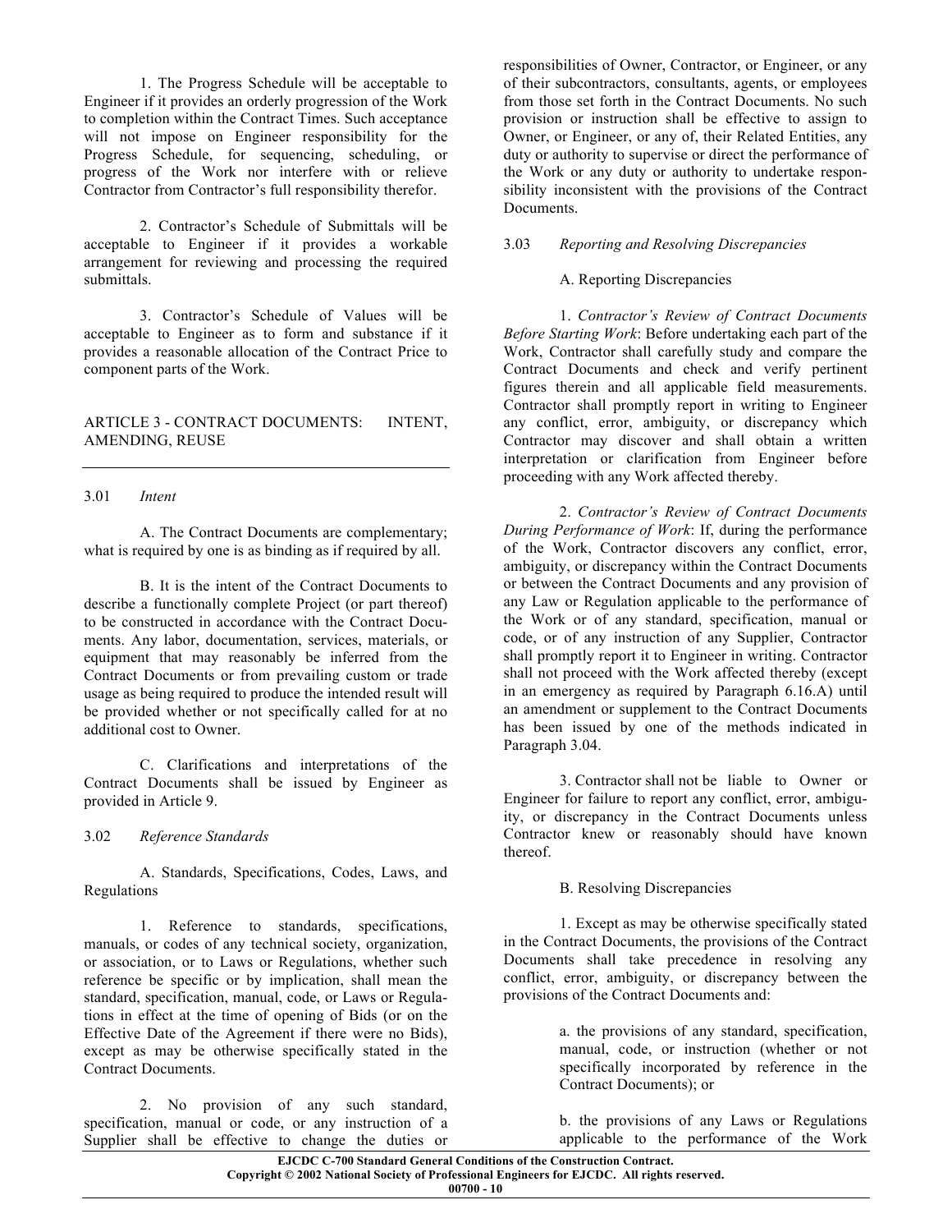1. The Progress Schedule will be acceptable to Engineer if it provides an orderly progression of the Work to completion within the Contract Times. Such acceptance will not impose on Engineer responsibility for the Progress Schedule, for sequencing, scheduling, or progress of the Work nor interfere with or relieve Contractor from Contractor's full responsibility therefor.

2. Contractor's Schedule of Submittals will be acceptable to Engineer if it provides a workable arrangement for reviewing and processing the required submittals.

3. Contractor's Schedule of Values will be acceptable to Engineer as to form and substance if it provides a reasonable allocation of the Contract Price to component parts of the Work.

## ARTICLE 3 - CONTRACT DOCUMENTS: INTENT, AMENDING, REUSE

### 3.01 *Intent*

A. The Contract Documents are complementary; what is required by one is as binding as if required by all.

B. It is the intent of the Contract Documents to describe a functionally complete Project (or part thereof) to be constructed in accordance with the Contract Documents. Any labor, documentation, services, materials, or equipment that may reasonably be inferred from the Contract Documents or from prevailing custom or trade usage as being required to produce the intended result will be provided whether or not specifically called for at no additional cost to Owner.

C. Clarifications and interpretations of the Contract Documents shall be issued by Engineer as provided in Article 9.

### 3.02 *Reference Standards*

A. Standards, Specifications, Codes, Laws, and Regulations

1. Reference to standards, specifications, manuals, or codes of any technical society, organization, or association, or to Laws or Regulations, whether such reference be specific or by implication, shall mean the standard, specification, manual, code, or Laws or Regulations in effect at the time of opening of Bids (or on the Effective Date of the Agreement if there were no Bids), except as may be otherwise specifically stated in the Contract Documents.

2. No provision of any such standard, specification, manual or code, or any instruction of a Supplier shall be effective to change the duties or responsibilities of Owner, Contractor, or Engineer, or any of their subcontractors, consultants, agents, or employees from those set forth in the Contract Documents. No such provision or instruction shall be effective to assign to Owner, or Engineer, or any of, their Related Entities, any duty or authority to supervise or direct the performance of the Work or any duty or authority to undertake responsibility inconsistent with the provisions of the Contract Documents.

### 3.03 *Reporting and Resolving Discrepancies*

A. Reporting Discrepancies

1. *Contractor's Review of Contract Documents Before Starting Work*: Before undertaking each part of the Work, Contractor shall carefully study and compare the Contract Documents and check and verify pertinent figures therein and all applicable field measurements. Contractor shall promptly report in writing to Engineer any conflict, error, ambiguity, or discrepancy which Contractor may discover and shall obtain a written interpretation or clarification from Engineer before proceeding with any Work affected thereby.

2. *Contractor's Review of Contract Documents During Performance of Work*: If, during the performance of the Work, Contractor discovers any conflict, error, ambiguity, or discrepancy within the Contract Documents or between the Contract Documents and any provision of any Law or Regulation applicable to the performance of the Work or of any standard, specification, manual or code, or of any instruction of any Supplier, Contractor shall promptly report it to Engineer in writing. Contractor shall not proceed with the Work affected thereby (except in an emergency as required by Paragraph 6.16.A) until an amendment or supplement to the Contract Documents has been issued by one of the methods indicated in Paragraph 3.04.

3. Contractor shall not be liable to Owner or Engineer for failure to report any conflict, error, ambiguity, or discrepancy in the Contract Documents unless Contractor knew or reasonably should have known thereof.

B. Resolving Discrepancies

1. Except as may be otherwise specifically stated in the Contract Documents, the provisions of the Contract Documents shall take precedence in resolving any conflict, error, ambiguity, or discrepancy between the provisions of the Contract Documents and:

a. the provisions of any standard, specification, manual, code, or instruction (whether or not specifically incorporated by reference in the Contract Documents); or

b. the provisions of any Laws or Regulations applicable to the performance of the Work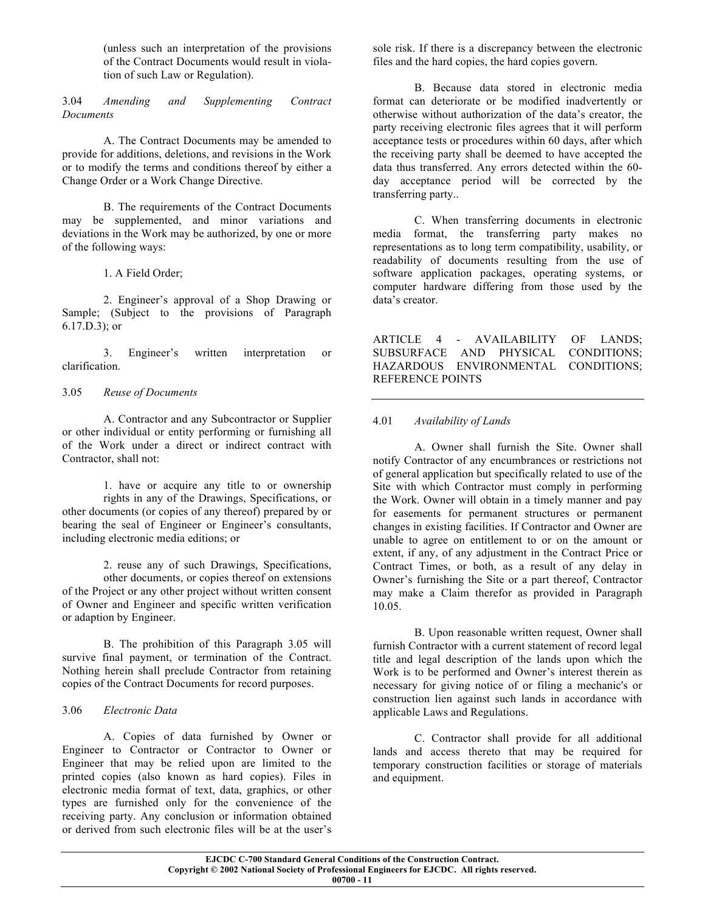(unless such an interpretation of the provisions of the Contract Documents would result in violation of such Law or Regulation).

3.04 *Amending and Supplementing Contract Documents*

A. The Contract Documents may be amended to provide for additions, deletions, and revisions in the Work or to modify the terms and conditions thereof by either a Change Order or a Work Change Directive.

B. The requirements of the Contract Documents may be supplemented, and minor variations and deviations in the Work may be authorized, by one or more of the following ways:

1. A Field Order;

2. Engineer's approval of a Shop Drawing or Sample; (Subject to the provisions of Paragraph 6.17.D.3); or

3. Engineer's written interpretation or clarification.

3.05 *Reuse of Documents*

A. Contractor and any Subcontractor or Supplier or other individual or entity performing or furnishing all of the Work under a direct or indirect contract with Contractor, shall not:

1. have or acquire any title to or ownership rights in any of the Drawings, Specifications, or other documents (or copies of any thereof) prepared by or bearing the seal of Engineer or Engineer's consultants, including electronic media editions; or

2. reuse any of such Drawings, Specifications, other documents, or copies thereof on extensions of the Project or any other project without written consent of Owner and Engineer and specific written verification or adaption by Engineer.

B. The prohibition of this Paragraph 3.05 will survive final payment, or termination of the Contract. Nothing herein shall preclude Contractor from retaining copies of the Contract Documents for record purposes.

3.06 *Electronic Data*

A. Copies of data furnished by Owner or Engineer to Contractor or Contractor to Owner or Engineer that may be relied upon are limited to the printed copies (also known as hard copies). Files in electronic media format of text, data, graphics, or other types are furnished only for the convenience of the receiving party. Any conclusion or information obtained or derived from such electronic files will be at the user's sole risk. If there is a discrepancy between the electronic files and the hard copies, the hard copies govern.

B. Because data stored in electronic media format can deteriorate or be modified inadvertently or otherwise without authorization of the data's creator, the party receiving electronic files agrees that it will perform acceptance tests or procedures within 60 days, after which the receiving party shall be deemed to have accepted the data thus transferred. Any errors detected within the 60-day acceptance period will be corrected by the transferring party..

C. When transferring documents in electronic media format, the transferring party makes no representations as to long term compatibility, usability, or readability of documents resulting from the use of software application packages, operating systems, or computer hardware differing from those used by the data's creator.

## ARTICLE 4 - AVAILABILITY OF LANDS; SUBSURFACE AND PHYSICAL CONDITIONS; HAZARDOUS ENVIRONMENTAL CONDITIONS; REFERENCE POINTS

4.01 *Availability of Lands*

A. Owner shall furnish the Site. Owner shall notify Contractor of any encumbrances or restrictions not of general application but specifically related to use of the Site with which Contractor must comply in performing the Work. Owner will obtain in a timely manner and pay for easements for permanent structures or permanent changes in existing facilities. If Contractor and Owner are unable to agree on entitlement to or on the amount or extent, if any, of any adjustment in the Contract Price or Contract Times, or both, as a result of any delay in Owner's furnishing the Site or a part thereof, Contractor may make a Claim therefor as provided in Paragraph 10.05.

B. Upon reasonable written request, Owner shall furnish Contractor with a current statement of record legal title and legal description of the lands upon which the Work is to be performed and Owner's interest therein as necessary for giving notice of or filing a mechanic's or construction lien against such lands in accordance with applicable Laws and Regulations.

C. Contractor shall provide for all additional lands and access thereto that may be required for temporary construction facilities or storage of materials and equipment.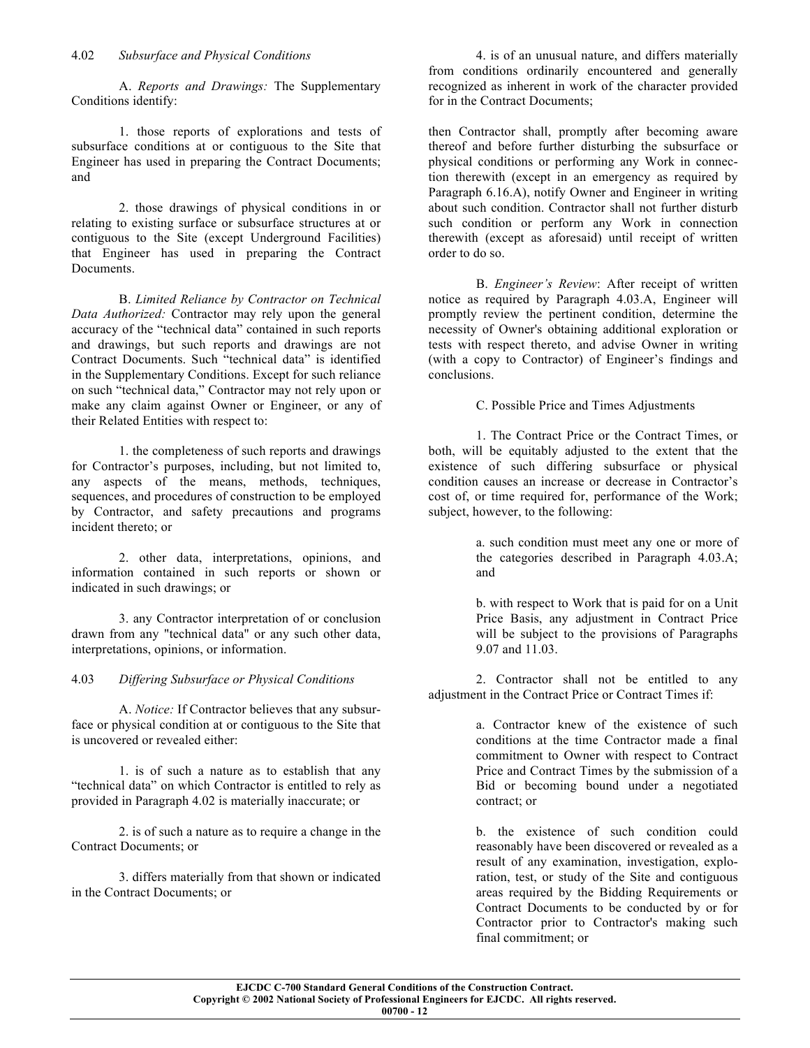### 4.02 *Subsurface and Physical Conditions*

A. *Reports and Drawings:* The Supplementary Conditions identify:

1. those reports of explorations and tests of subsurface conditions at or contiguous to the Site that Engineer has used in preparing the Contract Documents; and

2. those drawings of physical conditions in or relating to existing surface or subsurface structures at or contiguous to the Site (except Underground Facilities) that Engineer has used in preparing the Contract Documents.

B. *Limited Reliance by Contractor on Technical Data Authorized:* Contractor may rely upon the general accuracy of the "technical data" contained in such reports and drawings, but such reports and drawings are not Contract Documents. Such "technical data" is identified in the Supplementary Conditions. Except for such reliance on such "technical data," Contractor may not rely upon or make any claim against Owner or Engineer, or any of their Related Entities with respect to:

1. the completeness of such reports and drawings for Contractor's purposes, including, but not limited to, any aspects of the means, methods, techniques, sequences, and procedures of construction to be employed by Contractor, and safety precautions and programs incident thereto; or

2. other data, interpretations, opinions, and information contained in such reports or shown or indicated in such drawings; or

3. any Contractor interpretation of or conclusion drawn from any "technical data" or any such other data, interpretations, opinions, or information.

### 4.03 *Differing Subsurface or Physical Conditions*

A. *Notice:* If Contractor believes that any subsurface or physical condition at or contiguous to the Site that is uncovered or revealed either:

1. is of such a nature as to establish that any "technical data" on which Contractor is entitled to rely as provided in Paragraph 4.02 is materially inaccurate; or

2. is of such a nature as to require a change in the Contract Documents; or

3. differs materially from that shown or indicated in the Contract Documents; or

4. is of an unusual nature, and differs materially from conditions ordinarily encountered and generally recognized as inherent in work of the character provided for in the Contract Documents;

then Contractor shall, promptly after becoming aware thereof and before further disturbing the subsurface or physical conditions or performing any Work in connection therewith (except in an emergency as required by Paragraph 6.16.A), notify Owner and Engineer in writing about such condition. Contractor shall not further disturb such condition or perform any Work in connection therewith (except as aforesaid) until receipt of written order to do so.

B. *Engineer's Review*: After receipt of written notice as required by Paragraph 4.03.A, Engineer will promptly review the pertinent condition, determine the necessity of Owner's obtaining additional exploration or tests with respect thereto, and advise Owner in writing (with a copy to Contractor) of Engineer's findings and conclusions.

C. Possible Price and Times Adjustments

1. The Contract Price or the Contract Times, or both, will be equitably adjusted to the extent that the existence of such differing subsurface or physical condition causes an increase or decrease in Contractor's cost of, or time required for, performance of the Work; subject, however, to the following:

a. such condition must meet any one or more of the categories described in Paragraph 4.03.A; and

b. with respect to Work that is paid for on a Unit Price Basis, any adjustment in Contract Price will be subject to the provisions of Paragraphs 9.07 and 11.03.

2. Contractor shall not be entitled to any adjustment in the Contract Price or Contract Times if:

a. Contractor knew of the existence of such conditions at the time Contractor made a final commitment to Owner with respect to Contract Price and Contract Times by the submission of a Bid or becoming bound under a negotiated contract; or

b. the existence of such condition could reasonably have been discovered or revealed as a result of any examination, investigation, exploration, test, or study of the Site and contiguous areas required by the Bidding Requirements or Contract Documents to be conducted by or for Contractor prior to Contractor's making such final commitment; or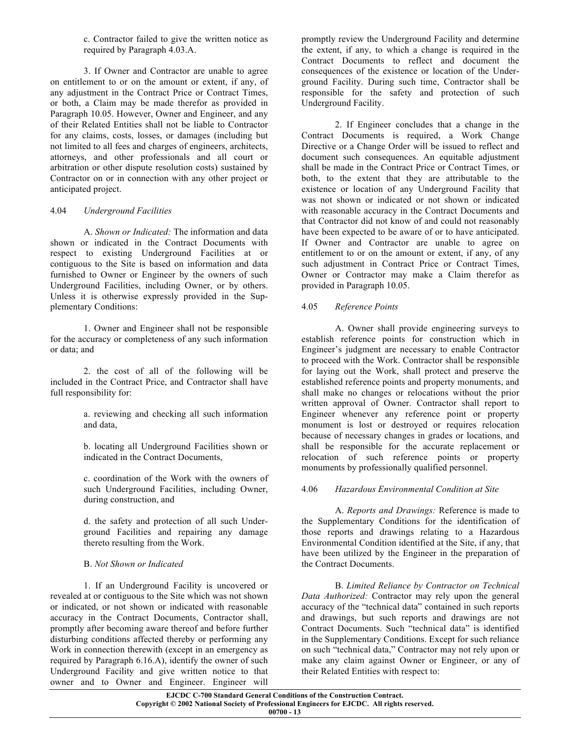c. Contractor failed to give the written notice as required by Paragraph 4.03.A.

3. If Owner and Contractor are unable to agree on entitlement to or on the amount or extent, if any, of any adjustment in the Contract Price or Contract Times, or both, a Claim may be made therefor as provided in Paragraph 10.05. However, Owner and Engineer, and any of their Related Entities shall not be liable to Contractor for any claims, costs, losses, or damages (including but not limited to all fees and charges of engineers, architects, attorneys, and other professionals and all court or arbitration or other dispute resolution costs) sustained by Contractor on or in connection with any other project or anticipated project.

4.04 *Underground Facilities*

A. *Shown or Indicated:* The information and data shown or indicated in the Contract Documents with respect to existing Underground Facilities at or contiguous to the Site is based on information and data furnished to Owner or Engineer by the owners of such Underground Facilities, including Owner, or by others. Unless it is otherwise expressly provided in the Supplementary Conditions:

1. Owner and Engineer shall not be responsible for the accuracy or completeness of any such information or data; and

2. the cost of all of the following will be included in the Contract Price, and Contractor shall have full responsibility for:

a. reviewing and checking all such information and data,

b. locating all Underground Facilities shown or indicated in the Contract Documents,

c. coordination of the Work with the owners of such Underground Facilities, including Owner, during construction, and

d. the safety and protection of all such Underground Facilities and repairing any damage thereto resulting from the Work.

B. *Not Shown or Indicated*

1. If an Underground Facility is uncovered or revealed at or contiguous to the Site which was not shown or indicated, or not shown or indicated with reasonable accuracy in the Contract Documents, Contractor shall, promptly after becoming aware thereof and before further disturbing conditions affected thereby or performing any Work in connection therewith (except in an emergency as required by Paragraph 6.16.A), identify the owner of such Underground Facility and give written notice to that owner and to Owner and Engineer. Engineer will promptly review the Underground Facility and determine the extent, if any, to which a change is required in the Contract Documents to reflect and document the consequences of the existence or location of the Underground Facility. During such time, Contractor shall be responsible for the safety and protection of such Underground Facility.

2. If Engineer concludes that a change in the Contract Documents is required, a Work Change Directive or a Change Order will be issued to reflect and document such consequences. An equitable adjustment shall be made in the Contract Price or Contract Times, or both, to the extent that they are attributable to the existence or location of any Underground Facility that was not shown or indicated or not shown or indicated with reasonable accuracy in the Contract Documents and that Contractor did not know of and could not reasonably have been expected to be aware of or to have anticipated. If Owner and Contractor are unable to agree on entitlement to or on the amount or extent, if any, of any such adjustment in Contract Price or Contract Times, Owner or Contractor may make a Claim therefor as provided in Paragraph 10.05.

4.05 *Reference Points*

A. Owner shall provide engineering surveys to establish reference points for construction which in Engineer's judgment are necessary to enable Contractor to proceed with the Work. Contractor shall be responsible for laying out the Work, shall protect and preserve the established reference points and property monuments, and shall make no changes or relocations without the prior written approval of Owner. Contractor shall report to Engineer whenever any reference point or property monument is lost or destroyed or requires relocation because of necessary changes in grades or locations, and shall be responsible for the accurate replacement or relocation of such reference points or property monuments by professionally qualified personnel.

4.06 *Hazardous Environmental Condition at Site*

A. *Reports and Drawings:* Reference is made to the Supplementary Conditions for the identification of those reports and drawings relating to a Hazardous Environmental Condition identified at the Site, if any, that have been utilized by the Engineer in the preparation of the Contract Documents.

B. *Limited Reliance by Contractor on Technical Data Authorized:* Contractor may rely upon the general accuracy of the "technical data" contained in such reports and drawings, but such reports and drawings are not Contract Documents. Such "technical data" is identified in the Supplementary Conditions. Except for such reliance on such "technical data," Contractor may not rely upon or make any claim against Owner or Engineer, or any of their Related Entities with respect to: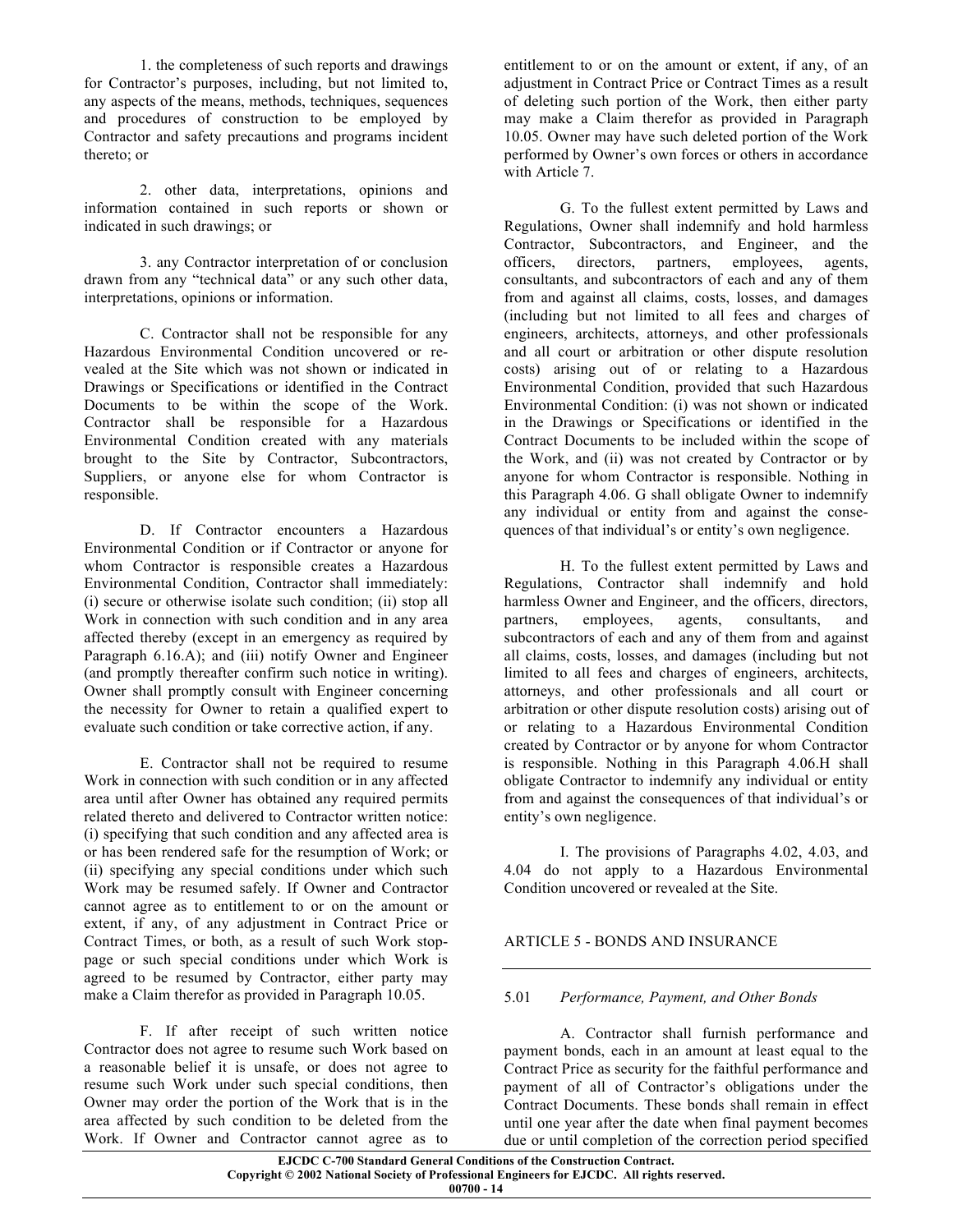1. the completeness of such reports and drawings for Contractor's purposes, including, but not limited to, any aspects of the means, methods, techniques, sequences and procedures of construction to be employed by Contractor and safety precautions and programs incident thereto; or

2. other data, interpretations, opinions and information contained in such reports or shown or indicated in such drawings; or

3. any Contractor interpretation of or conclusion drawn from any "technical data" or any such other data, interpretations, opinions or information.

C. Contractor shall not be responsible for any Hazardous Environmental Condition uncovered or revealed at the Site which was not shown or indicated in Drawings or Specifications or identified in the Contract Documents to be within the scope of the Work. Contractor shall be responsible for a Hazardous Environmental Condition created with any materials brought to the Site by Contractor, Subcontractors, Suppliers, or anyone else for whom Contractor is responsible.

D. If Contractor encounters a Hazardous Environmental Condition or if Contractor or anyone for whom Contractor is responsible creates a Hazardous Environmental Condition, Contractor shall immediately: (i) secure or otherwise isolate such condition; (ii) stop all Work in connection with such condition and in any area affected thereby (except in an emergency as required by Paragraph 6.16.A); and (iii) notify Owner and Engineer (and promptly thereafter confirm such notice in writing). Owner shall promptly consult with Engineer concerning the necessity for Owner to retain a qualified expert to evaluate such condition or take corrective action, if any.

E. Contractor shall not be required to resume Work in connection with such condition or in any affected area until after Owner has obtained any required permits related thereto and delivered to Contractor written notice: (i) specifying that such condition and any affected area is or has been rendered safe for the resumption of Work; or (ii) specifying any special conditions under which such Work may be resumed safely. If Owner and Contractor cannot agree as to entitlement to or on the amount or extent, if any, of any adjustment in Contract Price or Contract Times, or both, as a result of such Work stoppage or such special conditions under which Work is agreed to be resumed by Contractor, either party may make a Claim therefor as provided in Paragraph 10.05.

F. If after receipt of such written notice Contractor does not agree to resume such Work based on a reasonable belief it is unsafe, or does not agree to resume such Work under such special conditions, then Owner may order the portion of the Work that is in the area affected by such condition to be deleted from the Work. If Owner and Contractor cannot agree as to entitlement to or on the amount or extent, if any, of an adjustment in Contract Price or Contract Times as a result of deleting such portion of the Work, then either party may make a Claim therefor as provided in Paragraph 10.05. Owner may have such deleted portion of the Work performed by Owner's own forces or others in accordance with Article 7.

G. To the fullest extent permitted by Laws and Regulations, Owner shall indemnify and hold harmless Contractor, Subcontractors, and Engineer, and the officers, directors, partners, employees, agents, consultants, and subcontractors of each and any of them from and against all claims, costs, losses, and damages (including but not limited to all fees and charges of engineers, architects, attorneys, and other professionals and all court or arbitration or other dispute resolution costs) arising out of or relating to a Hazardous Environmental Condition, provided that such Hazardous Environmental Condition: (i) was not shown or indicated in the Drawings or Specifications or identified in the Contract Documents to be included within the scope of the Work, and (ii) was not created by Contractor or by anyone for whom Contractor is responsible. Nothing in this Paragraph 4.06. G shall obligate Owner to indemnify any individual or entity from and against the consequences of that individual's or entity's own negligence.

H. To the fullest extent permitted by Laws and Regulations, Contractor shall indemnify and hold harmless Owner and Engineer, and the officers, directors, partners, employees, agents, consultants, and subcontractors of each and any of them from and against all claims, costs, losses, and damages (including but not limited to all fees and charges of engineers, architects, attorneys, and other professionals and all court or arbitration or other dispute resolution costs) arising out of or relating to a Hazardous Environmental Condition created by Contractor or by anyone for whom Contractor is responsible. Nothing in this Paragraph 4.06.H shall obligate Contractor to indemnify any individual or entity from and against the consequences of that individual's or entity's own negligence.

I. The provisions of Paragraphs 4.02, 4.03, and 4.04 do not apply to a Hazardous Environmental Condition uncovered or revealed at the Site.

## ARTICLE 5 - BONDS AND INSURANCE

### 5.01 *Performance, Payment, and Other Bonds*

A. Contractor shall furnish performance and payment bonds, each in an amount at least equal to the Contract Price as security for the faithful performance and payment of all of Contractor's obligations under the Contract Documents. These bonds shall remain in effect until one year after the date when final payment becomes due or until completion of the correction period specified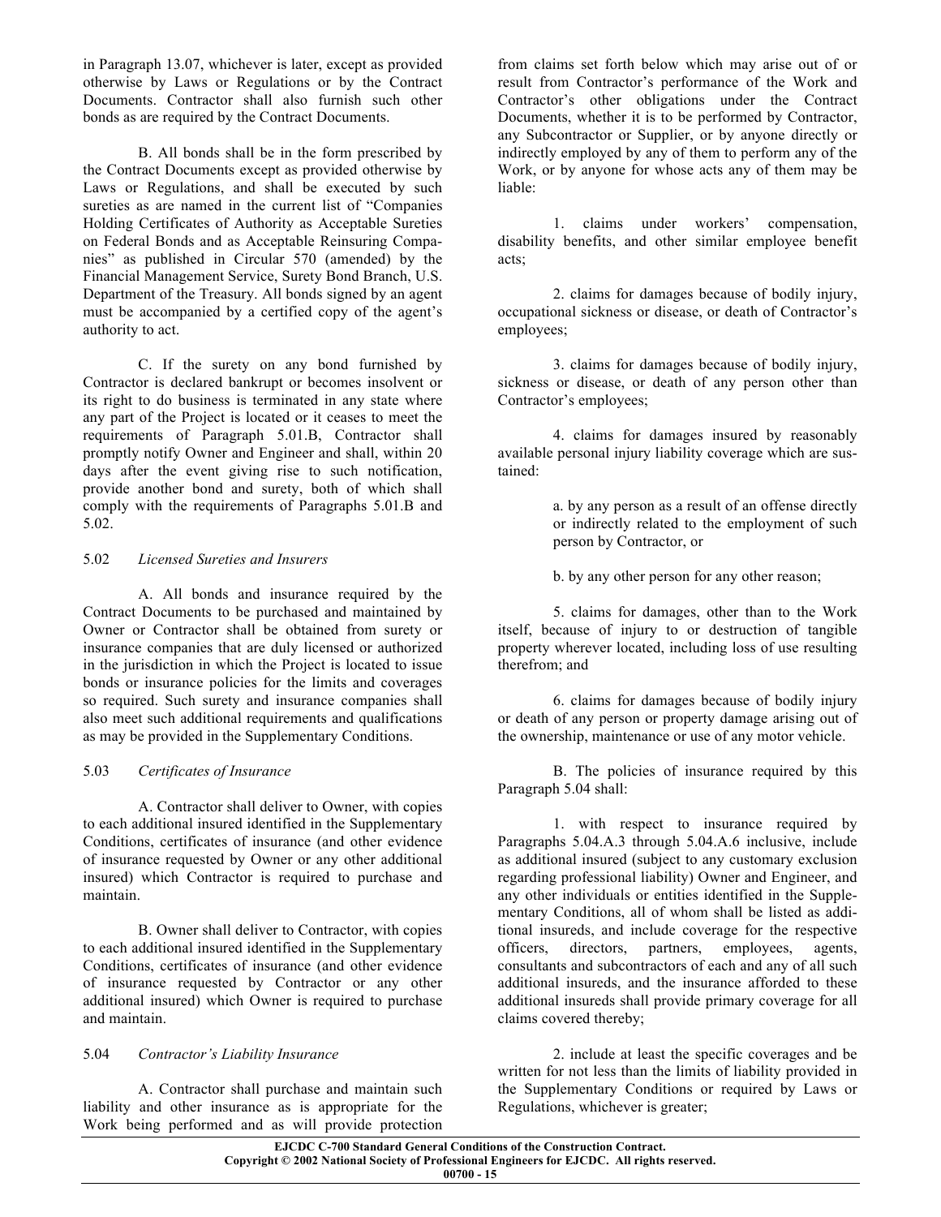in Paragraph 13.07, whichever is later, except as provided otherwise by Laws or Regulations or by the Contract Documents. Contractor shall also furnish such other bonds as are required by the Contract Documents.

B. All bonds shall be in the form prescribed by the Contract Documents except as provided otherwise by Laws or Regulations, and shall be executed by such sureties as are named in the current list of "Companies Holding Certificates of Authority as Acceptable Sureties on Federal Bonds and as Acceptable Reinsuring Companies" as published in Circular 570 (amended) by the Financial Management Service, Surety Bond Branch, U.S. Department of the Treasury. All bonds signed by an agent must be accompanied by a certified copy of the agent's authority to act.

C. If the surety on any bond furnished by Contractor is declared bankrupt or becomes insolvent or its right to do business is terminated in any state where any part of the Project is located or it ceases to meet the requirements of Paragraph 5.01.B, Contractor shall promptly notify Owner and Engineer and shall, within 20 days after the event giving rise to such notification, provide another bond and surety, both of which shall comply with the requirements of Paragraphs 5.01.B and 5.02.

5.02 *Licensed Sureties and Insurers*

A. All bonds and insurance required by the Contract Documents to be purchased and maintained by Owner or Contractor shall be obtained from surety or insurance companies that are duly licensed or authorized in the jurisdiction in which the Project is located to issue bonds or insurance policies for the limits and coverages so required. Such surety and insurance companies shall also meet such additional requirements and qualifications as may be provided in the Supplementary Conditions.

5.03 *Certificates of Insurance*

A. Contractor shall deliver to Owner, with copies to each additional insured identified in the Supplementary Conditions, certificates of insurance (and other evidence of insurance requested by Owner or any other additional insured) which Contractor is required to purchase and maintain.

B. Owner shall deliver to Contractor, with copies to each additional insured identified in the Supplementary Conditions, certificates of insurance (and other evidence of insurance requested by Contractor or any other additional insured) which Owner is required to purchase and maintain.

5.04 *Contractor's Liability Insurance*

A. Contractor shall purchase and maintain such liability and other insurance as is appropriate for the Work being performed and as will provide protection from claims set forth below which may arise out of or result from Contractor's performance of the Work and Contractor's other obligations under the Contract Documents, whether it is to be performed by Contractor, any Subcontractor or Supplier, or by anyone directly or indirectly employed by any of them to perform any of the Work, or by anyone for whose acts any of them may be liable:

1. claims under workers' compensation, disability benefits, and other similar employee benefit acts;

2. claims for damages because of bodily injury, occupational sickness or disease, or death of Contractor's employees;

3. claims for damages because of bodily injury, sickness or disease, or death of any person other than Contractor's employees;

4. claims for damages insured by reasonably available personal injury liability coverage which are sustained:

a. by any person as a result of an offense directly or indirectly related to the employment of such person by Contractor, or

b. by any other person for any other reason;

5. claims for damages, other than to the Work itself, because of injury to or destruction of tangible property wherever located, including loss of use resulting therefrom; and

6. claims for damages because of bodily injury or death of any person or property damage arising out of the ownership, maintenance or use of any motor vehicle.

B. The policies of insurance required by this Paragraph 5.04 shall:

1. with respect to insurance required by Paragraphs 5.04.A.3 through 5.04.A.6 inclusive, include as additional insured (subject to any customary exclusion regarding professional liability) Owner and Engineer, and any other individuals or entities identified in the Supplementary Conditions, all of whom shall be listed as additional insureds, and include coverage for the respective officers, directors, partners, employees, agents, consultants and subcontractors of each and any of all such additional insureds, and the insurance afforded to these additional insureds shall provide primary coverage for all claims covered thereby;

2. include at least the specific coverages and be written for not less than the limits of liability provided in the Supplementary Conditions or required by Laws or Regulations, whichever is greater;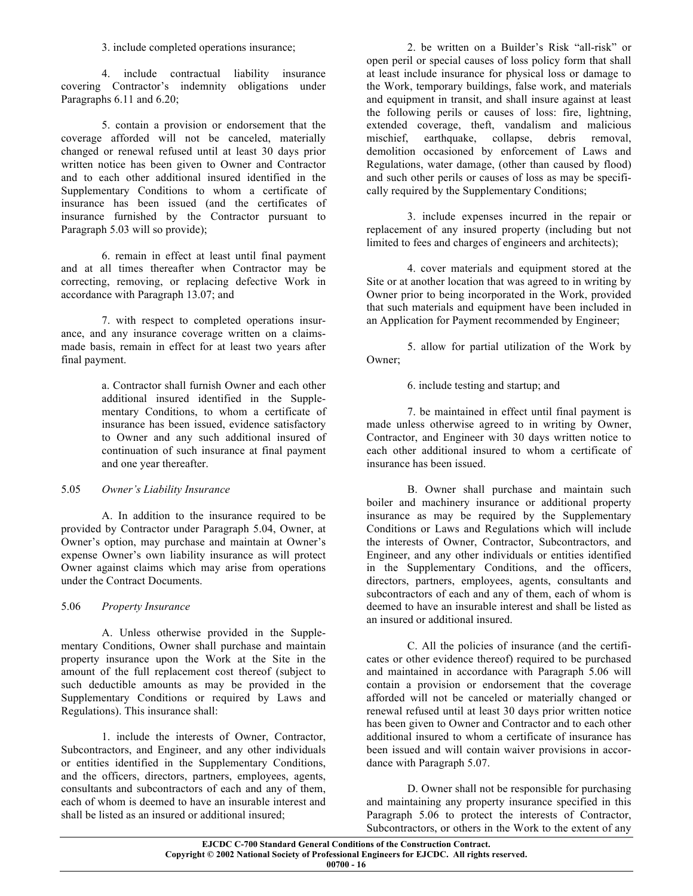3. include completed operations insurance;

4. include contractual liability insurance covering Contractor's indemnity obligations under Paragraphs 6.11 and 6.20;

5. contain a provision or endorsement that the coverage afforded will not be canceled, materially changed or renewal refused until at least 30 days prior written notice has been given to Owner and Contractor and to each other additional insured identified in the Supplementary Conditions to whom a certificate of insurance has been issued (and the certificates of insurance furnished by the Contractor pursuant to Paragraph 5.03 will so provide);

6. remain in effect at least until final payment and at all times thereafter when Contractor may be correcting, removing, or replacing defective Work in accordance with Paragraph 13.07; and

7. with respect to completed operations insurance, and any insurance coverage written on a claims-made basis, remain in effect for at least two years after final payment.

> a. Contractor shall furnish Owner and each other additional insured identified in the Supplementary Conditions, to whom a certificate of insurance has been issued, evidence satisfactory to Owner and any such additional insured of continuation of such insurance at final payment and one year thereafter.

5.05 *Owner's Liability Insurance*

A. In addition to the insurance required to be provided by Contractor under Paragraph 5.04, Owner, at Owner's option, may purchase and maintain at Owner's expense Owner's own liability insurance as will protect Owner against claims which may arise from operations under the Contract Documents.

5.06 *Property Insurance*

A. Unless otherwise provided in the Supplementary Conditions, Owner shall purchase and maintain property insurance upon the Work at the Site in the amount of the full replacement cost thereof (subject to such deductible amounts as may be provided in the Supplementary Conditions or required by Laws and Regulations). This insurance shall:

1. include the interests of Owner, Contractor, Subcontractors, and Engineer, and any other individuals or entities identified in the Supplementary Conditions, and the officers, directors, partners, employees, agents, consultants and subcontractors of each and any of them, each of whom is deemed to have an insurable interest and shall be listed as an insured or additional insured;

2. be written on a Builder's Risk "all-risk" or open peril or special causes of loss policy form that shall at least include insurance for physical loss or damage to the Work, temporary buildings, false work, and materials and equipment in transit, and shall insure against at least the following perils or causes of loss: fire, lightning, extended coverage, theft, vandalism and malicious mischief, earthquake, collapse, debris removal, demolition occasioned by enforcement of Laws and Regulations, water damage, (other than caused by flood) and such other perils or causes of loss as may be specifically required by the Supplementary Conditions;

3. include expenses incurred in the repair or replacement of any insured property (including but not limited to fees and charges of engineers and architects);

4. cover materials and equipment stored at the Site or at another location that was agreed to in writing by Owner prior to being incorporated in the Work, provided that such materials and equipment have been included in an Application for Payment recommended by Engineer;

5. allow for partial utilization of the Work by Owner;

6. include testing and startup; and

7. be maintained in effect until final payment is made unless otherwise agreed to in writing by Owner, Contractor, and Engineer with 30 days written notice to each other additional insured to whom a certificate of insurance has been issued.

B. Owner shall purchase and maintain such boiler and machinery insurance or additional property insurance as may be required by the Supplementary Conditions or Laws and Regulations which will include the interests of Owner, Contractor, Subcontractors, and Engineer, and any other individuals or entities identified in the Supplementary Conditions, and the officers, directors, partners, employees, agents, consultants and subcontractors of each and any of them, each of whom is deemed to have an insurable interest and shall be listed as an insured or additional insured.

C. All the policies of insurance (and the certificates or other evidence thereof) required to be purchased and maintained in accordance with Paragraph 5.06 will contain a provision or endorsement that the coverage afforded will not be canceled or materially changed or renewal refused until at least 30 days prior written notice has been given to Owner and Contractor and to each other additional insured to whom a certificate of insurance has been issued and will contain waiver provisions in accordance with Paragraph 5.07.

D. Owner shall not be responsible for purchasing and maintaining any property insurance specified in this Paragraph 5.06 to protect the interests of Contractor, Subcontractors, or others in the Work to the extent of any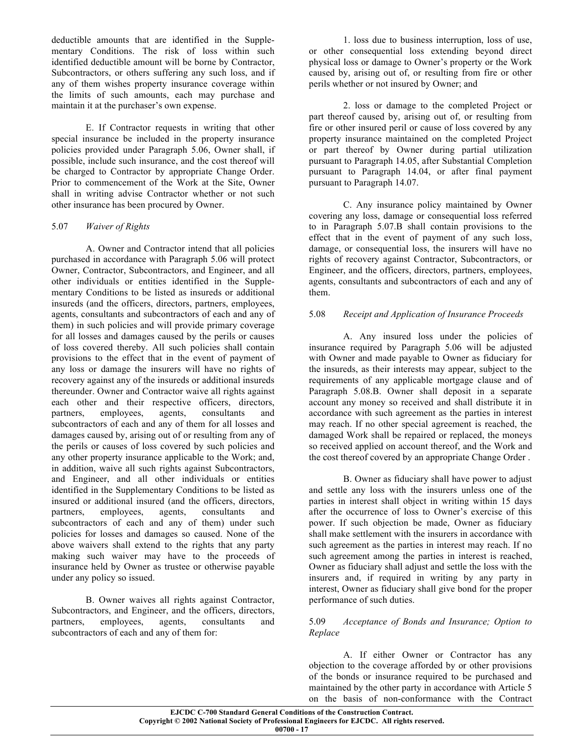deductible amounts that are identified in the Supplementary Conditions. The risk of loss within such identified deductible amount will be borne by Contractor, Subcontractors, or others suffering any such loss, and if any of them wishes property insurance coverage within the limits of such amounts, each may purchase and maintain it at the purchaser's own expense.

E. If Contractor requests in writing that other special insurance be included in the property insurance policies provided under Paragraph 5.06, Owner shall, if possible, include such insurance, and the cost thereof will be charged to Contractor by appropriate Change Order. Prior to commencement of the Work at the Site, Owner shall in writing advise Contractor whether or not such other insurance has been procured by Owner.

5.07 *Waiver of Rights*

A. Owner and Contractor intend that all policies purchased in accordance with Paragraph 5.06 will protect Owner, Contractor, Subcontractors, and Engineer, and all other individuals or entities identified in the Supplementary Conditions to be listed as insureds or additional insureds (and the officers, directors, partners, employees, agents, consultants and subcontractors of each and any of them) in such policies and will provide primary coverage for all losses and damages caused by the perils or causes of loss covered thereby. All such policies shall contain provisions to the effect that in the event of payment of any loss or damage the insurers will have no rights of recovery against any of the insureds or additional insureds thereunder. Owner and Contractor waive all rights against each other and their respective officers, directors, partners, employees, agents, consultants and subcontractors of each and any of them for all losses and damages caused by, arising out of or resulting from any of the perils or causes of loss covered by such policies and any other property insurance applicable to the Work; and, in addition, waive all such rights against Subcontractors, and Engineer, and all other individuals or entities identified in the Supplementary Conditions to be listed as insured or additional insured (and the officers, directors, partners, employees, agents, consultants and subcontractors of each and any of them) under such policies for losses and damages so caused. None of the above waivers shall extend to the rights that any party making such waiver may have to the proceeds of insurance held by Owner as trustee or otherwise payable under any policy so issued.

B. Owner waives all rights against Contractor, Subcontractors, and Engineer, and the officers, directors, partners, employees, agents, consultants and subcontractors of each and any of them for:

1. loss due to business interruption, loss of use, or other consequential loss extending beyond direct physical loss or damage to Owner's property or the Work caused by, arising out of, or resulting from fire or other perils whether or not insured by Owner; and

2. loss or damage to the completed Project or part thereof caused by, arising out of, or resulting from fire or other insured peril or cause of loss covered by any property insurance maintained on the completed Project or part thereof by Owner during partial utilization pursuant to Paragraph 14.05, after Substantial Completion pursuant to Paragraph 14.04, or after final payment pursuant to Paragraph 14.07.

C. Any insurance policy maintained by Owner covering any loss, damage or consequential loss referred to in Paragraph 5.07.B shall contain provisions to the effect that in the event of payment of any such loss, damage, or consequential loss, the insurers will have no rights of recovery against Contractor, Subcontractors, or Engineer, and the officers, directors, partners, employees, agents, consultants and subcontractors of each and any of them.

5.08 *Receipt and Application of Insurance Proceeds*

A. Any insured loss under the policies of insurance required by Paragraph 5.06 will be adjusted with Owner and made payable to Owner as fiduciary for the insureds, as their interests may appear, subject to the requirements of any applicable mortgage clause and of Paragraph 5.08.B. Owner shall deposit in a separate account any money so received and shall distribute it in accordance with such agreement as the parties in interest may reach. If no other special agreement is reached, the damaged Work shall be repaired or replaced, the moneys so received applied on account thereof, and the Work and the cost thereof covered by an appropriate Change Order .

B. Owner as fiduciary shall have power to adjust and settle any loss with the insurers unless one of the parties in interest shall object in writing within 15 days after the occurrence of loss to Owner's exercise of this power. If such objection be made, Owner as fiduciary shall make settlement with the insurers in accordance with such agreement as the parties in interest may reach. If no such agreement among the parties in interest is reached, Owner as fiduciary shall adjust and settle the loss with the insurers and, if required in writing by any party in interest, Owner as fiduciary shall give bond for the proper performance of such duties.

5.09 *Acceptance of Bonds and Insurance; Option to Replace*

A. If either Owner or Contractor has any objection to the coverage afforded by or other provisions of the bonds or insurance required to be purchased and maintained by the other party in accordance with Article 5 on the basis of non-conformance with the Contract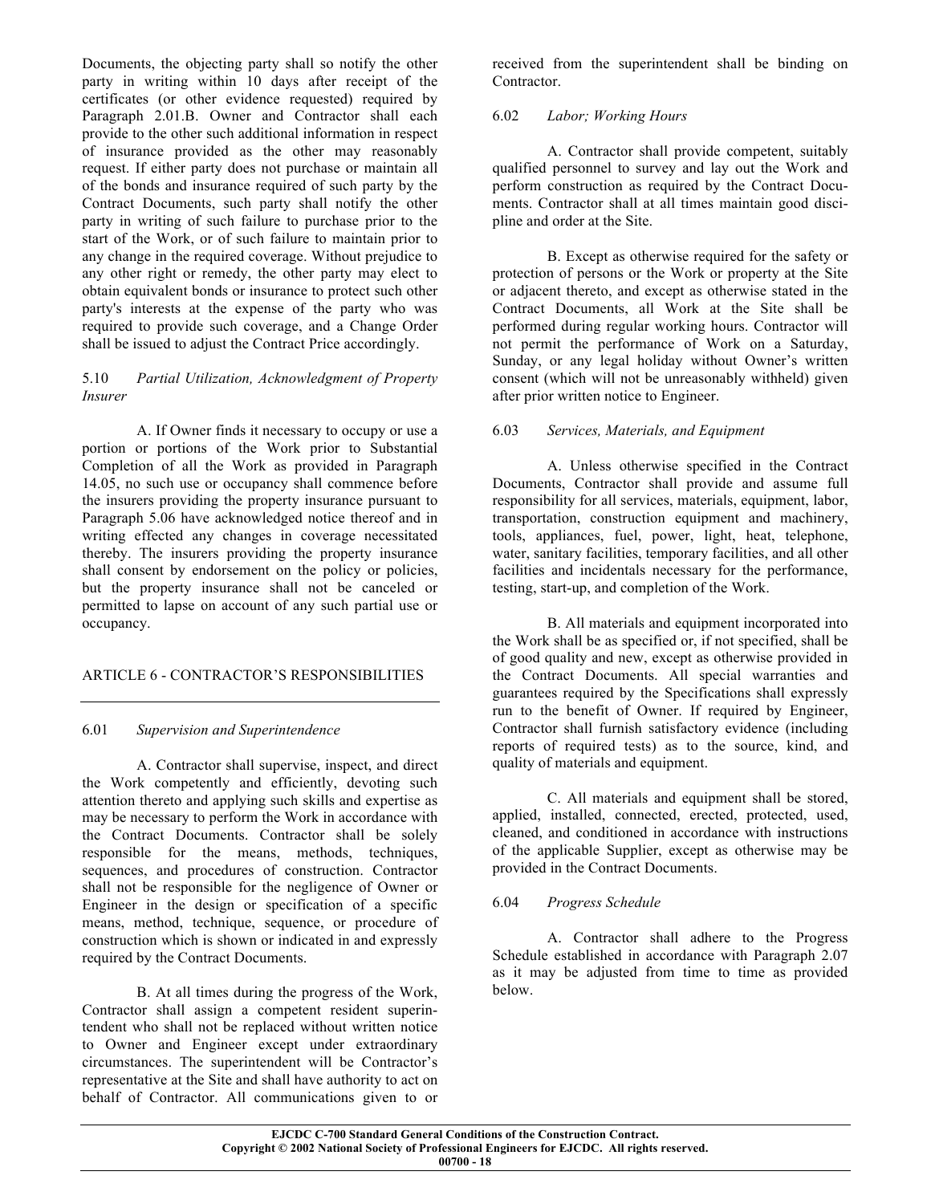Documents, the objecting party shall so notify the other party in writing within 10 days after receipt of the certificates (or other evidence requested) required by Paragraph 2.01.B. Owner and Contractor shall each provide to the other such additional information in respect of insurance provided as the other may reasonably request. If either party does not purchase or maintain all of the bonds and insurance required of such party by the Contract Documents, such party shall notify the other party in writing of such failure to purchase prior to the start of the Work, or of such failure to maintain prior to any change in the required coverage. Without prejudice to any other right or remedy, the other party may elect to obtain equivalent bonds or insurance to protect such other party's interests at the expense of the party who was required to provide such coverage, and a Change Order shall be issued to adjust the Contract Price accordingly.

5.10 *Partial Utilization, Acknowledgment of Property Insurer*

A. If Owner finds it necessary to occupy or use a portion or portions of the Work prior to Substantial Completion of all the Work as provided in Paragraph 14.05, no such use or occupancy shall commence before the insurers providing the property insurance pursuant to Paragraph 5.06 have acknowledged notice thereof and in writing effected any changes in coverage necessitated thereby. The insurers providing the property insurance shall consent by endorsement on the policy or policies, but the property insurance shall not be canceled or permitted to lapse on account of any such partial use or occupancy.

## ARTICLE 6 - CONTRACTOR'S RESPONSIBILITIES

6.01 *Supervision and Superintendence*

A. Contractor shall supervise, inspect, and direct the Work competently and efficiently, devoting such attention thereto and applying such skills and expertise as may be necessary to perform the Work in accordance with the Contract Documents. Contractor shall be solely responsible for the means, methods, techniques, sequences, and procedures of construction. Contractor shall not be responsible for the negligence of Owner or Engineer in the design or specification of a specific means, method, technique, sequence, or procedure of construction which is shown or indicated in and expressly required by the Contract Documents.

B. At all times during the progress of the Work, Contractor shall assign a competent resident superintendent who shall not be replaced without written notice to Owner and Engineer except under extraordinary circumstances. The superintendent will be Contractor's representative at the Site and shall have authority to act on behalf of Contractor. All communications given to or received from the superintendent shall be binding on Contractor.

6.02 *Labor; Working Hours*

A. Contractor shall provide competent, suitably qualified personnel to survey and lay out the Work and perform construction as required by the Contract Documents. Contractor shall at all times maintain good discipline and order at the Site.

B. Except as otherwise required for the safety or protection of persons or the Work or property at the Site or adjacent thereto, and except as otherwise stated in the Contract Documents, all Work at the Site shall be performed during regular working hours. Contractor will not permit the performance of Work on a Saturday, Sunday, or any legal holiday without Owner's written consent (which will not be unreasonably withheld) given after prior written notice to Engineer.

6.03 *Services, Materials, and Equipment*

A. Unless otherwise specified in the Contract Documents, Contractor shall provide and assume full responsibility for all services, materials, equipment, labor, transportation, construction equipment and machinery, tools, appliances, fuel, power, light, heat, telephone, water, sanitary facilities, temporary facilities, and all other facilities and incidentals necessary for the performance, testing, start-up, and completion of the Work.

B. All materials and equipment incorporated into the Work shall be as specified or, if not specified, shall be of good quality and new, except as otherwise provided in the Contract Documents. All special warranties and guarantees required by the Specifications shall expressly run to the benefit of Owner. If required by Engineer, Contractor shall furnish satisfactory evidence (including reports of required tests) as to the source, kind, and quality of materials and equipment.

C. All materials and equipment shall be stored, applied, installed, connected, erected, protected, used, cleaned, and conditioned in accordance with instructions of the applicable Supplier, except as otherwise may be provided in the Contract Documents.

6.04 *Progress Schedule*

A. Contractor shall adhere to the Progress Schedule established in accordance with Paragraph 2.07 as it may be adjusted from time to time as provided below.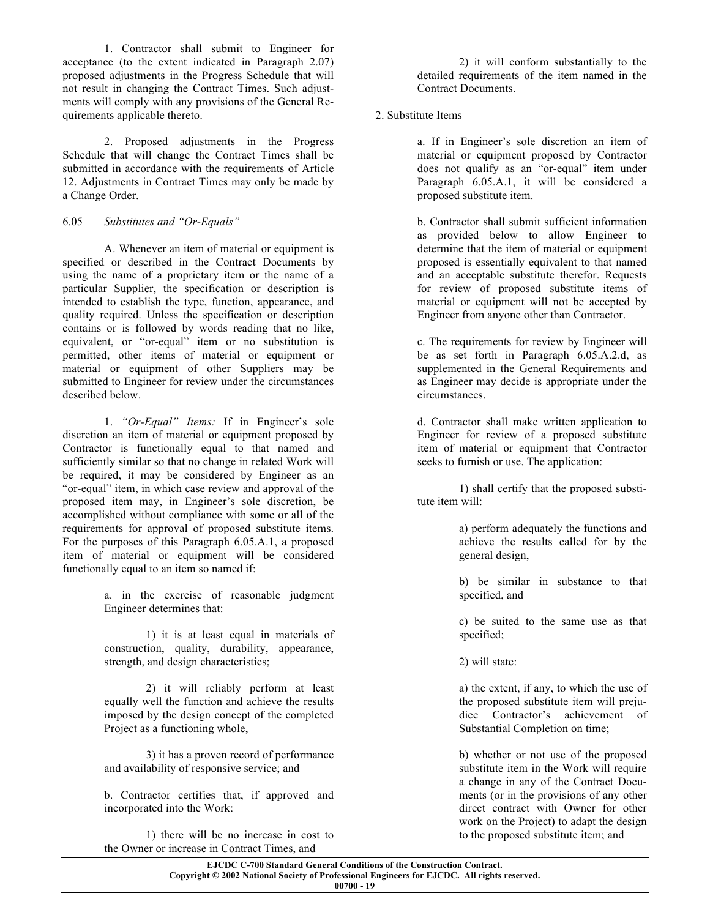1. Contractor shall submit to Engineer for acceptance (to the extent indicated in Paragraph 2.07) proposed adjustments in the Progress Schedule that will not result in changing the Contract Times. Such adjustments will comply with any provisions of the General Requirements applicable thereto.

2. Proposed adjustments in the Progress Schedule that will change the Contract Times shall be submitted in accordance with the requirements of Article 12. Adjustments in Contract Times may only be made by a Change Order.

6.05 *Substitutes and "Or-Equals"*

A. Whenever an item of material or equipment is specified or described in the Contract Documents by using the name of a proprietary item or the name of a particular Supplier, the specification or description is intended to establish the type, function, appearance, and quality required. Unless the specification or description contains or is followed by words reading that no like, equivalent, or "or-equal" item or no substitution is permitted, other items of material or equipment or material or equipment of other Suppliers may be submitted to Engineer for review under the circumstances described below.

1. *"Or-Equal" Items:* If in Engineer's sole discretion an item of material or equipment proposed by Contractor is functionally equal to that named and sufficiently similar so that no change in related Work will be required, it may be considered by Engineer as an "or-equal" item, in which case review and approval of the proposed item may, in Engineer's sole discretion, be accomplished without compliance with some or all of the requirements for approval of proposed substitute items. For the purposes of this Paragraph 6.05.A.1, a proposed item of material or equipment will be considered functionally equal to an item so named if:

a. in the exercise of reasonable judgment Engineer determines that:

1) it is at least equal in materials of construction, quality, durability, appearance, strength, and design characteristics;

2) it will reliably perform at least equally well the function and achieve the results imposed by the design concept of the completed Project as a functioning whole,

3) it has a proven record of performance and availability of responsive service; and

b. Contractor certifies that, if approved and incorporated into the Work:

1) there will be no increase in cost to the Owner or increase in Contract Times, and

2) it will conform substantially to the detailed requirements of the item named in the Contract Documents.

2. Substitute Items

a. If in Engineer's sole discretion an item of material or equipment proposed by Contractor does not qualify as an "or-equal" item under Paragraph 6.05.A.1, it will be considered a proposed substitute item.

b. Contractor shall submit sufficient information as provided below to allow Engineer to determine that the item of material or equipment proposed is essentially equivalent to that named and an acceptable substitute therefor. Requests for review of proposed substitute items of material or equipment will not be accepted by Engineer from anyone other than Contractor.

c. The requirements for review by Engineer will be as set forth in Paragraph 6.05.A.2.d, as supplemented in the General Requirements and as Engineer may decide is appropriate under the circumstances.

d. Contractor shall make written application to Engineer for review of a proposed substitute item of material or equipment that Contractor seeks to furnish or use. The application:

1) shall certify that the proposed substitute item will:

a) perform adequately the functions and achieve the results called for by the general design,

b) be similar in substance to that specified, and

c) be suited to the same use as that specified;

2) will state:

a) the extent, if any, to which the use of the proposed substitute item will prejudice Contractor's achievement of Substantial Completion on time;

b) whether or not use of the proposed substitute item in the Work will require a change in any of the Contract Documents (or in the provisions of any other direct contract with Owner for other work on the Project) to adapt the design to the proposed substitute item; and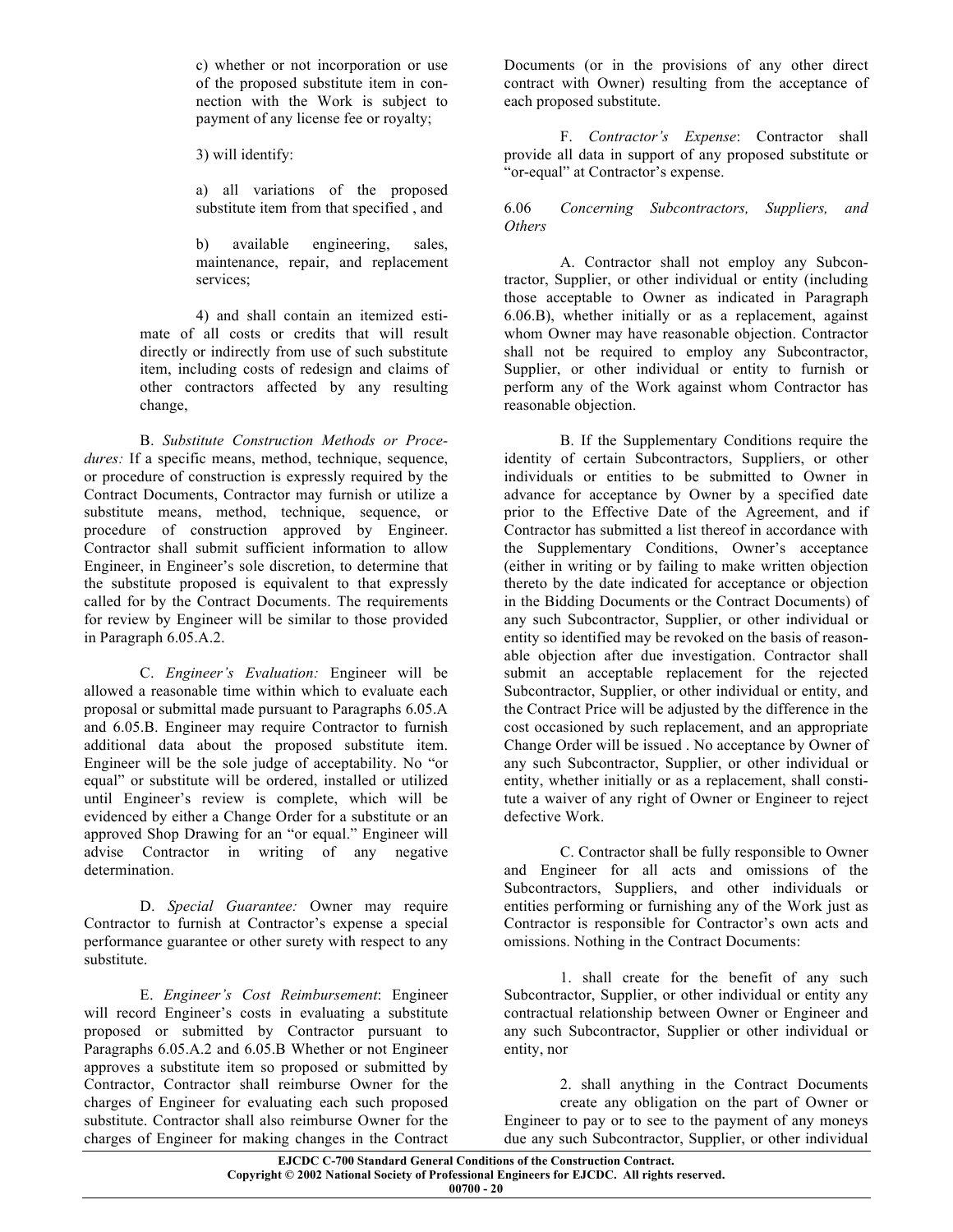c) whether or not incorporation or use of the proposed substitute item in connection with the Work is subject to payment of any license fee or royalty;

3) will identify:

a) all variations of the proposed substitute item from that specified , and

b) available engineering, sales, maintenance, repair, and replacement services;

4) and shall contain an itemized estimate of all costs or credits that will result directly or indirectly from use of such substitute item, including costs of redesign and claims of other contractors affected by any resulting change,

B. *Substitute Construction Methods or Procedures:* If a specific means, method, technique, sequence, or procedure of construction is expressly required by the Contract Documents, Contractor may furnish or utilize a substitute means, method, technique, sequence, or procedure of construction approved by Engineer. Contractor shall submit sufficient information to allow Engineer, in Engineer's sole discretion, to determine that the substitute proposed is equivalent to that expressly called for by the Contract Documents. The requirements for review by Engineer will be similar to those provided in Paragraph 6.05.A.2.

C. *Engineer's Evaluation:* Engineer will be allowed a reasonable time within which to evaluate each proposal or submittal made pursuant to Paragraphs 6.05.A and 6.05.B. Engineer may require Contractor to furnish additional data about the proposed substitute item. Engineer will be the sole judge of acceptability. No "or equal" or substitute will be ordered, installed or utilized until Engineer's review is complete, which will be evidenced by either a Change Order for a substitute or an approved Shop Drawing for an "or equal." Engineer will advise Contractor in writing of any negative determination.

D. *Special Guarantee:* Owner may require Contractor to furnish at Contractor's expense a special performance guarantee or other surety with respect to any substitute.

E. *Engineer's Cost Reimbursement*: Engineer will record Engineer's costs in evaluating a substitute proposed or submitted by Contractor pursuant to Paragraphs 6.05.A.2 and 6.05.B Whether or not Engineer approves a substitute item so proposed or submitted by Contractor, Contractor shall reimburse Owner for the charges of Engineer for evaluating each such proposed substitute. Contractor shall also reimburse Owner for the charges of Engineer for making changes in the Contract Documents (or in the provisions of any other direct contract with Owner) resulting from the acceptance of each proposed substitute.

F. *Contractor's Expense*: Contractor shall provide all data in support of any proposed substitute or "or-equal" at Contractor's expense.

6.06 *Concerning Subcontractors, Suppliers, and Others*

A. Contractor shall not employ any Subcontractor, Supplier, or other individual or entity (including those acceptable to Owner as indicated in Paragraph 6.06.B), whether initially or as a replacement, against whom Owner may have reasonable objection. Contractor shall not be required to employ any Subcontractor, Supplier, or other individual or entity to furnish or perform any of the Work against whom Contractor has reasonable objection.

B. If the Supplementary Conditions require the identity of certain Subcontractors, Suppliers, or other individuals or entities to be submitted to Owner in advance for acceptance by Owner by a specified date prior to the Effective Date of the Agreement, and if Contractor has submitted a list thereof in accordance with the Supplementary Conditions, Owner's acceptance (either in writing or by failing to make written objection thereto by the date indicated for acceptance or objection in the Bidding Documents or the Contract Documents) of any such Subcontractor, Supplier, or other individual or entity so identified may be revoked on the basis of reasonable objection after due investigation. Contractor shall submit an acceptable replacement for the rejected Subcontractor, Supplier, or other individual or entity, and the Contract Price will be adjusted by the difference in the cost occasioned by such replacement, and an appropriate Change Order will be issued . No acceptance by Owner of any such Subcontractor, Supplier, or other individual or entity, whether initially or as a replacement, shall constitute a waiver of any right of Owner or Engineer to reject defective Work.

C. Contractor shall be fully responsible to Owner and Engineer for all acts and omissions of the Subcontractors, Suppliers, and other individuals or entities performing or furnishing any of the Work just as Contractor is responsible for Contractor's own acts and omissions. Nothing in the Contract Documents:

1. shall create for the benefit of any such Subcontractor, Supplier, or other individual or entity any contractual relationship between Owner or Engineer and any such Subcontractor, Supplier or other individual or entity, nor

2. shall anything in the Contract Documents create any obligation on the part of Owner or Engineer to pay or to see to the payment of any moneys due any such Subcontractor, Supplier, or other individual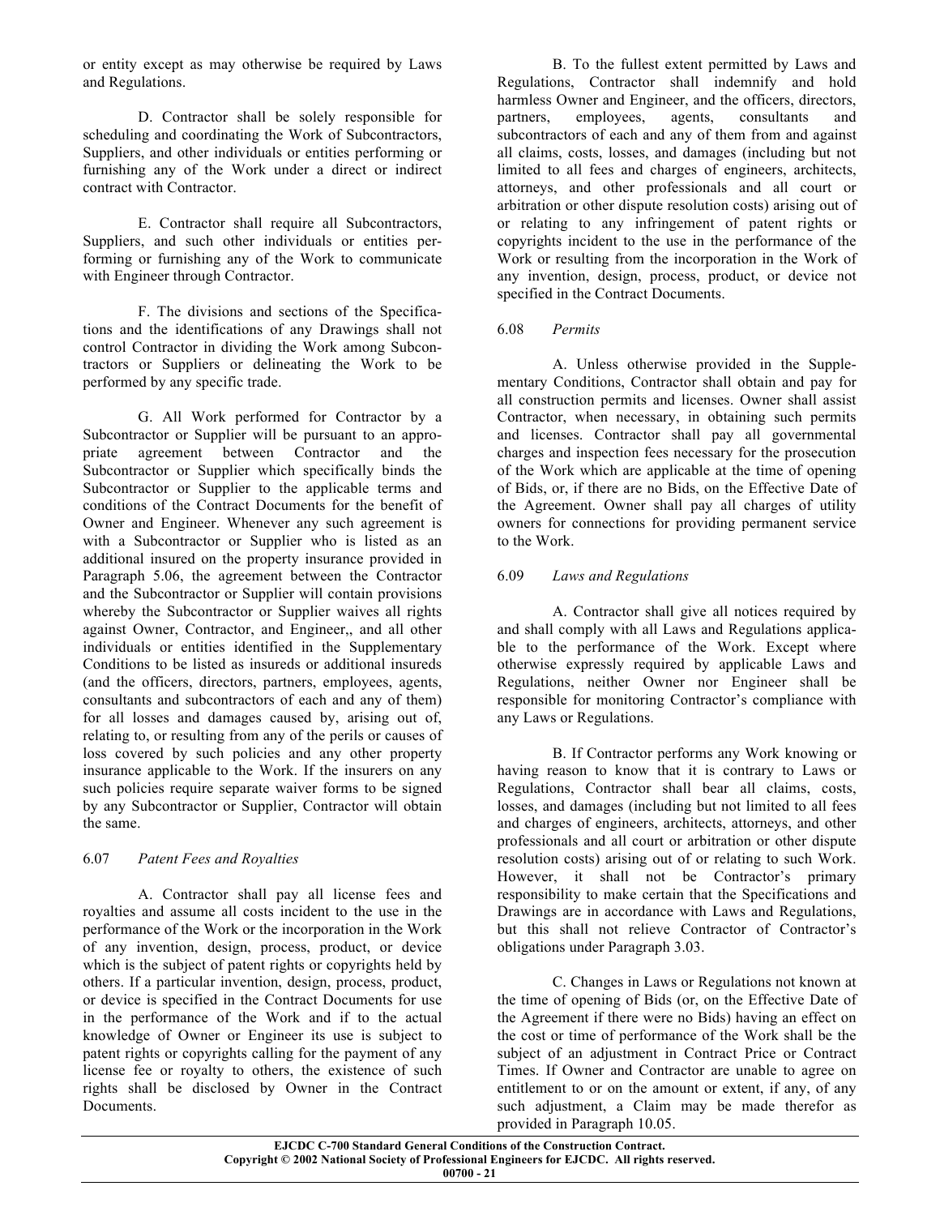or entity except as may otherwise be required by Laws and Regulations.

D. Contractor shall be solely responsible for scheduling and coordinating the Work of Subcontractors, Suppliers, and other individuals or entities performing or furnishing any of the Work under a direct or indirect contract with Contractor.

E. Contractor shall require all Subcontractors, Suppliers, and such other individuals or entities performing or furnishing any of the Work to communicate with Engineer through Contractor.

F. The divisions and sections of the Specifications and the identifications of any Drawings shall not control Contractor in dividing the Work among Subcontractors or Suppliers or delineating the Work to be performed by any specific trade.

G. All Work performed for Contractor by a Subcontractor or Supplier will be pursuant to an appropriate agreement between Contractor and the Subcontractor or Supplier which specifically binds the Subcontractor or Supplier to the applicable terms and conditions of the Contract Documents for the benefit of Owner and Engineer. Whenever any such agreement is with a Subcontractor or Supplier who is listed as an additional insured on the property insurance provided in Paragraph 5.06, the agreement between the Contractor and the Subcontractor or Supplier will contain provisions whereby the Subcontractor or Supplier waives all rights against Owner, Contractor, and Engineer,, and all other individuals or entities identified in the Supplementary Conditions to be listed as insureds or additional insureds (and the officers, directors, partners, employees, agents, consultants and subcontractors of each and any of them) for all losses and damages caused by, arising out of, relating to, or resulting from any of the perils or causes of loss covered by such policies and any other property insurance applicable to the Work. If the insurers on any such policies require separate waiver forms to be signed by any Subcontractor or Supplier, Contractor will obtain the same.

### 6.07 *Patent Fees and Royalties*

A. Contractor shall pay all license fees and royalties and assume all costs incident to the use in the performance of the Work or the incorporation in the Work of any invention, design, process, product, or device which is the subject of patent rights or copyrights held by others. If a particular invention, design, process, product, or device is specified in the Contract Documents for use in the performance of the Work and if to the actual knowledge of Owner or Engineer its use is subject to patent rights or copyrights calling for the payment of any license fee or royalty to others, the existence of such rights shall be disclosed by Owner in the Contract Documents.

B. To the fullest extent permitted by Laws and Regulations, Contractor shall indemnify and hold harmless Owner and Engineer, and the officers, directors, partners, employees, agents, consultants and subcontractors of each and any of them from and against all claims, costs, losses, and damages (including but not limited to all fees and charges of engineers, architects, attorneys, and other professionals and all court or arbitration or other dispute resolution costs) arising out of or relating to any infringement of patent rights or copyrights incident to the use in the performance of the Work or resulting from the incorporation in the Work of any invention, design, process, product, or device not specified in the Contract Documents.

### 6.08 *Permits*

A. Unless otherwise provided in the Supplementary Conditions, Contractor shall obtain and pay for all construction permits and licenses. Owner shall assist Contractor, when necessary, in obtaining such permits and licenses. Contractor shall pay all governmental charges and inspection fees necessary for the prosecution of the Work which are applicable at the time of opening of Bids, or, if there are no Bids, on the Effective Date of the Agreement. Owner shall pay all charges of utility owners for connections for providing permanent service to the Work.

### 6.09 *Laws and Regulations*

A. Contractor shall give all notices required by and shall comply with all Laws and Regulations applicable to the performance of the Work. Except where otherwise expressly required by applicable Laws and Regulations, neither Owner nor Engineer shall be responsible for monitoring Contractor's compliance with any Laws or Regulations.

B. If Contractor performs any Work knowing or having reason to know that it is contrary to Laws or Regulations, Contractor shall bear all claims, costs, losses, and damages (including but not limited to all fees and charges of engineers, architects, attorneys, and other professionals and all court or arbitration or other dispute resolution costs) arising out of or relating to such Work. However, it shall not be Contractor's primary responsibility to make certain that the Specifications and Drawings are in accordance with Laws and Regulations, but this shall not relieve Contractor of Contractor's obligations under Paragraph 3.03.

C. Changes in Laws or Regulations not known at the time of opening of Bids (or, on the Effective Date of the Agreement if there were no Bids) having an effect on the cost or time of performance of the Work shall be the subject of an adjustment in Contract Price or Contract Times. If Owner and Contractor are unable to agree on entitlement to or on the amount or extent, if any, of any such adjustment, a Claim may be made therefor as provided in Paragraph 10.05.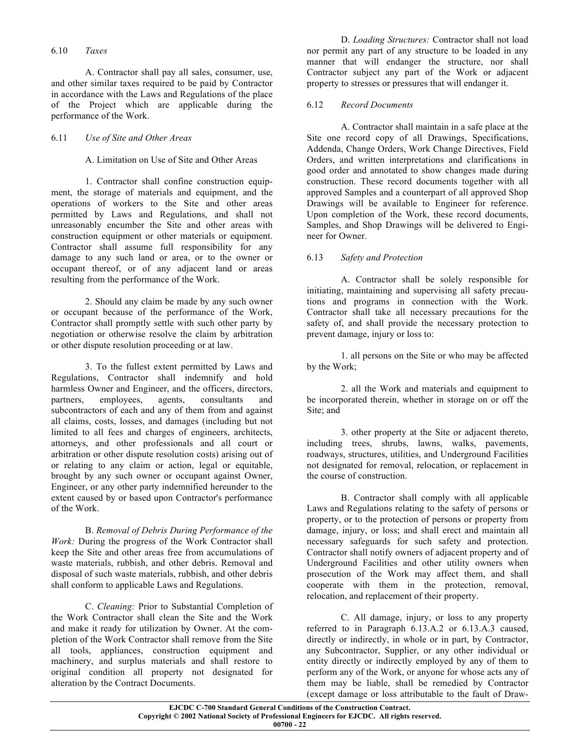6.10 *Taxes*

A. Contractor shall pay all sales, consumer, use, and other similar taxes required to be paid by Contractor in accordance with the Laws and Regulations of the place of the Project which are applicable during the performance of the Work.

6.11 *Use of Site and Other Areas*

A. Limitation on Use of Site and Other Areas

1. Contractor shall confine construction equipment, the storage of materials and equipment, and the operations of workers to the Site and other areas permitted by Laws and Regulations, and shall not unreasonably encumber the Site and other areas with construction equipment or other materials or equipment. Contractor shall assume full responsibility for any damage to any such land or area, or to the owner or occupant thereof, or of any adjacent land or areas resulting from the performance of the Work.

2. Should any claim be made by any such owner or occupant because of the performance of the Work, Contractor shall promptly settle with such other party by negotiation or otherwise resolve the claim by arbitration or other dispute resolution proceeding or at law.

3. To the fullest extent permitted by Laws and Regulations, Contractor shall indemnify and hold harmless Owner and Engineer, and the officers, directors, partners, employees, agents, consultants and subcontractors of each and any of them from and against all claims, costs, losses, and damages (including but not limited to all fees and charges of engineers, architects, attorneys, and other professionals and all court or arbitration or other dispute resolution costs) arising out of or relating to any claim or action, legal or equitable, brought by any such owner or occupant against Owner, Engineer, or any other party indemnified hereunder to the extent caused by or based upon Contractor's performance of the Work.

B. *Removal of Debris During Performance of the Work:* During the progress of the Work Contractor shall keep the Site and other areas free from accumulations of waste materials, rubbish, and other debris. Removal and disposal of such waste materials, rubbish, and other debris shall conform to applicable Laws and Regulations.

C. *Cleaning:* Prior to Substantial Completion of the Work Contractor shall clean the Site and the Work and make it ready for utilization by Owner. At the completion of the Work Contractor shall remove from the Site all tools, appliances, construction equipment and machinery, and surplus materials and shall restore to original condition all property not designated for alteration by the Contract Documents.

D. *Loading Structures:* Contractor shall not load nor permit any part of any structure to be loaded in any manner that will endanger the structure, nor shall Contractor subject any part of the Work or adjacent property to stresses or pressures that will endanger it.

6.12 *Record Documents*

A. Contractor shall maintain in a safe place at the Site one record copy of all Drawings, Specifications, Addenda, Change Orders, Work Change Directives, Field Orders, and written interpretations and clarifications in good order and annotated to show changes made during construction. These record documents together with all approved Samples and a counterpart of all approved Shop Drawings will be available to Engineer for reference. Upon completion of the Work, these record documents, Samples, and Shop Drawings will be delivered to Engineer for Owner.

6.13 *Safety and Protection*

A. Contractor shall be solely responsible for initiating, maintaining and supervising all safety precautions and programs in connection with the Work. Contractor shall take all necessary precautions for the safety of, and shall provide the necessary protection to prevent damage, injury or loss to:

1. all persons on the Site or who may be affected by the Work;

2. all the Work and materials and equipment to be incorporated therein, whether in storage on or off the Site; and

3. other property at the Site or adjacent thereto, including trees, shrubs, lawns, walks, pavements, roadways, structures, utilities, and Underground Facilities not designated for removal, relocation, or replacement in the course of construction.

B. Contractor shall comply with all applicable Laws and Regulations relating to the safety of persons or property, or to the protection of persons or property from damage, injury, or loss; and shall erect and maintain all necessary safeguards for such safety and protection. Contractor shall notify owners of adjacent property and of Underground Facilities and other utility owners when prosecution of the Work may affect them, and shall cooperate with them in the protection, removal, relocation, and replacement of their property.

C. All damage, injury, or loss to any property referred to in Paragraph 6.13.A.2 or 6.13.A.3 caused, directly or indirectly, in whole or in part, by Contractor, any Subcontractor, Supplier, or any other individual or entity directly or indirectly employed by any of them to perform any of the Work, or anyone for whose acts any of them may be liable, shall be remedied by Contractor (except damage or loss attributable to the fault of Draw-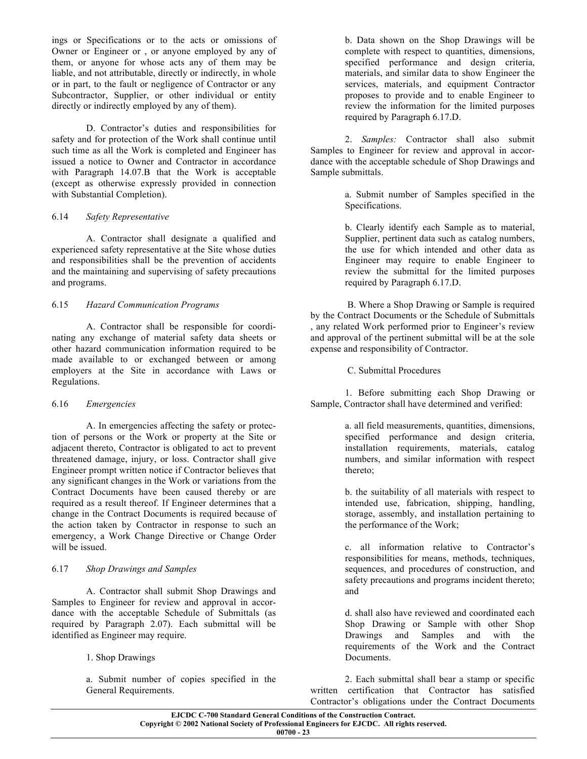ings or Specifications or to the acts or omissions of Owner or Engineer or , or anyone employed by any of them, or anyone for whose acts any of them may be liable, and not attributable, directly or indirectly, in whole or in part, to the fault or negligence of Contractor or any Subcontractor, Supplier, or other individual or entity directly or indirectly employed by any of them).

D. Contractor's duties and responsibilities for safety and for protection of the Work shall continue until such time as all the Work is completed and Engineer has issued a notice to Owner and Contractor in accordance with Paragraph 14.07.B that the Work is acceptable (except as otherwise expressly provided in connection with Substantial Completion).

6.14 *Safety Representative*

A. Contractor shall designate a qualified and experienced safety representative at the Site whose duties and responsibilities shall be the prevention of accidents and the maintaining and supervising of safety precautions and programs.

6.15 *Hazard Communication Programs*

A. Contractor shall be responsible for coordinating any exchange of material safety data sheets or other hazard communication information required to be made available to or exchanged between or among employers at the Site in accordance with Laws or Regulations.

6.16 *Emergencies*

A. In emergencies affecting the safety or protection of persons or the Work or property at the Site or adjacent thereto, Contractor is obligated to act to prevent threatened damage, injury, or loss. Contractor shall give Engineer prompt written notice if Contractor believes that any significant changes in the Work or variations from the Contract Documents have been caused thereby or are required as a result thereof. If Engineer determines that a change in the Contract Documents is required because of the action taken by Contractor in response to such an emergency, a Work Change Directive or Change Order will be issued.

6.17 *Shop Drawings and Samples*

A. Contractor shall submit Shop Drawings and Samples to Engineer for review and approval in accordance with the acceptable Schedule of Submittals (as required by Paragraph 2.07). Each submittal will be identified as Engineer may require.

1. Shop Drawings

a. Submit number of copies specified in the General Requirements.

b. Data shown on the Shop Drawings will be complete with respect to quantities, dimensions, specified performance and design criteria, materials, and similar data to show Engineer the services, materials, and equipment Contractor proposes to provide and to enable Engineer to review the information for the limited purposes required by Paragraph 6.17.D.

2. *Samples:* Contractor shall also submit Samples to Engineer for review and approval in accordance with the acceptable schedule of Shop Drawings and Sample submittals.

a. Submit number of Samples specified in the Specifications.

b. Clearly identify each Sample as to material, Supplier, pertinent data such as catalog numbers, the use for which intended and other data as Engineer may require to enable Engineer to review the submittal for the limited purposes required by Paragraph 6.17.D.

B. Where a Shop Drawing or Sample is required by the Contract Documents or the Schedule of Submittals , any related Work performed prior to Engineer's review and approval of the pertinent submittal will be at the sole expense and responsibility of Contractor.

C. Submittal Procedures

1. Before submitting each Shop Drawing or Sample, Contractor shall have determined and verified:

a. all field measurements, quantities, dimensions, specified performance and design criteria, installation requirements, materials, catalog numbers, and similar information with respect thereto;

b. the suitability of all materials with respect to intended use, fabrication, shipping, handling, storage, assembly, and installation pertaining to the performance of the Work;

c. all information relative to Contractor's responsibilities for means, methods, techniques, sequences, and procedures of construction, and safety precautions and programs incident thereto; and

d. shall also have reviewed and coordinated each Shop Drawing or Sample with other Shop Drawings and Samples and with the requirements of the Work and the Contract Documents.

2. Each submittal shall bear a stamp or specific written certification that Contractor has satisfied Contractor's obligations under the Contract Documents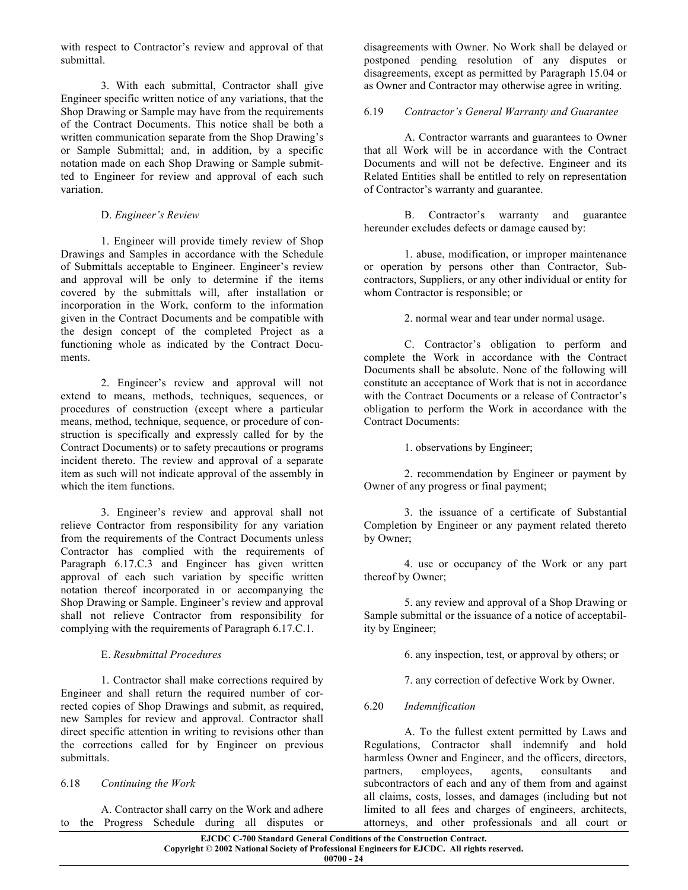with respect to Contractor's review and approval of that submittal.

3. With each submittal, Contractor shall give Engineer specific written notice of any variations, that the Shop Drawing or Sample may have from the requirements of the Contract Documents. This notice shall be both a written communication separate from the Shop Drawing's or Sample Submittal; and, in addition, by a specific notation made on each Shop Drawing or Sample submitted to Engineer for review and approval of each such variation.

D. *Engineer's Review*

1. Engineer will provide timely review of Shop Drawings and Samples in accordance with the Schedule of Submittals acceptable to Engineer. Engineer's review and approval will be only to determine if the items covered by the submittals will, after installation or incorporation in the Work, conform to the information given in the Contract Documents and be compatible with the design concept of the completed Project as a functioning whole as indicated by the Contract Documents.

2. Engineer's review and approval will not extend to means, methods, techniques, sequences, or procedures of construction (except where a particular means, method, technique, sequence, or procedure of construction is specifically and expressly called for by the Contract Documents) or to safety precautions or programs incident thereto. The review and approval of a separate item as such will not indicate approval of the assembly in which the item functions.

3. Engineer's review and approval shall not relieve Contractor from responsibility for any variation from the requirements of the Contract Documents unless Contractor has complied with the requirements of Paragraph 6.17.C.3 and Engineer has given written approval of each such variation by specific written notation thereof incorporated in or accompanying the Shop Drawing or Sample. Engineer's review and approval shall not relieve Contractor from responsibility for complying with the requirements of Paragraph 6.17.C.1.

E. *Resubmittal Procedures*

1. Contractor shall make corrections required by Engineer and shall return the required number of corrected copies of Shop Drawings and submit, as required, new Samples for review and approval. Contractor shall direct specific attention in writing to revisions other than the corrections called for by Engineer on previous submittals.

6.18 *Continuing the Work*

A. Contractor shall carry on the Work and adhere to the Progress Schedule during all disputes or disagreements with Owner. No Work shall be delayed or postponed pending resolution of any disputes or disagreements, except as permitted by Paragraph 15.04 or as Owner and Contractor may otherwise agree in writing.

6.19 *Contractor's General Warranty and Guarantee*

A. Contractor warrants and guarantees to Owner that all Work will be in accordance with the Contract Documents and will not be defective. Engineer and its Related Entities shall be entitled to rely on representation of Contractor's warranty and guarantee.

B. Contractor's warranty and guarantee hereunder excludes defects or damage caused by:

1. abuse, modification, or improper maintenance or operation by persons other than Contractor, Subcontractors, Suppliers, or any other individual or entity for whom Contractor is responsible; or

2. normal wear and tear under normal usage.

C. Contractor's obligation to perform and complete the Work in accordance with the Contract Documents shall be absolute. None of the following will constitute an acceptance of Work that is not in accordance with the Contract Documents or a release of Contractor's obligation to perform the Work in accordance with the Contract Documents:

1. observations by Engineer;

2. recommendation by Engineer or payment by Owner of any progress or final payment;

3. the issuance of a certificate of Substantial Completion by Engineer or any payment related thereto by Owner;

4. use or occupancy of the Work or any part thereof by Owner;

5. any review and approval of a Shop Drawing or Sample submittal or the issuance of a notice of acceptability by Engineer;

6. any inspection, test, or approval by others; or

7. any correction of defective Work by Owner.

6.20 *Indemnification*

A. To the fullest extent permitted by Laws and Regulations, Contractor shall indemnify and hold harmless Owner and Engineer, and the officers, directors, partners, employees, agents, consultants and subcontractors of each and any of them from and against all claims, costs, losses, and damages (including but not limited to all fees and charges of engineers, architects, attorneys, and other professionals and all court or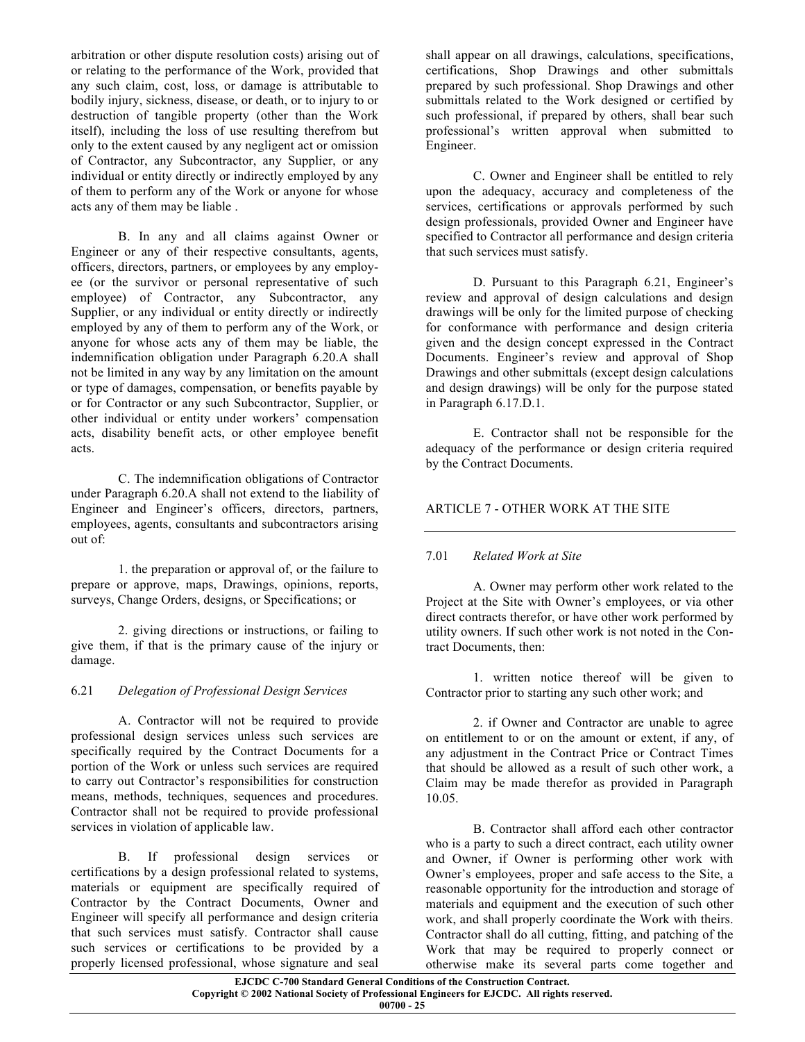arbitration or other dispute resolution costs) arising out of or relating to the performance of the Work, provided that any such claim, cost, loss, or damage is attributable to bodily injury, sickness, disease, or death, or to injury to or destruction of tangible property (other than the Work itself), including the loss of use resulting therefrom but only to the extent caused by any negligent act or omission of Contractor, any Subcontractor, any Supplier, or any individual or entity directly or indirectly employed by any of them to perform any of the Work or anyone for whose acts any of them may be liable .

B. In any and all claims against Owner or Engineer or any of their respective consultants, agents, officers, directors, partners, or employees by any employee (or the survivor or personal representative of such employee) of Contractor, any Subcontractor, any Supplier, or any individual or entity directly or indirectly employed by any of them to perform any of the Work, or anyone for whose acts any of them may be liable, the indemnification obligation under Paragraph 6.20.A shall not be limited in any way by any limitation on the amount or type of damages, compensation, or benefits payable by or for Contractor or any such Subcontractor, Supplier, or other individual or entity under workers' compensation acts, disability benefit acts, or other employee benefit acts.

C. The indemnification obligations of Contractor under Paragraph 6.20.A shall not extend to the liability of Engineer and Engineer's officers, directors, partners, employees, agents, consultants and subcontractors arising out of:

1. the preparation or approval of, or the failure to prepare or approve, maps, Drawings, opinions, reports, surveys, Change Orders, designs, or Specifications; or

2. giving directions or instructions, or failing to give them, if that is the primary cause of the injury or damage.

6.21 *Delegation of Professional Design Services*

A. Contractor will not be required to provide professional design services unless such services are specifically required by the Contract Documents for a portion of the Work or unless such services are required to carry out Contractor's responsibilities for construction means, methods, techniques, sequences and procedures. Contractor shall not be required to provide professional services in violation of applicable law.

B. If professional design services or certifications by a design professional related to systems, materials or equipment are specifically required of Contractor by the Contract Documents, Owner and Engineer will specify all performance and design criteria that such services must satisfy. Contractor shall cause such services or certifications to be provided by a properly licensed professional, whose signature and seal shall appear on all drawings, calculations, specifications, certifications, Shop Drawings and other submittals prepared by such professional. Shop Drawings and other submittals related to the Work designed or certified by such professional, if prepared by others, shall bear such professional's written approval when submitted to Engineer.

C. Owner and Engineer shall be entitled to rely upon the adequacy, accuracy and completeness of the services, certifications or approvals performed by such design professionals, provided Owner and Engineer have specified to Contractor all performance and design criteria that such services must satisfy.

D. Pursuant to this Paragraph 6.21, Engineer's review and approval of design calculations and design drawings will be only for the limited purpose of checking for conformance with performance and design criteria given and the design concept expressed in the Contract Documents. Engineer's review and approval of Shop Drawings and other submittals (except design calculations and design drawings) will be only for the purpose stated in Paragraph 6.17.D.1.

E. Contractor shall not be responsible for the adequacy of the performance or design criteria required by the Contract Documents.

## ARTICLE 7 - OTHER WORK AT THE SITE

7.01 *Related Work at Site*

A. Owner may perform other work related to the Project at the Site with Owner's employees, or via other direct contracts therefor, or have other work performed by utility owners. If such other work is not noted in the Contract Documents, then:

1. written notice thereof will be given to Contractor prior to starting any such other work; and

2. if Owner and Contractor are unable to agree on entitlement to or on the amount or extent, if any, of any adjustment in the Contract Price or Contract Times that should be allowed as a result of such other work, a Claim may be made therefor as provided in Paragraph 10.05.

B. Contractor shall afford each other contractor who is a party to such a direct contract, each utility owner and Owner, if Owner is performing other work with Owner's employees, proper and safe access to the Site, a reasonable opportunity for the introduction and storage of materials and equipment and the execution of such other work, and shall properly coordinate the Work with theirs. Contractor shall do all cutting, fitting, and patching of the Work that may be required to properly connect or otherwise make its several parts come together and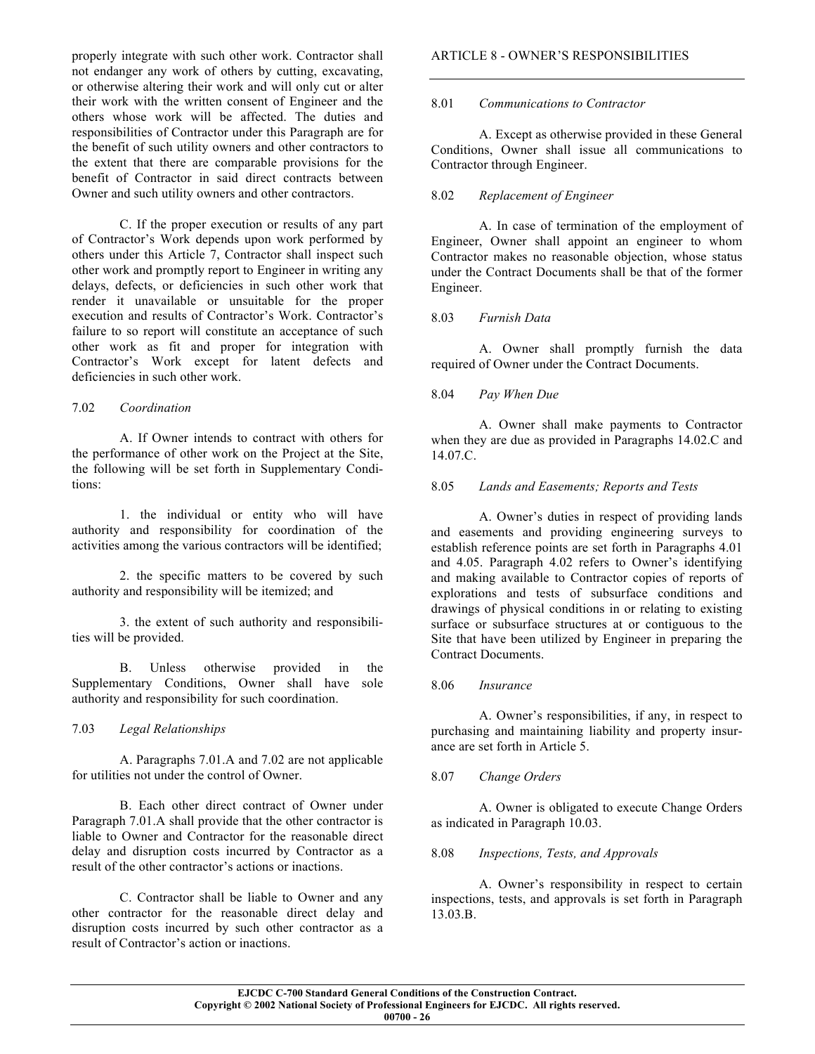properly integrate with such other work. Contractor shall not endanger any work of others by cutting, excavating, or otherwise altering their work and will only cut or alter their work with the written consent of Engineer and the others whose work will be affected. The duties and responsibilities of Contractor under this Paragraph are for the benefit of such utility owners and other contractors to the extent that there are comparable provisions for the benefit of Contractor in said direct contracts between Owner and such utility owners and other contractors.

C. If the proper execution or results of any part of Contractor's Work depends upon work performed by others under this Article 7, Contractor shall inspect such other work and promptly report to Engineer in writing any delays, defects, or deficiencies in such other work that render it unavailable or unsuitable for the proper execution and results of Contractor's Work. Contractor's failure to so report will constitute an acceptance of such other work as fit and proper for integration with Contractor's Work except for latent defects and deficiencies in such other work.

7.02 *Coordination*

A. If Owner intends to contract with others for the performance of other work on the Project at the Site, the following will be set forth in Supplementary Conditions:

1. the individual or entity who will have authority and responsibility for coordination of the activities among the various contractors will be identified;

2. the specific matters to be covered by such authority and responsibility will be itemized; and

3. the extent of such authority and responsibilities will be provided.

B. Unless otherwise provided in the Supplementary Conditions, Owner shall have sole authority and responsibility for such coordination.

7.03 *Legal Relationships*

A. Paragraphs 7.01.A and 7.02 are not applicable for utilities not under the control of Owner.

B. Each other direct contract of Owner under Paragraph 7.01.A shall provide that the other contractor is liable to Owner and Contractor for the reasonable direct delay and disruption costs incurred by Contractor as a result of the other contractor's actions or inactions.

C. Contractor shall be liable to Owner and any other contractor for the reasonable direct delay and disruption costs incurred by such other contractor as a result of Contractor's action or inactions.

## ARTICLE 8 - OWNER'S RESPONSIBILITIES

8.01 *Communications to Contractor*

A. Except as otherwise provided in these General Conditions, Owner shall issue all communications to Contractor through Engineer.

8.02 *Replacement of Engineer*

A. In case of termination of the employment of Engineer, Owner shall appoint an engineer to whom Contractor makes no reasonable objection, whose status under the Contract Documents shall be that of the former Engineer.

8.03 *Furnish Data*

A. Owner shall promptly furnish the data required of Owner under the Contract Documents.

8.04 *Pay When Due*

A. Owner shall make payments to Contractor when they are due as provided in Paragraphs 14.02.C and 14.07.C.

8.05 *Lands and Easements; Reports and Tests*

A. Owner's duties in respect of providing lands and easements and providing engineering surveys to establish reference points are set forth in Paragraphs 4.01 and 4.05. Paragraph 4.02 refers to Owner's identifying and making available to Contractor copies of reports of explorations and tests of subsurface conditions and drawings of physical conditions in or relating to existing surface or subsurface structures at or contiguous to the Site that have been utilized by Engineer in preparing the Contract Documents.

8.06 *Insurance*

A. Owner's responsibilities, if any, in respect to purchasing and maintaining liability and property insurance are set forth in Article 5.

8.07 *Change Orders*

A. Owner is obligated to execute Change Orders as indicated in Paragraph 10.03.

8.08 *Inspections, Tests, and Approvals*

A. Owner's responsibility in respect to certain inspections, tests, and approvals is set forth in Paragraph 13.03.B.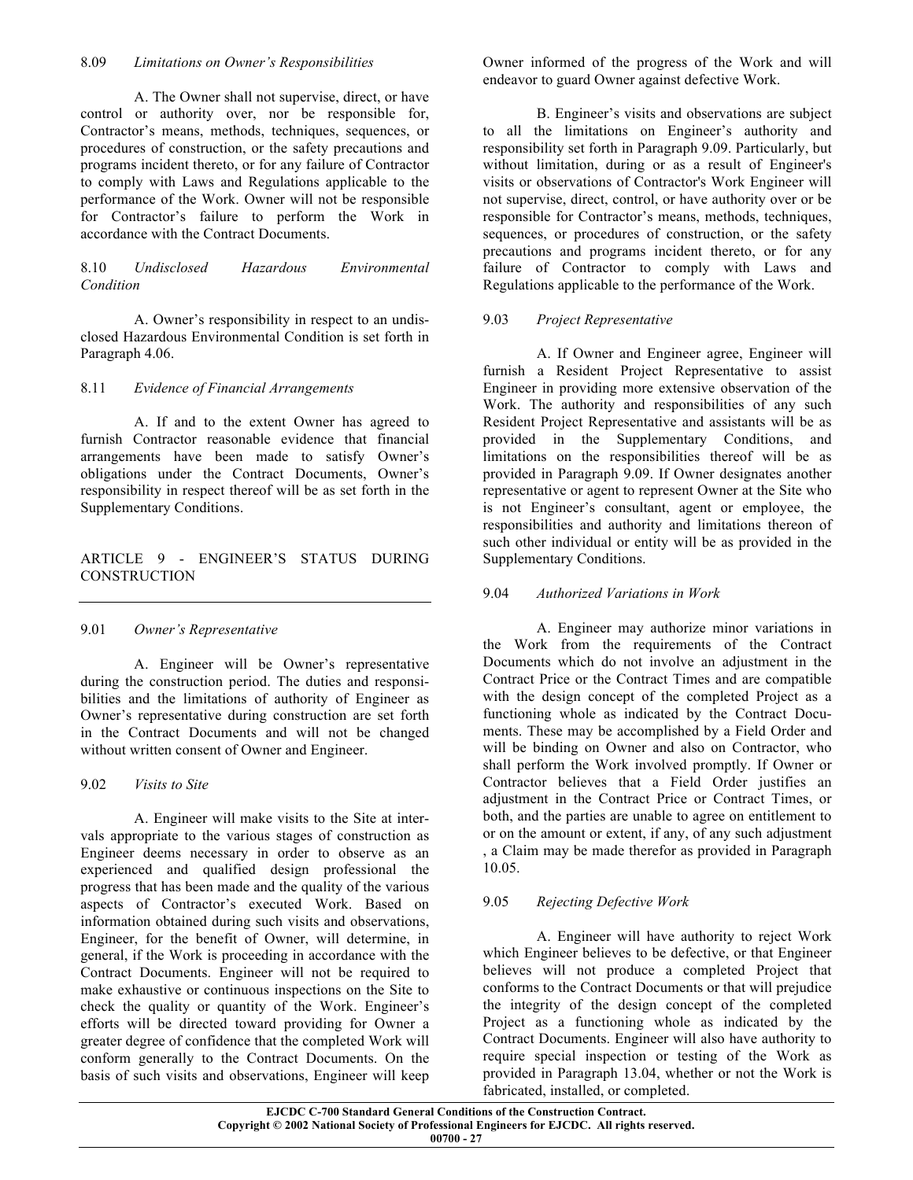8.09 *Limitations on Owner's Responsibilities*

A. The Owner shall not supervise, direct, or have control or authority over, nor be responsible for, Contractor's means, methods, techniques, sequences, or procedures of construction, or the safety precautions and programs incident thereto, or for any failure of Contractor to comply with Laws and Regulations applicable to the performance of the Work. Owner will not be responsible for Contractor's failure to perform the Work in accordance with the Contract Documents.

8.10 *Undisclosed Hazardous Environmental Condition*

A. Owner's responsibility in respect to an undisclosed Hazardous Environmental Condition is set forth in Paragraph 4.06.

8.11 *Evidence of Financial Arrangements*

A. If and to the extent Owner has agreed to furnish Contractor reasonable evidence that financial arrangements have been made to satisfy Owner's obligations under the Contract Documents, Owner's responsibility in respect thereof will be as set forth in the Supplementary Conditions.

## ARTICLE 9 - ENGINEER'S STATUS DURING CONSTRUCTION

9.01 *Owner's Representative*

A. Engineer will be Owner's representative during the construction period. The duties and responsibilities and the limitations of authority of Engineer as Owner's representative during construction are set forth in the Contract Documents and will not be changed without written consent of Owner and Engineer.

9.02 *Visits to Site*

A. Engineer will make visits to the Site at intervals appropriate to the various stages of construction as Engineer deems necessary in order to observe as an experienced and qualified design professional the progress that has been made and the quality of the various aspects of Contractor's executed Work. Based on information obtained during such visits and observations, Engineer, for the benefit of Owner, will determine, in general, if the Work is proceeding in accordance with the Contract Documents. Engineer will not be required to make exhaustive or continuous inspections on the Site to check the quality or quantity of the Work. Engineer's efforts will be directed toward providing for Owner a greater degree of confidence that the completed Work will conform generally to the Contract Documents. On the basis of such visits and observations, Engineer will keep Owner informed of the progress of the Work and will endeavor to guard Owner against defective Work.

B. Engineer's visits and observations are subject to all the limitations on Engineer's authority and responsibility set forth in Paragraph 9.09. Particularly, but without limitation, during or as a result of Engineer's visits or observations of Contractor's Work Engineer will not supervise, direct, control, or have authority over or be responsible for Contractor's means, methods, techniques, sequences, or procedures of construction, or the safety precautions and programs incident thereto, or for any failure of Contractor to comply with Laws and Regulations applicable to the performance of the Work.

9.03 *Project Representative*

A. If Owner and Engineer agree, Engineer will furnish a Resident Project Representative to assist Engineer in providing more extensive observation of the Work. The authority and responsibilities of any such Resident Project Representative and assistants will be as provided in the Supplementary Conditions, and limitations on the responsibilities thereof will be as provided in Paragraph 9.09. If Owner designates another representative or agent to represent Owner at the Site who is not Engineer's consultant, agent or employee, the responsibilities and authority and limitations thereon of such other individual or entity will be as provided in the Supplementary Conditions.

9.04 *Authorized Variations in Work*

A. Engineer may authorize minor variations in the Work from the requirements of the Contract Documents which do not involve an adjustment in the Contract Price or the Contract Times and are compatible with the design concept of the completed Project as a functioning whole as indicated by the Contract Documents. These may be accomplished by a Field Order and will be binding on Owner and also on Contractor, who shall perform the Work involved promptly. If Owner or Contractor believes that a Field Order justifies an adjustment in the Contract Price or Contract Times, or both, and the parties are unable to agree on entitlement to or on the amount or extent, if any, of any such adjustment , a Claim may be made therefor as provided in Paragraph 10.05.

9.05 *Rejecting Defective Work*

A. Engineer will have authority to reject Work which Engineer believes to be defective, or that Engineer believes will not produce a completed Project that conforms to the Contract Documents or that will prejudice the integrity of the design concept of the completed Project as a functioning whole as indicated by the Contract Documents. Engineer will also have authority to require special inspection or testing of the Work as provided in Paragraph 13.04, whether or not the Work is fabricated, installed, or completed.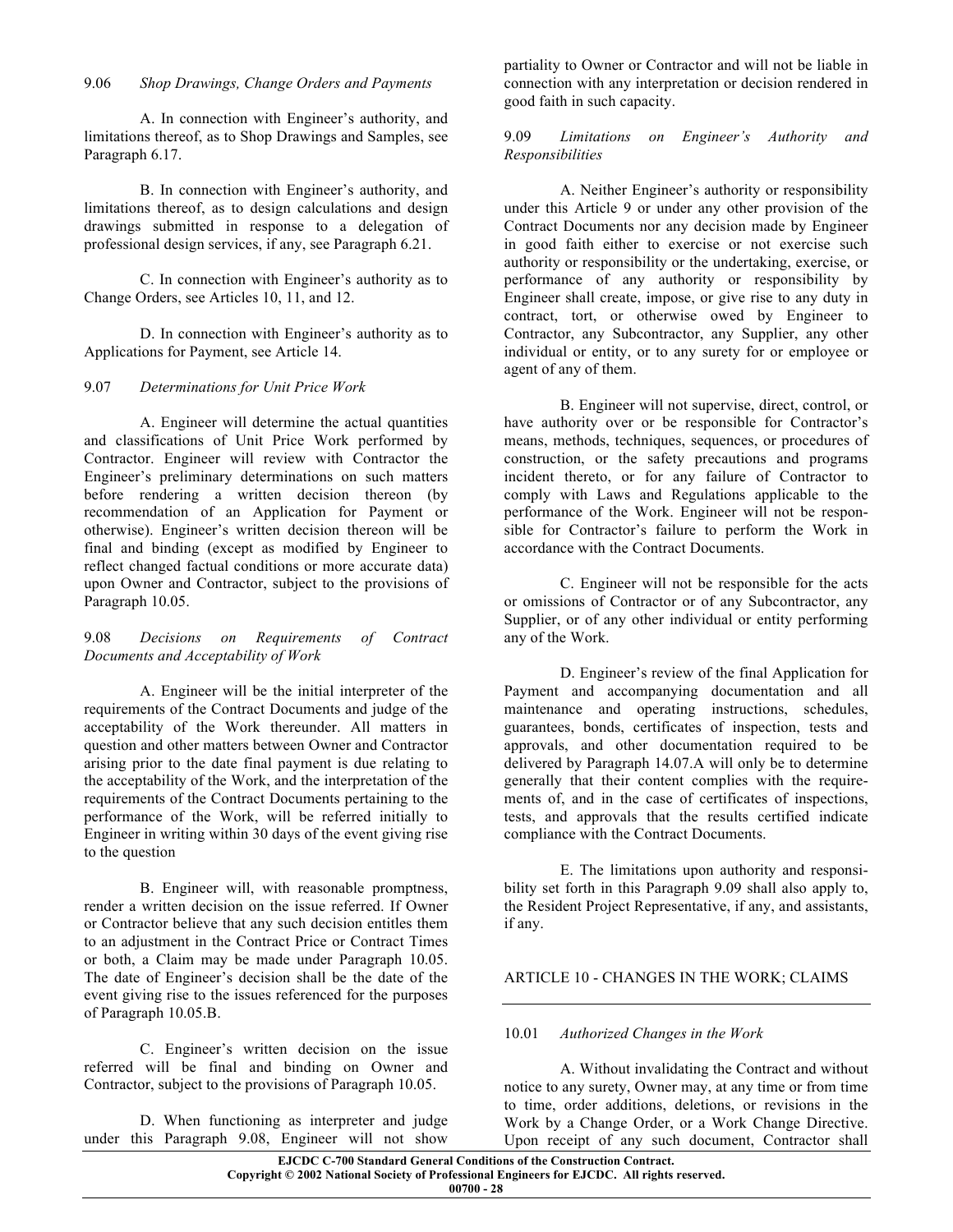9.06 *Shop Drawings, Change Orders and Payments*

A. In connection with Engineer's authority, and limitations thereof, as to Shop Drawings and Samples, see Paragraph 6.17.

B. In connection with Engineer's authority, and limitations thereof, as to design calculations and design drawings submitted in response to a delegation of professional design services, if any, see Paragraph 6.21.

C. In connection with Engineer's authority as to Change Orders, see Articles 10, 11, and 12.

D. In connection with Engineer's authority as to Applications for Payment, see Article 14.

9.07 *Determinations for Unit Price Work*

A. Engineer will determine the actual quantities and classifications of Unit Price Work performed by Contractor. Engineer will review with Contractor the Engineer's preliminary determinations on such matters before rendering a written decision thereon (by recommendation of an Application for Payment or otherwise). Engineer's written decision thereon will be final and binding (except as modified by Engineer to reflect changed factual conditions or more accurate data) upon Owner and Contractor, subject to the provisions of Paragraph 10.05.

9.08 *Decisions on Requirements of Contract Documents and Acceptability of Work*

A. Engineer will be the initial interpreter of the requirements of the Contract Documents and judge of the acceptability of the Work thereunder. All matters in question and other matters between Owner and Contractor arising prior to the date final payment is due relating to the acceptability of the Work, and the interpretation of the requirements of the Contract Documents pertaining to the performance of the Work, will be referred initially to Engineer in writing within 30 days of the event giving rise to the question

B. Engineer will, with reasonable promptness, render a written decision on the issue referred. If Owner or Contractor believe that any such decision entitles them to an adjustment in the Contract Price or Contract Times or both, a Claim may be made under Paragraph 10.05. The date of Engineer's decision shall be the date of the event giving rise to the issues referenced for the purposes of Paragraph 10.05.B.

C. Engineer's written decision on the issue referred will be final and binding on Owner and Contractor, subject to the provisions of Paragraph 10.05.

D. When functioning as interpreter and judge under this Paragraph 9.08, Engineer will not show partiality to Owner or Contractor and will not be liable in connection with any interpretation or decision rendered in good faith in such capacity.

9.09 *Limitations on Engineer's Authority and Responsibilities*

A. Neither Engineer's authority or responsibility under this Article 9 or under any other provision of the Contract Documents nor any decision made by Engineer in good faith either to exercise or not exercise such authority or responsibility or the undertaking, exercise, or performance of any authority or responsibility by Engineer shall create, impose, or give rise to any duty in contract, tort, or otherwise owed by Engineer to Contractor, any Subcontractor, any Supplier, any other individual or entity, or to any surety for or employee or agent of any of them.

B. Engineer will not supervise, direct, control, or have authority over or be responsible for Contractor's means, methods, techniques, sequences, or procedures of construction, or the safety precautions and programs incident thereto, or for any failure of Contractor to comply with Laws and Regulations applicable to the performance of the Work. Engineer will not be responsible for Contractor's failure to perform the Work in accordance with the Contract Documents.

C. Engineer will not be responsible for the acts or omissions of Contractor or of any Subcontractor, any Supplier, or of any other individual or entity performing any of the Work.

D. Engineer's review of the final Application for Payment and accompanying documentation and all maintenance and operating instructions, schedules, guarantees, bonds, certificates of inspection, tests and approvals, and other documentation required to be delivered by Paragraph 14.07.A will only be to determine generally that their content complies with the requirements of, and in the case of certificates of inspections, tests, and approvals that the results certified indicate compliance with the Contract Documents.

E. The limitations upon authority and responsibility set forth in this Paragraph 9.09 shall also apply to, the Resident Project Representative, if any, and assistants, if any.

## ARTICLE 10 - CHANGES IN THE WORK; CLAIMS

10.01 *Authorized Changes in the Work*

A. Without invalidating the Contract and without notice to any surety, Owner may, at any time or from time to time, order additions, deletions, or revisions in the Work by a Change Order, or a Work Change Directive. Upon receipt of any such document, Contractor shall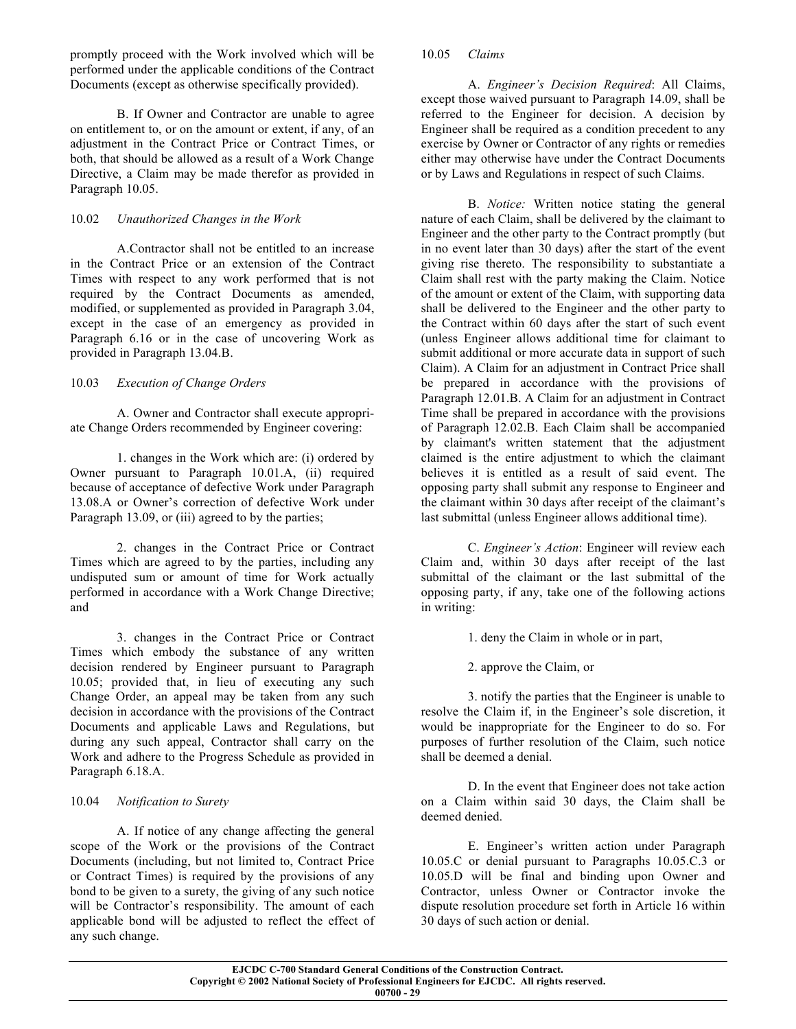promptly proceed with the Work involved which will be performed under the applicable conditions of the Contract Documents (except as otherwise specifically provided).

B. If Owner and Contractor are unable to agree on entitlement to, or on the amount or extent, if any, of an adjustment in the Contract Price or Contract Times, or both, that should be allowed as a result of a Work Change Directive, a Claim may be made therefor as provided in Paragraph 10.05.

10.02 *Unauthorized Changes in the Work*

A.Contractor shall not be entitled to an increase in the Contract Price or an extension of the Contract Times with respect to any work performed that is not required by the Contract Documents as amended, modified, or supplemented as provided in Paragraph 3.04, except in the case of an emergency as provided in Paragraph 6.16 or in the case of uncovering Work as provided in Paragraph 13.04.B.

10.03 *Execution of Change Orders*

A. Owner and Contractor shall execute appropriate Change Orders recommended by Engineer covering:

1. changes in the Work which are: (i) ordered by Owner pursuant to Paragraph 10.01.A, (ii) required because of acceptance of defective Work under Paragraph 13.08.A or Owner's correction of defective Work under Paragraph 13.09, or (iii) agreed to by the parties;

2. changes in the Contract Price or Contract Times which are agreed to by the parties, including any undisputed sum or amount of time for Work actually performed in accordance with a Work Change Directive; and

3. changes in the Contract Price or Contract Times which embody the substance of any written decision rendered by Engineer pursuant to Paragraph 10.05; provided that, in lieu of executing any such Change Order, an appeal may be taken from any such decision in accordance with the provisions of the Contract Documents and applicable Laws and Regulations, but during any such appeal, Contractor shall carry on the Work and adhere to the Progress Schedule as provided in Paragraph 6.18.A.

10.04 *Notification to Surety*

A. If notice of any change affecting the general scope of the Work or the provisions of the Contract Documents (including, but not limited to, Contract Price or Contract Times) is required by the provisions of any bond to be given to a surety, the giving of any such notice will be Contractor's responsibility. The amount of each applicable bond will be adjusted to reflect the effect of any such change.

10.05 *Claims*

A. *Engineer's Decision Required*: All Claims, except those waived pursuant to Paragraph 14.09, shall be referred to the Engineer for decision. A decision by Engineer shall be required as a condition precedent to any exercise by Owner or Contractor of any rights or remedies either may otherwise have under the Contract Documents or by Laws and Regulations in respect of such Claims.

B. *Notice:* Written notice stating the general nature of each Claim, shall be delivered by the claimant to Engineer and the other party to the Contract promptly (but in no event later than 30 days) after the start of the event giving rise thereto. The responsibility to substantiate a Claim shall rest with the party making the Claim. Notice of the amount or extent of the Claim, with supporting data shall be delivered to the Engineer and the other party to the Contract within 60 days after the start of such event (unless Engineer allows additional time for claimant to submit additional or more accurate data in support of such Claim). A Claim for an adjustment in Contract Price shall be prepared in accordance with the provisions of Paragraph 12.01.B. A Claim for an adjustment in Contract Time shall be prepared in accordance with the provisions of Paragraph 12.02.B. Each Claim shall be accompanied by claimant's written statement that the adjustment claimed is the entire adjustment to which the claimant believes it is entitled as a result of said event. The opposing party shall submit any response to Engineer and the claimant within 30 days after receipt of the claimant's last submittal (unless Engineer allows additional time).

C. *Engineer's Action*: Engineer will review each Claim and, within 30 days after receipt of the last submittal of the claimant or the last submittal of the opposing party, if any, take one of the following actions in writing:

1. deny the Claim in whole or in part,

2. approve the Claim, or

3. notify the parties that the Engineer is unable to resolve the Claim if, in the Engineer's sole discretion, it would be inappropriate for the Engineer to do so. For purposes of further resolution of the Claim, such notice shall be deemed a denial.

D. In the event that Engineer does not take action on a Claim within said 30 days, the Claim shall be deemed denied.

E. Engineer's written action under Paragraph 10.05.C or denial pursuant to Paragraphs 10.05.C.3 or 10.05.D will be final and binding upon Owner and Contractor, unless Owner or Contractor invoke the dispute resolution procedure set forth in Article 16 within 30 days of such action or denial.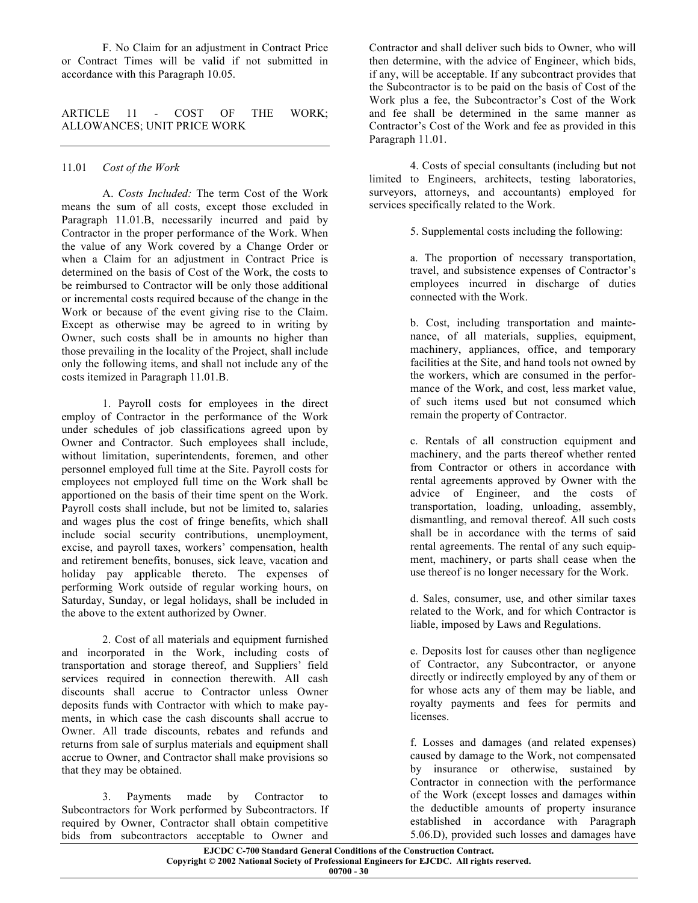F. No Claim for an adjustment in Contract Price or Contract Times will be valid if not submitted in accordance with this Paragraph 10.05.

## ARTICLE 11 - COST OF THE WORK; ALLOWANCES; UNIT PRICE WORK

### 11.01 *Cost of the Work*

A. *Costs Included:* The term Cost of the Work means the sum of all costs, except those excluded in Paragraph 11.01.B, necessarily incurred and paid by Contractor in the proper performance of the Work. When the value of any Work covered by a Change Order or when a Claim for an adjustment in Contract Price is determined on the basis of Cost of the Work, the costs to be reimbursed to Contractor will be only those additional or incremental costs required because of the change in the Work or because of the event giving rise to the Claim. Except as otherwise may be agreed to in writing by Owner, such costs shall be in amounts no higher than those prevailing in the locality of the Project, shall include only the following items, and shall not include any of the costs itemized in Paragraph 11.01.B.

1. Payroll costs for employees in the direct employ of Contractor in the performance of the Work under schedules of job classifications agreed upon by Owner and Contractor. Such employees shall include, without limitation, superintendents, foremen, and other personnel employed full time at the Site. Payroll costs for employees not employed full time on the Work shall be apportioned on the basis of their time spent on the Work. Payroll costs shall include, but not be limited to, salaries and wages plus the cost of fringe benefits, which shall include social security contributions, unemployment, excise, and payroll taxes, workers' compensation, health and retirement benefits, bonuses, sick leave, vacation and holiday pay applicable thereto. The expenses of performing Work outside of regular working hours, on Saturday, Sunday, or legal holidays, shall be included in the above to the extent authorized by Owner.

2. Cost of all materials and equipment furnished and incorporated in the Work, including costs of transportation and storage thereof, and Suppliers' field services required in connection therewith. All cash discounts shall accrue to Contractor unless Owner deposits funds with Contractor with which to make payments, in which case the cash discounts shall accrue to Owner. All trade discounts, rebates and refunds and returns from sale of surplus materials and equipment shall accrue to Owner, and Contractor shall make provisions so that they may be obtained.

3. Payments made by Contractor to Subcontractors for Work performed by Subcontractors. If required by Owner, Contractor shall obtain competitive bids from subcontractors acceptable to Owner and Contractor and shall deliver such bids to Owner, who will then determine, with the advice of Engineer, which bids, if any, will be acceptable. If any subcontract provides that the Subcontractor is to be paid on the basis of Cost of the Work plus a fee, the Subcontractor's Cost of the Work and fee shall be determined in the same manner as Contractor's Cost of the Work and fee as provided in this Paragraph 11.01.

4. Costs of special consultants (including but not limited to Engineers, architects, testing laboratories, surveyors, attorneys, and accountants) employed for services specifically related to the Work.

5. Supplemental costs including the following:

a. The proportion of necessary transportation, travel, and subsistence expenses of Contractor's employees incurred in discharge of duties connected with the Work.

b. Cost, including transportation and maintenance, of all materials, supplies, equipment, machinery, appliances, office, and temporary facilities at the Site, and hand tools not owned by the workers, which are consumed in the performance of the Work, and cost, less market value, of such items used but not consumed which remain the property of Contractor.

c. Rentals of all construction equipment and machinery, and the parts thereof whether rented from Contractor or others in accordance with rental agreements approved by Owner with the advice of Engineer, and the costs of transportation, loading, unloading, assembly, dismantling, and removal thereof. All such costs shall be in accordance with the terms of said rental agreements. The rental of any such equipment, machinery, or parts shall cease when the use thereof is no longer necessary for the Work.

d. Sales, consumer, use, and other similar taxes related to the Work, and for which Contractor is liable, imposed by Laws and Regulations.

e. Deposits lost for causes other than negligence of Contractor, any Subcontractor, or anyone directly or indirectly employed by any of them or for whose acts any of them may be liable, and royalty payments and fees for permits and licenses.

f. Losses and damages (and related expenses) caused by damage to the Work, not compensated by insurance or otherwise, sustained by Contractor in connection with the performance of the Work (except losses and damages within the deductible amounts of property insurance established in accordance with Paragraph 5.06.D), provided such losses and damages have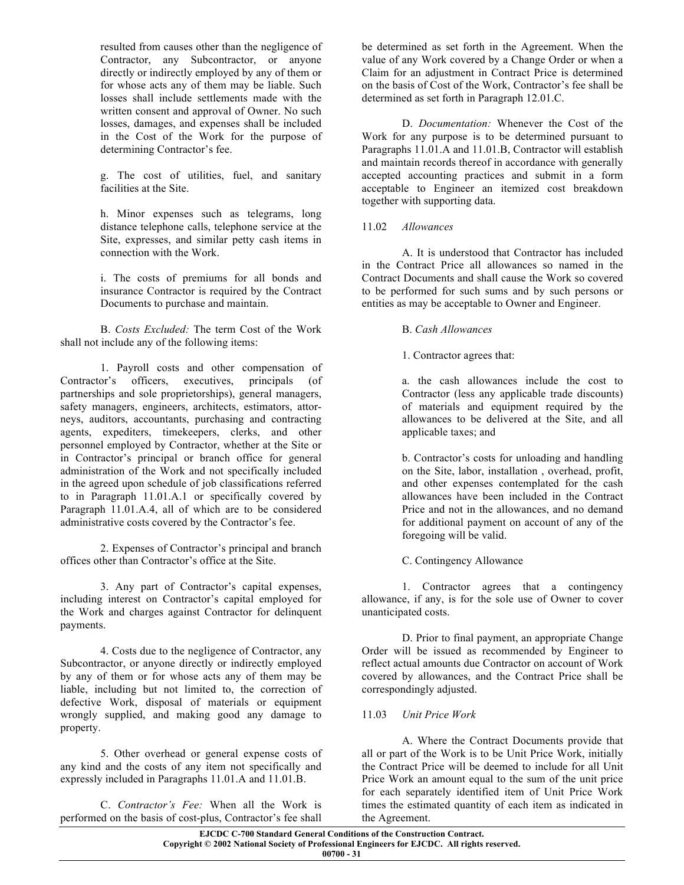resulted from causes other than the negligence of Contractor, any Subcontractor, or anyone directly or indirectly employed by any of them or for whose acts any of them may be liable. Such losses shall include settlements made with the written consent and approval of Owner. No such losses, damages, and expenses shall be included in the Cost of the Work for the purpose of determining Contractor's fee.

g. The cost of utilities, fuel, and sanitary facilities at the Site.

h. Minor expenses such as telegrams, long distance telephone calls, telephone service at the Site, expresses, and similar petty cash items in connection with the Work.

i. The costs of premiums for all bonds and insurance Contractor is required by the Contract Documents to purchase and maintain.

B. *Costs Excluded:* The term Cost of the Work shall not include any of the following items:

1. Payroll costs and other compensation of Contractor's officers, executives, principals (of partnerships and sole proprietorships), general managers, safety managers, engineers, architects, estimators, attorneys, auditors, accountants, purchasing and contracting agents, expediters, timekeepers, clerks, and other personnel employed by Contractor, whether at the Site or in Contractor's principal or branch office for general administration of the Work and not specifically included in the agreed upon schedule of job classifications referred to in Paragraph 11.01.A.1 or specifically covered by Paragraph 11.01.A.4, all of which are to be considered administrative costs covered by the Contractor's fee.

2. Expenses of Contractor's principal and branch offices other than Contractor's office at the Site.

3. Any part of Contractor's capital expenses, including interest on Contractor's capital employed for the Work and charges against Contractor for delinquent payments.

4. Costs due to the negligence of Contractor, any Subcontractor, or anyone directly or indirectly employed by any of them or for whose acts any of them may be liable, including but not limited to, the correction of defective Work, disposal of materials or equipment wrongly supplied, and making good any damage to property.

5. Other overhead or general expense costs of any kind and the costs of any item not specifically and expressly included in Paragraphs 11.01.A and 11.01.B.

C. *Contractor's Fee:* When all the Work is performed on the basis of cost-plus, Contractor's fee shall be determined as set forth in the Agreement. When the value of any Work covered by a Change Order or when a Claim for an adjustment in Contract Price is determined on the basis of Cost of the Work, Contractor's fee shall be determined as set forth in Paragraph 12.01.C.

D. *Documentation:* Whenever the Cost of the Work for any purpose is to be determined pursuant to Paragraphs 11.01.A and 11.01.B, Contractor will establish and maintain records thereof in accordance with generally accepted accounting practices and submit in a form acceptable to Engineer an itemized cost breakdown together with supporting data.

11.02 *Allowances*

A. It is understood that Contractor has included in the Contract Price all allowances so named in the Contract Documents and shall cause the Work so covered to be performed for such sums and by such persons or entities as may be acceptable to Owner and Engineer.

B. *Cash Allowances*

1. Contractor agrees that:

a. the cash allowances include the cost to Contractor (less any applicable trade discounts) of materials and equipment required by the allowances to be delivered at the Site, and all applicable taxes; and

b. Contractor's costs for unloading and handling on the Site, labor, installation , overhead, profit, and other expenses contemplated for the cash allowances have been included in the Contract Price and not in the allowances, and no demand for additional payment on account of any of the foregoing will be valid.

C. Contingency Allowance

1. Contractor agrees that a contingency allowance, if any, is for the sole use of Owner to cover unanticipated costs.

D. Prior to final payment, an appropriate Change Order will be issued as recommended by Engineer to reflect actual amounts due Contractor on account of Work covered by allowances, and the Contract Price shall be correspondingly adjusted.

11.03 *Unit Price Work*

A. Where the Contract Documents provide that all or part of the Work is to be Unit Price Work, initially the Contract Price will be deemed to include for all Unit Price Work an amount equal to the sum of the unit price for each separately identified item of Unit Price Work times the estimated quantity of each item as indicated in the Agreement.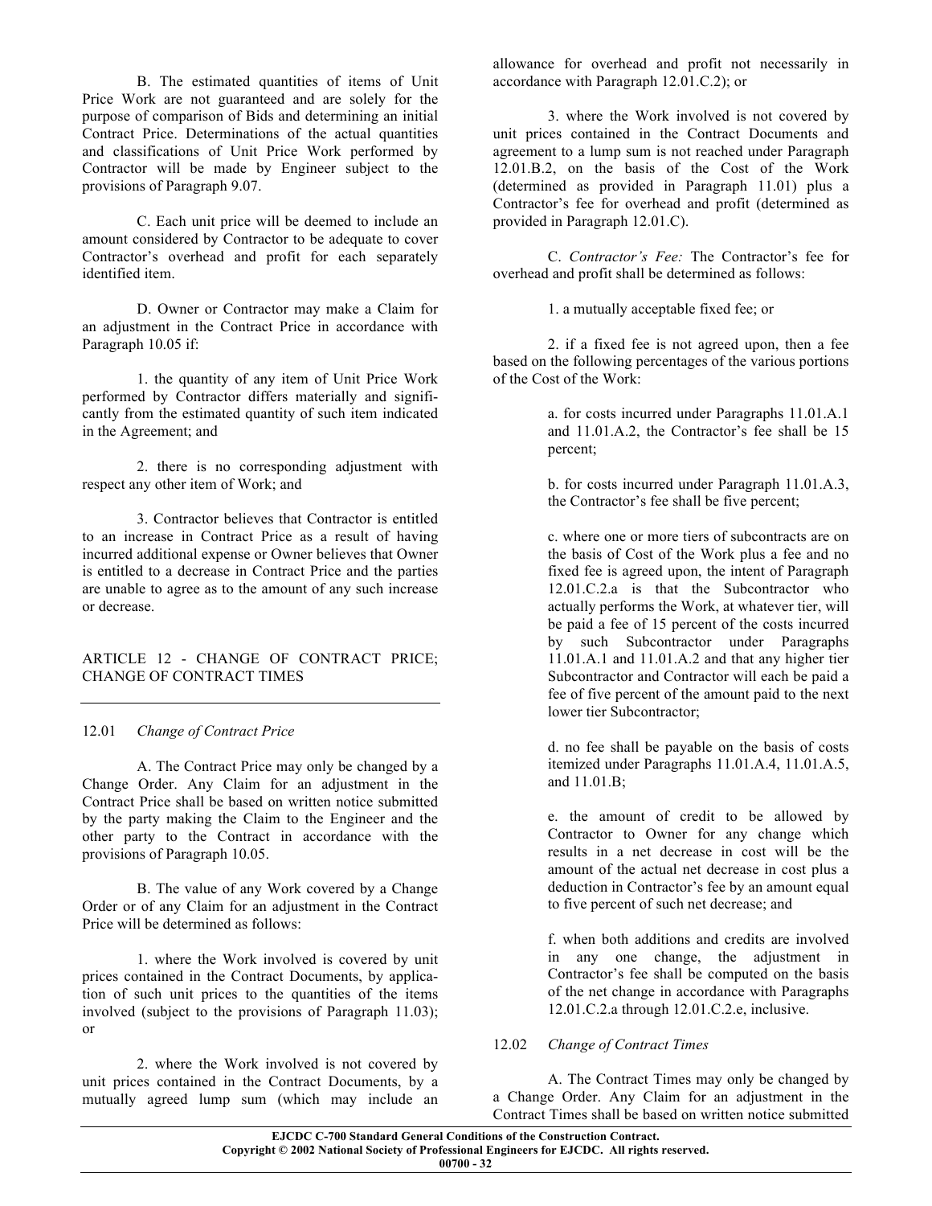B. The estimated quantities of items of Unit Price Work are not guaranteed and are solely for the purpose of comparison of Bids and determining an initial Contract Price. Determinations of the actual quantities and classifications of Unit Price Work performed by Contractor will be made by Engineer subject to the provisions of Paragraph 9.07.

C. Each unit price will be deemed to include an amount considered by Contractor to be adequate to cover Contractor's overhead and profit for each separately identified item.

D. Owner or Contractor may make a Claim for an adjustment in the Contract Price in accordance with Paragraph 10.05 if:

1. the quantity of any item of Unit Price Work performed by Contractor differs materially and significantly from the estimated quantity of such item indicated in the Agreement; and

2. there is no corresponding adjustment with respect any other item of Work; and

3. Contractor believes that Contractor is entitled to an increase in Contract Price as a result of having incurred additional expense or Owner believes that Owner is entitled to a decrease in Contract Price and the parties are unable to agree as to the amount of any such increase or decrease.

## ARTICLE 12 - CHANGE OF CONTRACT PRICE; CHANGE OF CONTRACT TIMES

### 12.01 *Change of Contract Price*

A. The Contract Price may only be changed by a Change Order. Any Claim for an adjustment in the Contract Price shall be based on written notice submitted by the party making the Claim to the Engineer and the other party to the Contract in accordance with the provisions of Paragraph 10.05.

B. The value of any Work covered by a Change Order or of any Claim for an adjustment in the Contract Price will be determined as follows:

1. where the Work involved is covered by unit prices contained in the Contract Documents, by application of such unit prices to the quantities of the items involved (subject to the provisions of Paragraph 11.03); or

2. where the Work involved is not covered by unit prices contained in the Contract Documents, by a mutually agreed lump sum (which may include an allowance for overhead and profit not necessarily in accordance with Paragraph 12.01.C.2); or

3. where the Work involved is not covered by unit prices contained in the Contract Documents and agreement to a lump sum is not reached under Paragraph 12.01.B.2, on the basis of the Cost of the Work (determined as provided in Paragraph 11.01) plus a Contractor's fee for overhead and profit (determined as provided in Paragraph 12.01.C).

C. *Contractor's Fee:* The Contractor's fee for overhead and profit shall be determined as follows:

1. a mutually acceptable fixed fee; or

2. if a fixed fee is not agreed upon, then a fee based on the following percentages of the various portions of the Cost of the Work:

a. for costs incurred under Paragraphs 11.01.A.1 and 11.01.A.2, the Contractor's fee shall be 15 percent;

b. for costs incurred under Paragraph 11.01.A.3, the Contractor's fee shall be five percent;

c. where one or more tiers of subcontracts are on the basis of Cost of the Work plus a fee and no fixed fee is agreed upon, the intent of Paragraph 12.01.C.2.a is that the Subcontractor who actually performs the Work, at whatever tier, will be paid a fee of 15 percent of the costs incurred by such Subcontractor under Paragraphs 11.01.A.1 and 11.01.A.2 and that any higher tier Subcontractor and Contractor will each be paid a fee of five percent of the amount paid to the next lower tier Subcontractor;

d. no fee shall be payable on the basis of costs itemized under Paragraphs 11.01.A.4, 11.01.A.5, and 11.01.B;

e. the amount of credit to be allowed by Contractor to Owner for any change which results in a net decrease in cost will be the amount of the actual net decrease in cost plus a deduction in Contractor's fee by an amount equal to five percent of such net decrease; and

f. when both additions and credits are involved in any one change, the adjustment in Contractor's fee shall be computed on the basis of the net change in accordance with Paragraphs 12.01.C.2.a through 12.01.C.2.e, inclusive.

### 12.02 *Change of Contract Times*

A. The Contract Times may only be changed by a Change Order. Any Claim for an adjustment in the Contract Times shall be based on written notice submitted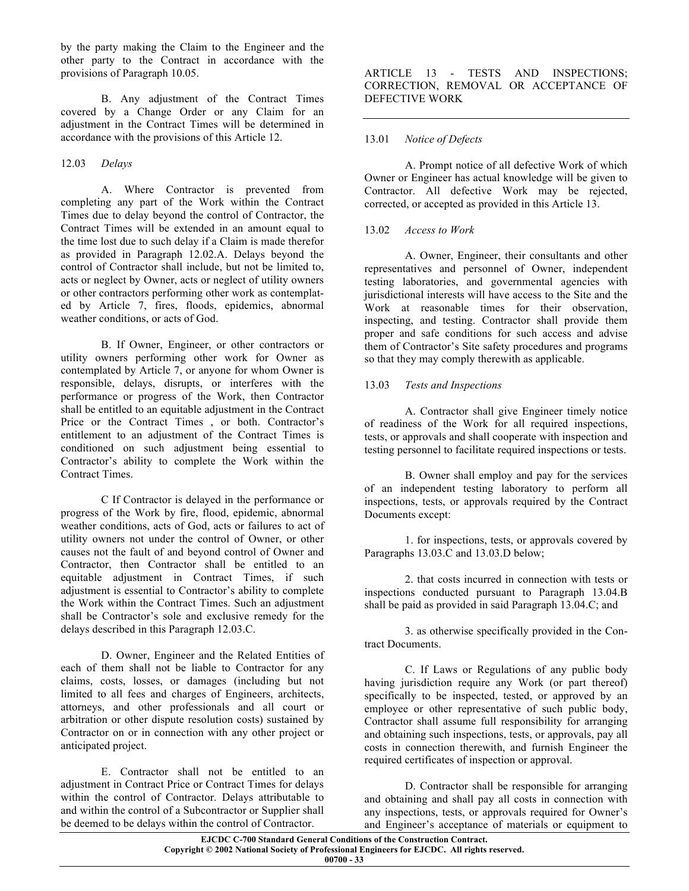by the party making the Claim to the Engineer and the other party to the Contract in accordance with the provisions of Paragraph 10.05.

B. Any adjustment of the Contract Times covered by a Change Order or any Claim for an adjustment in the Contract Times will be determined in accordance with the provisions of this Article 12.

12.03 *Delays*

A. Where Contractor is prevented from completing any part of the Work within the Contract Times due to delay beyond the control of Contractor, the Contract Times will be extended in an amount equal to the time lost due to such delay if a Claim is made therefor as provided in Paragraph 12.02.A. Delays beyond the control of Contractor shall include, but not be limited to, acts or neglect by Owner, acts or neglect of utility owners or other contractors performing other work as contemplated by Article 7, fires, floods, epidemics, abnormal weather conditions, or acts of God.

B. If Owner, Engineer, or other contractors or utility owners performing other work for Owner as contemplated by Article 7, or anyone for whom Owner is responsible, delays, disrupts, or interferes with the performance or progress of the Work, then Contractor shall be entitled to an equitable adjustment in the Contract Price or the Contract Times , or both. Contractor's entitlement to an adjustment of the Contract Times is conditioned on such adjustment being essential to Contractor's ability to complete the Work within the Contract Times.

C If Contractor is delayed in the performance or progress of the Work by fire, flood, epidemic, abnormal weather conditions, acts of God, acts or failures to act of utility owners not under the control of Owner, or other causes not the fault of and beyond control of Owner and Contractor, then Contractor shall be entitled to an equitable adjustment in Contract Times, if such adjustment is essential to Contractor's ability to complete the Work within the Contract Times. Such an adjustment shall be Contractor's sole and exclusive remedy for the delays described in this Paragraph 12.03.C.

D. Owner, Engineer and the Related Entities of each of them shall not be liable to Contractor for any claims, costs, losses, or damages (including but not limited to all fees and charges of Engineers, architects, attorneys, and other professionals and all court or arbitration or other dispute resolution costs) sustained by Contractor on or in connection with any other project or anticipated project.

E. Contractor shall not be entitled to an adjustment in Contract Price or Contract Times for delays within the control of Contractor. Delays attributable to and within the control of a Subcontractor or Supplier shall be deemed to be delays within the control of Contractor.

## ARTICLE 13 - TESTS AND INSPECTIONS; CORRECTION, REMOVAL OR ACCEPTANCE OF DEFECTIVE WORK

13.01 *Notice of Defects*

A. Prompt notice of all defective Work of which Owner or Engineer has actual knowledge will be given to Contractor. All defective Work may be rejected, corrected, or accepted as provided in this Article 13.

13.02 *Access to Work*

A. Owner, Engineer, their consultants and other representatives and personnel of Owner, independent testing laboratories, and governmental agencies with jurisdictional interests will have access to the Site and the Work at reasonable times for their observation, inspecting, and testing. Contractor shall provide them proper and safe conditions for such access and advise them of Contractor's Site safety procedures and programs so that they may comply therewith as applicable.

13.03 *Tests and Inspections*

A. Contractor shall give Engineer timely notice of readiness of the Work for all required inspections, tests, or approvals and shall cooperate with inspection and testing personnel to facilitate required inspections or tests.

B. Owner shall employ and pay for the services of an independent testing laboratory to perform all inspections, tests, or approvals required by the Contract Documents except:

1. for inspections, tests, or approvals covered by Paragraphs 13.03.C and 13.03.D below;

2. that costs incurred in connection with tests or inspections conducted pursuant to Paragraph 13.04.B shall be paid as provided in said Paragraph 13.04.C; and

3. as otherwise specifically provided in the Contract Documents.

C. If Laws or Regulations of any public body having jurisdiction require any Work (or part thereof) specifically to be inspected, tested, or approved by an employee or other representative of such public body, Contractor shall assume full responsibility for arranging and obtaining such inspections, tests, or approvals, pay all costs in connection therewith, and furnish Engineer the required certificates of inspection or approval.

D. Contractor shall be responsible for arranging and obtaining and shall pay all costs in connection with any inspections, tests, or approvals required for Owner's and Engineer's acceptance of materials or equipment to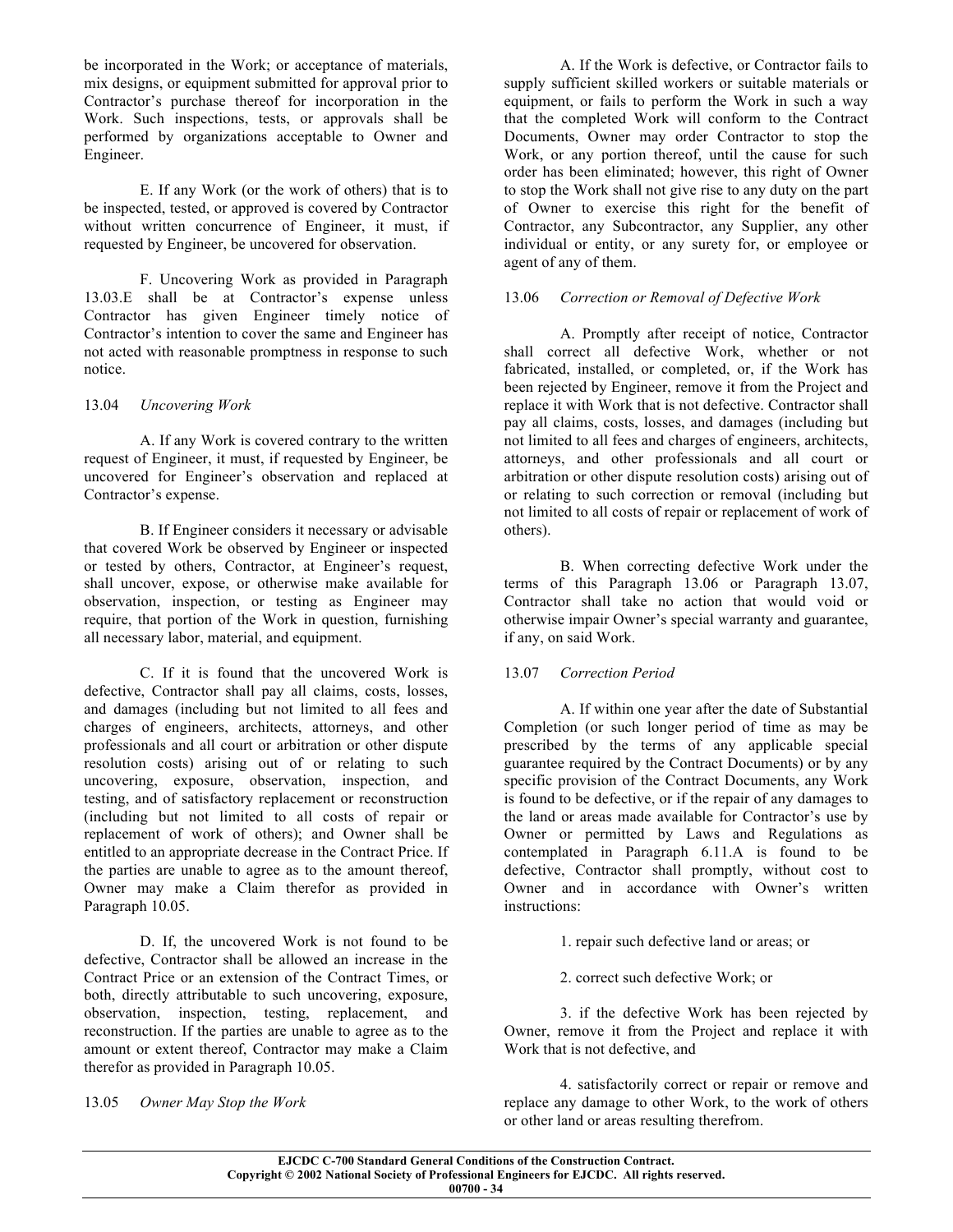be incorporated in the Work; or acceptance of materials, mix designs, or equipment submitted for approval prior to Contractor's purchase thereof for incorporation in the Work. Such inspections, tests, or approvals shall be performed by organizations acceptable to Owner and Engineer.

E. If any Work (or the work of others) that is to be inspected, tested, or approved is covered by Contractor without written concurrence of Engineer, it must, if requested by Engineer, be uncovered for observation.

F. Uncovering Work as provided in Paragraph 13.03.E shall be at Contractor's expense unless Contractor has given Engineer timely notice of Contractor's intention to cover the same and Engineer has not acted with reasonable promptness in response to such notice.

13.04 *Uncovering Work*

A. If any Work is covered contrary to the written request of Engineer, it must, if requested by Engineer, be uncovered for Engineer's observation and replaced at Contractor's expense.

B. If Engineer considers it necessary or advisable that covered Work be observed by Engineer or inspected or tested by others, Contractor, at Engineer's request, shall uncover, expose, or otherwise make available for observation, inspection, or testing as Engineer may require, that portion of the Work in question, furnishing all necessary labor, material, and equipment.

C. If it is found that the uncovered Work is defective, Contractor shall pay all claims, costs, losses, and damages (including but not limited to all fees and charges of engineers, architects, attorneys, and other professionals and all court or arbitration or other dispute resolution costs) arising out of or relating to such uncovering, exposure, observation, inspection, and testing, and of satisfactory replacement or reconstruction (including but not limited to all costs of repair or replacement of work of others); and Owner shall be entitled to an appropriate decrease in the Contract Price. If the parties are unable to agree as to the amount thereof, Owner may make a Claim therefor as provided in Paragraph 10.05.

D. If, the uncovered Work is not found to be defective, Contractor shall be allowed an increase in the Contract Price or an extension of the Contract Times, or both, directly attributable to such uncovering, exposure, observation, inspection, testing, replacement, and reconstruction. If the parties are unable to agree as to the amount or extent thereof, Contractor may make a Claim therefor as provided in Paragraph 10.05.

13.05 *Owner May Stop the Work*

A. If the Work is defective, or Contractor fails to supply sufficient skilled workers or suitable materials or equipment, or fails to perform the Work in such a way that the completed Work will conform to the Contract Documents, Owner may order Contractor to stop the Work, or any portion thereof, until the cause for such order has been eliminated; however, this right of Owner to stop the Work shall not give rise to any duty on the part of Owner to exercise this right for the benefit of Contractor, any Subcontractor, any Supplier, any other individual or entity, or any surety for, or employee or agent of any of them.

13.06 *Correction or Removal of Defective Work*

A. Promptly after receipt of notice, Contractor shall correct all defective Work, whether or not fabricated, installed, or completed, or, if the Work has been rejected by Engineer, remove it from the Project and replace it with Work that is not defective. Contractor shall pay all claims, costs, losses, and damages (including but not limited to all fees and charges of engineers, architects, attorneys, and other professionals and all court or arbitration or other dispute resolution costs) arising out of or relating to such correction or removal (including but not limited to all costs of repair or replacement of work of others).

B. When correcting defective Work under the terms of this Paragraph 13.06 or Paragraph 13.07, Contractor shall take no action that would void or otherwise impair Owner's special warranty and guarantee, if any, on said Work.

13.07 *Correction Period*

A. If within one year after the date of Substantial Completion (or such longer period of time as may be prescribed by the terms of any applicable special guarantee required by the Contract Documents) or by any specific provision of the Contract Documents, any Work is found to be defective, or if the repair of any damages to the land or areas made available for Contractor's use by Owner or permitted by Laws and Regulations as contemplated in Paragraph 6.11.A is found to be defective, Contractor shall promptly, without cost to Owner and in accordance with Owner's written instructions:

1. repair such defective land or areas; or

2. correct such defective Work; or

3. if the defective Work has been rejected by Owner, remove it from the Project and replace it with Work that is not defective, and

4. satisfactorily correct or repair or remove and replace any damage to other Work, to the work of others or other land or areas resulting therefrom.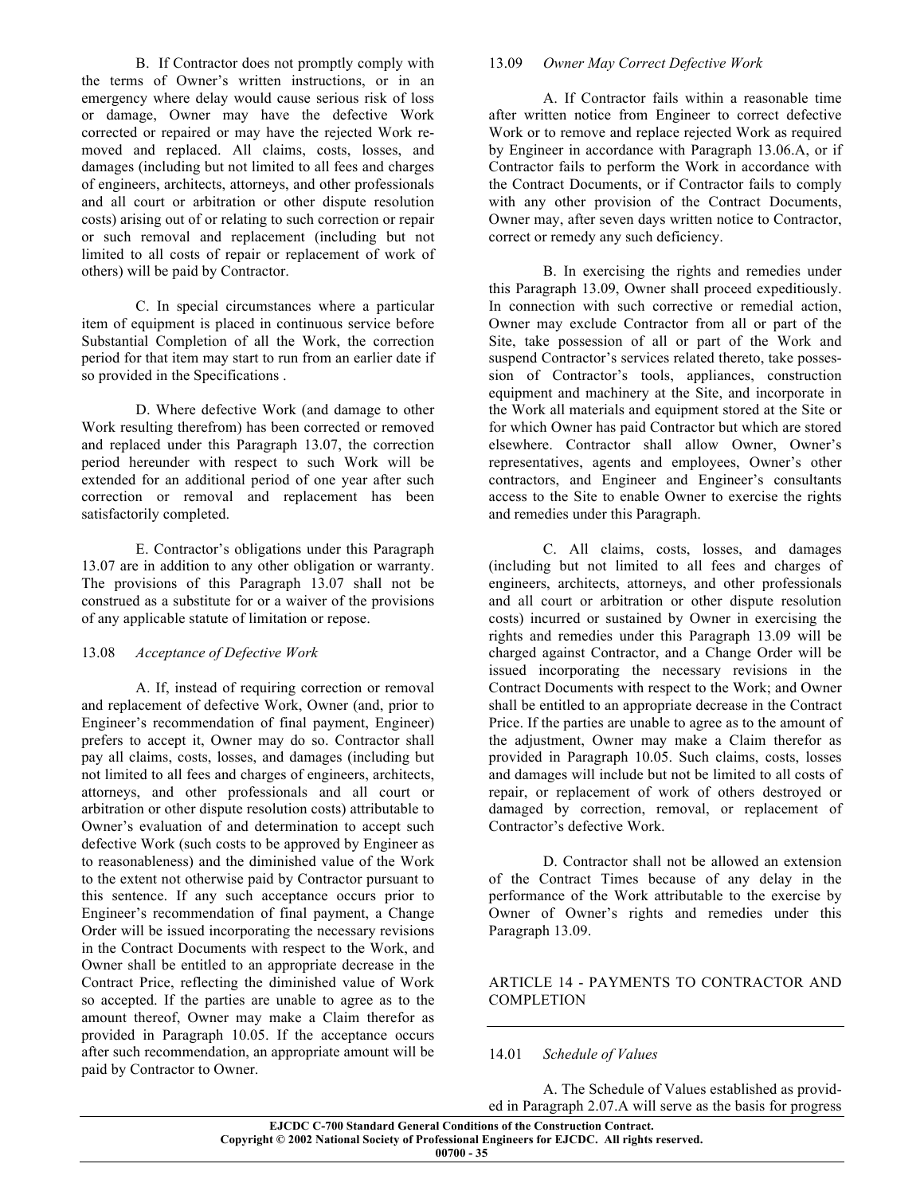B. If Contractor does not promptly comply with the terms of Owner's written instructions, or in an emergency where delay would cause serious risk of loss or damage, Owner may have the defective Work corrected or repaired or may have the rejected Work removed and replaced. All claims, costs, losses, and damages (including but not limited to all fees and charges of engineers, architects, attorneys, and other professionals and all court or arbitration or other dispute resolution costs) arising out of or relating to such correction or repair or such removal and replacement (including but not limited to all costs of repair or replacement of work of others) will be paid by Contractor.

C. In special circumstances where a particular item of equipment is placed in continuous service before Substantial Completion of all the Work, the correction period for that item may start to run from an earlier date if so provided in the Specifications .

D. Where defective Work (and damage to other Work resulting therefrom) has been corrected or removed and replaced under this Paragraph 13.07, the correction period hereunder with respect to such Work will be extended for an additional period of one year after such correction or removal and replacement has been satisfactorily completed.

E. Contractor's obligations under this Paragraph 13.07 are in addition to any other obligation or warranty. The provisions of this Paragraph 13.07 shall not be construed as a substitute for or a waiver of the provisions of any applicable statute of limitation or repose.

### 13.08 *Acceptance of Defective Work*

A. If, instead of requiring correction or removal and replacement of defective Work, Owner (and, prior to Engineer's recommendation of final payment, Engineer) prefers to accept it, Owner may do so. Contractor shall pay all claims, costs, losses, and damages (including but not limited to all fees and charges of engineers, architects, attorneys, and other professionals and all court or arbitration or other dispute resolution costs) attributable to Owner's evaluation of and determination to accept such defective Work (such costs to be approved by Engineer as to reasonableness) and the diminished value of the Work to the extent not otherwise paid by Contractor pursuant to this sentence. If any such acceptance occurs prior to Engineer's recommendation of final payment, a Change Order will be issued incorporating the necessary revisions in the Contract Documents with respect to the Work, and Owner shall be entitled to an appropriate decrease in the Contract Price, reflecting the diminished value of Work so accepted. If the parties are unable to agree as to the amount thereof, Owner may make a Claim therefor as provided in Paragraph 10.05. If the acceptance occurs after such recommendation, an appropriate amount will be paid by Contractor to Owner.

### 13.09 *Owner May Correct Defective Work*

A. If Contractor fails within a reasonable time after written notice from Engineer to correct defective Work or to remove and replace rejected Work as required by Engineer in accordance with Paragraph 13.06.A, or if Contractor fails to perform the Work in accordance with the Contract Documents, or if Contractor fails to comply with any other provision of the Contract Documents, Owner may, after seven days written notice to Contractor, correct or remedy any such deficiency.

B. In exercising the rights and remedies under this Paragraph 13.09, Owner shall proceed expeditiously. In connection with such corrective or remedial action, Owner may exclude Contractor from all or part of the Site, take possession of all or part of the Work and suspend Contractor's services related thereto, take possession of Contractor's tools, appliances, construction equipment and machinery at the Site, and incorporate in the Work all materials and equipment stored at the Site or for which Owner has paid Contractor but which are stored elsewhere. Contractor shall allow Owner, Owner's representatives, agents and employees, Owner's other contractors, and Engineer and Engineer's consultants access to the Site to enable Owner to exercise the rights and remedies under this Paragraph.

C. All claims, costs, losses, and damages (including but not limited to all fees and charges of engineers, architects, attorneys, and other professionals and all court or arbitration or other dispute resolution costs) incurred or sustained by Owner in exercising the rights and remedies under this Paragraph 13.09 will be charged against Contractor, and a Change Order will be issued incorporating the necessary revisions in the Contract Documents with respect to the Work; and Owner shall be entitled to an appropriate decrease in the Contract Price. If the parties are unable to agree as to the amount of the adjustment, Owner may make a Claim therefor as provided in Paragraph 10.05. Such claims, costs, losses and damages will include but not be limited to all costs of repair, or replacement of work of others destroyed or damaged by correction, removal, or replacement of Contractor's defective Work.

D. Contractor shall not be allowed an extension of the Contract Times because of any delay in the performance of the Work attributable to the exercise by Owner of Owner's rights and remedies under this Paragraph 13.09.

## ARTICLE 14 - PAYMENTS TO CONTRACTOR AND COMPLETION

### 14.01 *Schedule of Values*

A. The Schedule of Values established as provided in Paragraph 2.07.A will serve as the basis for progress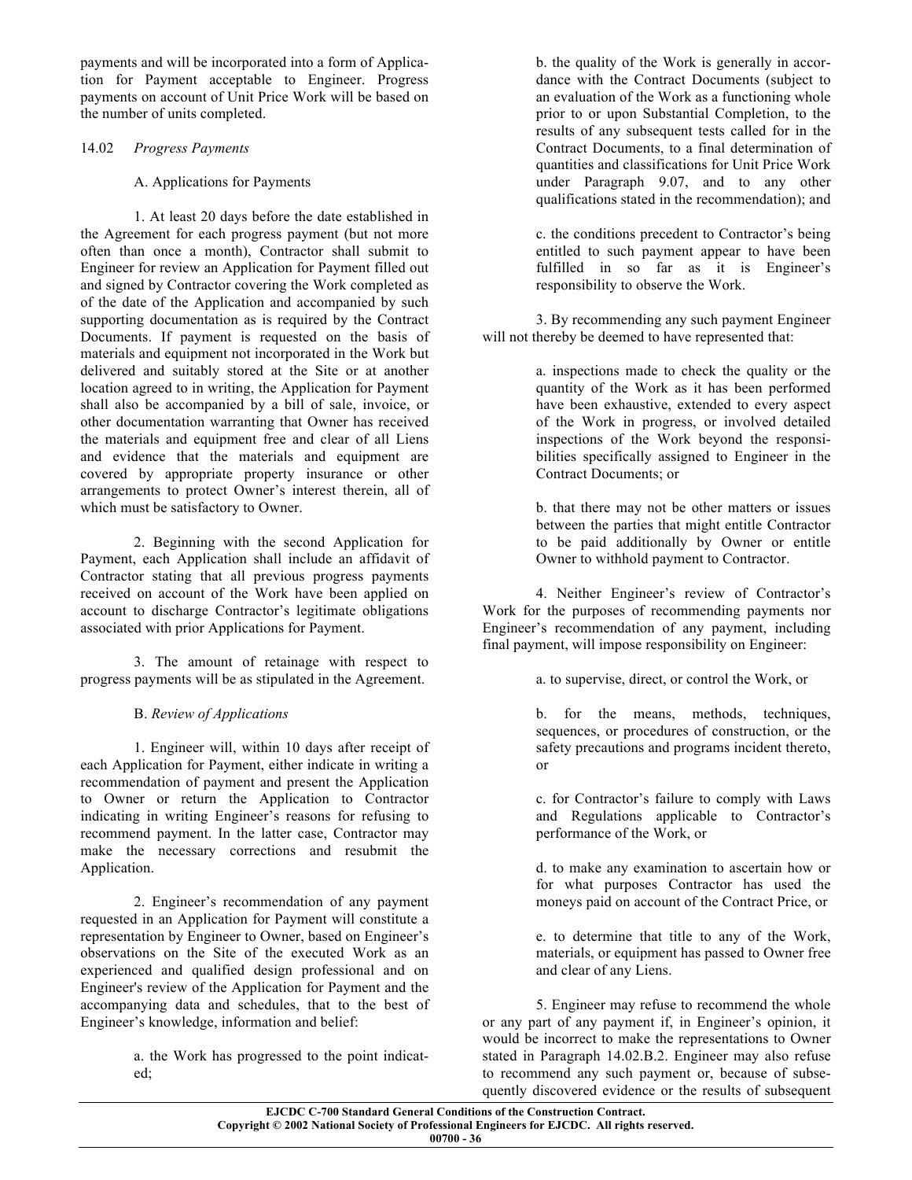payments and will be incorporated into a form of Application for Payment acceptable to Engineer. Progress payments on account of Unit Price Work will be based on the number of units completed.

14.02 *Progress Payments*

A. Applications for Payments

1. At least 20 days before the date established in the Agreement for each progress payment (but not more often than once a month), Contractor shall submit to Engineer for review an Application for Payment filled out and signed by Contractor covering the Work completed as of the date of the Application and accompanied by such supporting documentation as is required by the Contract Documents. If payment is requested on the basis of materials and equipment not incorporated in the Work but delivered and suitably stored at the Site or at another location agreed to in writing, the Application for Payment shall also be accompanied by a bill of sale, invoice, or other documentation warranting that Owner has received the materials and equipment free and clear of all Liens and evidence that the materials and equipment are covered by appropriate property insurance or other arrangements to protect Owner's interest therein, all of which must be satisfactory to Owner.

2. Beginning with the second Application for Payment, each Application shall include an affidavit of Contractor stating that all previous progress payments received on account of the Work have been applied on account to discharge Contractor's legitimate obligations associated with prior Applications for Payment.

3. The amount of retainage with respect to progress payments will be as stipulated in the Agreement.

B. *Review of Applications*

1. Engineer will, within 10 days after receipt of each Application for Payment, either indicate in writing a recommendation of payment and present the Application to Owner or return the Application to Contractor indicating in writing Engineer's reasons for refusing to recommend payment. In the latter case, Contractor may make the necessary corrections and resubmit the Application.

2. Engineer's recommendation of any payment requested in an Application for Payment will constitute a representation by Engineer to Owner, based on Engineer's observations on the Site of the executed Work as an experienced and qualified design professional and on Engineer's review of the Application for Payment and the accompanying data and schedules, that to the best of Engineer's knowledge, information and belief:

a. the Work has progressed to the point indicated;

b. the quality of the Work is generally in accordance with the Contract Documents (subject to an evaluation of the Work as a functioning whole prior to or upon Substantial Completion, to the results of any subsequent tests called for in the Contract Documents, to a final determination of quantities and classifications for Unit Price Work under Paragraph 9.07, and to any other qualifications stated in the recommendation); and

c. the conditions precedent to Contractor's being entitled to such payment appear to have been fulfilled in so far as it is Engineer's responsibility to observe the Work.

3. By recommending any such payment Engineer will not thereby be deemed to have represented that:

a. inspections made to check the quality or the quantity of the Work as it has been performed have been exhaustive, extended to every aspect of the Work in progress, or involved detailed inspections of the Work beyond the responsibilities specifically assigned to Engineer in the Contract Documents; or

b. that there may not be other matters or issues between the parties that might entitle Contractor to be paid additionally by Owner or entitle Owner to withhold payment to Contractor.

4. Neither Engineer's review of Contractor's Work for the purposes of recommending payments nor Engineer's recommendation of any payment, including final payment, will impose responsibility on Engineer:

a. to supervise, direct, or control the Work, or

b. for the means, methods, techniques, sequences, or procedures of construction, or the safety precautions and programs incident thereto, or

c. for Contractor's failure to comply with Laws and Regulations applicable to Contractor's performance of the Work, or

d. to make any examination to ascertain how or for what purposes Contractor has used the moneys paid on account of the Contract Price, or

e. to determine that title to any of the Work, materials, or equipment has passed to Owner free and clear of any Liens.

5. Engineer may refuse to recommend the whole or any part of any payment if, in Engineer's opinion, it would be incorrect to make the representations to Owner stated in Paragraph 14.02.B.2. Engineer may also refuse to recommend any such payment or, because of subsequently discovered evidence or the results of subsequent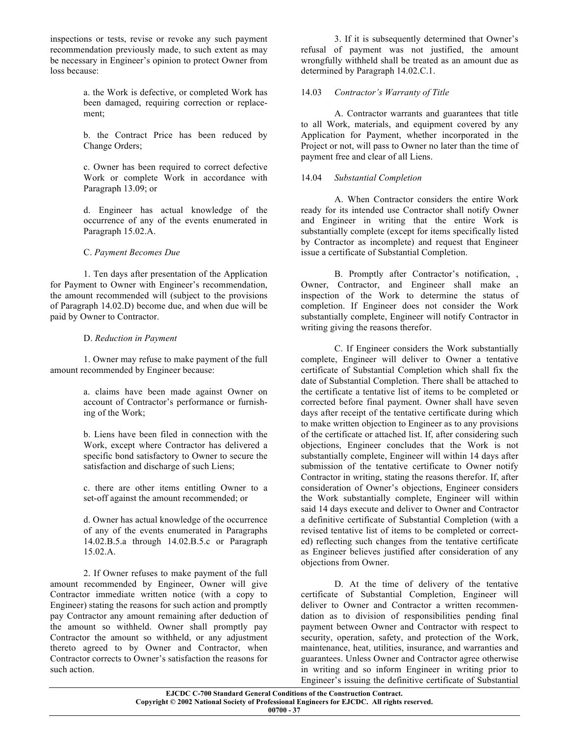inspections or tests, revise or revoke any such payment recommendation previously made, to such extent as may be necessary in Engineer's opinion to protect Owner from loss because:

a. the Work is defective, or completed Work has been damaged, requiring correction or replacement;

b. the Contract Price has been reduced by Change Orders;

c. Owner has been required to correct defective Work or complete Work in accordance with Paragraph 13.09; or

d. Engineer has actual knowledge of the occurrence of any of the events enumerated in Paragraph 15.02.A.

C. *Payment Becomes Due*

1. Ten days after presentation of the Application for Payment to Owner with Engineer's recommendation, the amount recommended will (subject to the provisions of Paragraph 14.02.D) become due, and when due will be paid by Owner to Contractor.

D. *Reduction in Payment*

1. Owner may refuse to make payment of the full amount recommended by Engineer because:

a. claims have been made against Owner on account of Contractor's performance or furnishing of the Work;

b. Liens have been filed in connection with the Work, except where Contractor has delivered a specific bond satisfactory to Owner to secure the satisfaction and discharge of such Liens;

c. there are other items entitling Owner to a set-off against the amount recommended; or

d. Owner has actual knowledge of the occurrence of any of the events enumerated in Paragraphs 14.02.B.5.a through 14.02.B.5.c or Paragraph 15.02.A.

2. If Owner refuses to make payment of the full amount recommended by Engineer, Owner will give Contractor immediate written notice (with a copy to Engineer) stating the reasons for such action and promptly pay Contractor any amount remaining after deduction of the amount so withheld. Owner shall promptly pay Contractor the amount so withheld, or any adjustment thereto agreed to by Owner and Contractor, when Contractor corrects to Owner's satisfaction the reasons for such action.

3. If it is subsequently determined that Owner's refusal of payment was not justified, the amount wrongfully withheld shall be treated as an amount due as determined by Paragraph 14.02.C.1.

### 14.03 *Contractor's Warranty of Title*

A. Contractor warrants and guarantees that title to all Work, materials, and equipment covered by any Application for Payment, whether incorporated in the Project or not, will pass to Owner no later than the time of payment free and clear of all Liens.

### 14.04 *Substantial Completion*

A. When Contractor considers the entire Work ready for its intended use Contractor shall notify Owner and Engineer in writing that the entire Work is substantially complete (except for items specifically listed by Contractor as incomplete) and request that Engineer issue a certificate of Substantial Completion.

B. Promptly after Contractor's notification, , Owner, Contractor, and Engineer shall make an inspection of the Work to determine the status of completion. If Engineer does not consider the Work substantially complete, Engineer will notify Contractor in writing giving the reasons therefor.

C. If Engineer considers the Work substantially complete, Engineer will deliver to Owner a tentative certificate of Substantial Completion which shall fix the date of Substantial Completion. There shall be attached to the certificate a tentative list of items to be completed or corrected before final payment. Owner shall have seven days after receipt of the tentative certificate during which to make written objection to Engineer as to any provisions of the certificate or attached list. If, after considering such objections, Engineer concludes that the Work is not substantially complete, Engineer will within 14 days after submission of the tentative certificate to Owner notify Contractor in writing, stating the reasons therefor. If, after consideration of Owner's objections, Engineer considers the Work substantially complete, Engineer will within said 14 days execute and deliver to Owner and Contractor a definitive certificate of Substantial Completion (with a revised tentative list of items to be completed or corrected) reflecting such changes from the tentative certificate as Engineer believes justified after consideration of any objections from Owner.

D. At the time of delivery of the tentative certificate of Substantial Completion, Engineer will deliver to Owner and Contractor a written recommendation as to division of responsibilities pending final payment between Owner and Contractor with respect to security, operation, safety, and protection of the Work, maintenance, heat, utilities, insurance, and warranties and guarantees. Unless Owner and Contractor agree otherwise in writing and so inform Engineer in writing prior to Engineer's issuing the definitive certificate of Substantial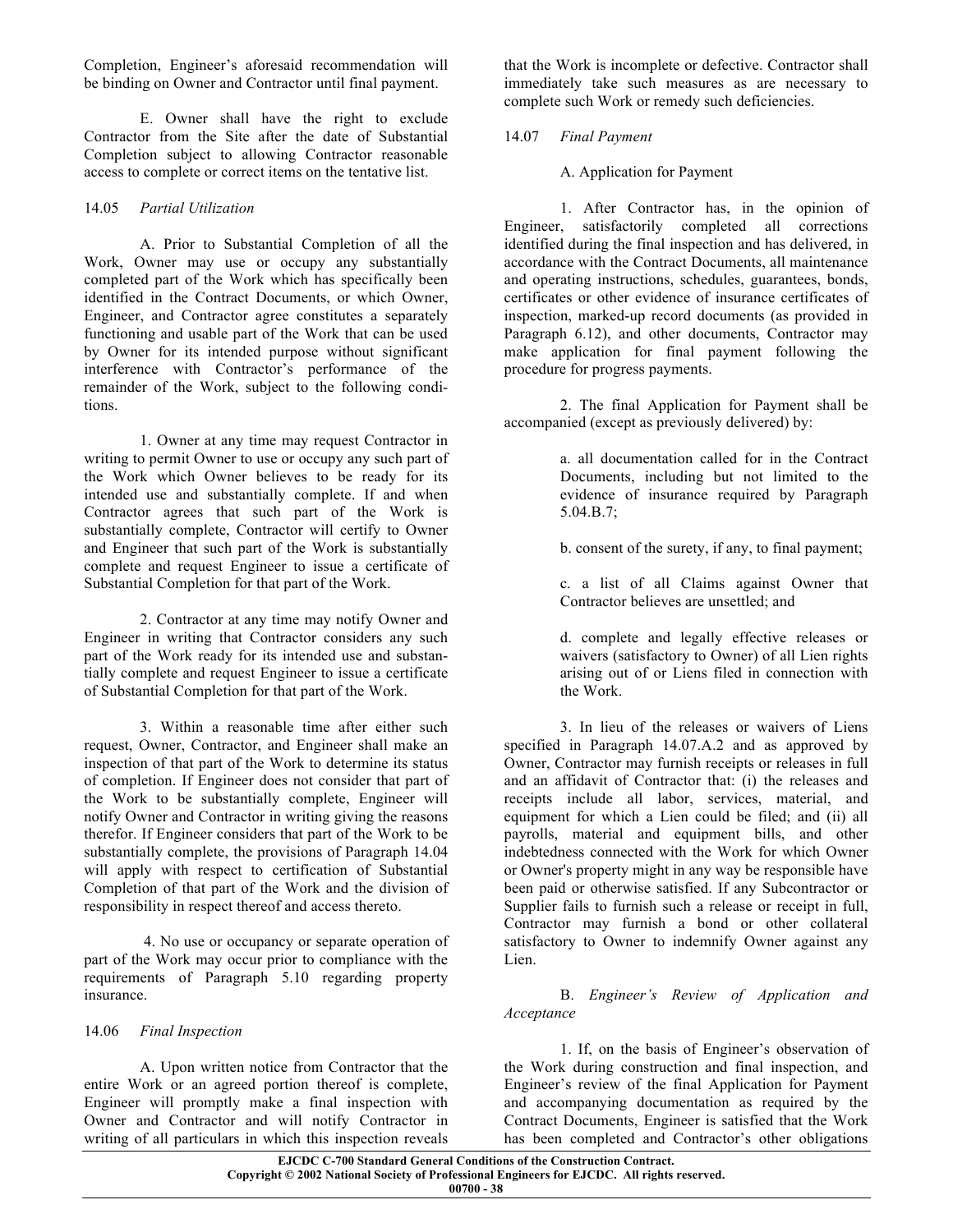Completion, Engineer's aforesaid recommendation will be binding on Owner and Contractor until final payment.

E. Owner shall have the right to exclude Contractor from the Site after the date of Substantial Completion subject to allowing Contractor reasonable access to complete or correct items on the tentative list.

14.05 *Partial Utilization*

A. Prior to Substantial Completion of all the Work, Owner may use or occupy any substantially completed part of the Work which has specifically been identified in the Contract Documents, or which Owner, Engineer, and Contractor agree constitutes a separately functioning and usable part of the Work that can be used by Owner for its intended purpose without significant interference with Contractor's performance of the remainder of the Work, subject to the following conditions.

1. Owner at any time may request Contractor in writing to permit Owner to use or occupy any such part of the Work which Owner believes to be ready for its intended use and substantially complete. If and when Contractor agrees that such part of the Work is substantially complete, Contractor will certify to Owner and Engineer that such part of the Work is substantially complete and request Engineer to issue a certificate of Substantial Completion for that part of the Work.

2. Contractor at any time may notify Owner and Engineer in writing that Contractor considers any such part of the Work ready for its intended use and substantially complete and request Engineer to issue a certificate of Substantial Completion for that part of the Work.

3. Within a reasonable time after either such request, Owner, Contractor, and Engineer shall make an inspection of that part of the Work to determine its status of completion. If Engineer does not consider that part of the Work to be substantially complete, Engineer will notify Owner and Contractor in writing giving the reasons therefor. If Engineer considers that part of the Work to be substantially complete, the provisions of Paragraph 14.04 will apply with respect to certification of Substantial Completion of that part of the Work and the division of responsibility in respect thereof and access thereto.

4. No use or occupancy or separate operation of part of the Work may occur prior to compliance with the requirements of Paragraph 5.10 regarding property insurance.

14.06 *Final Inspection*

A. Upon written notice from Contractor that the entire Work or an agreed portion thereof is complete, Engineer will promptly make a final inspection with Owner and Contractor and will notify Contractor in writing of all particulars in which this inspection reveals that the Work is incomplete or defective. Contractor shall immediately take such measures as are necessary to complete such Work or remedy such deficiencies.

14.07 *Final Payment*

A. Application for Payment

1. After Contractor has, in the opinion of Engineer, satisfactorily completed all corrections identified during the final inspection and has delivered, in accordance with the Contract Documents, all maintenance and operating instructions, schedules, guarantees, bonds, certificates or other evidence of insurance certificates of inspection, marked-up record documents (as provided in Paragraph 6.12), and other documents, Contractor may make application for final payment following the procedure for progress payments.

2. The final Application for Payment shall be accompanied (except as previously delivered) by:

a. all documentation called for in the Contract Documents, including but not limited to the evidence of insurance required by Paragraph 5.04.B.7;

b. consent of the surety, if any, to final payment;

c. a list of all Claims against Owner that Contractor believes are unsettled; and

d. complete and legally effective releases or waivers (satisfactory to Owner) of all Lien rights arising out of or Liens filed in connection with the Work.

3. In lieu of the releases or waivers of Liens specified in Paragraph 14.07.A.2 and as approved by Owner, Contractor may furnish receipts or releases in full and an affidavit of Contractor that: (i) the releases and receipts include all labor, services, material, and equipment for which a Lien could be filed; and (ii) all payrolls, material and equipment bills, and other indebtedness connected with the Work for which Owner or Owner's property might in any way be responsible have been paid or otherwise satisfied. If any Subcontractor or Supplier fails to furnish such a release or receipt in full, Contractor may furnish a bond or other collateral satisfactory to Owner to indemnify Owner against any Lien.

B. *Engineer's Review of Application and Acceptance*

1. If, on the basis of Engineer's observation of the Work during construction and final inspection, and Engineer's review of the final Application for Payment and accompanying documentation as required by the Contract Documents, Engineer is satisfied that the Work has been completed and Contractor's other obligations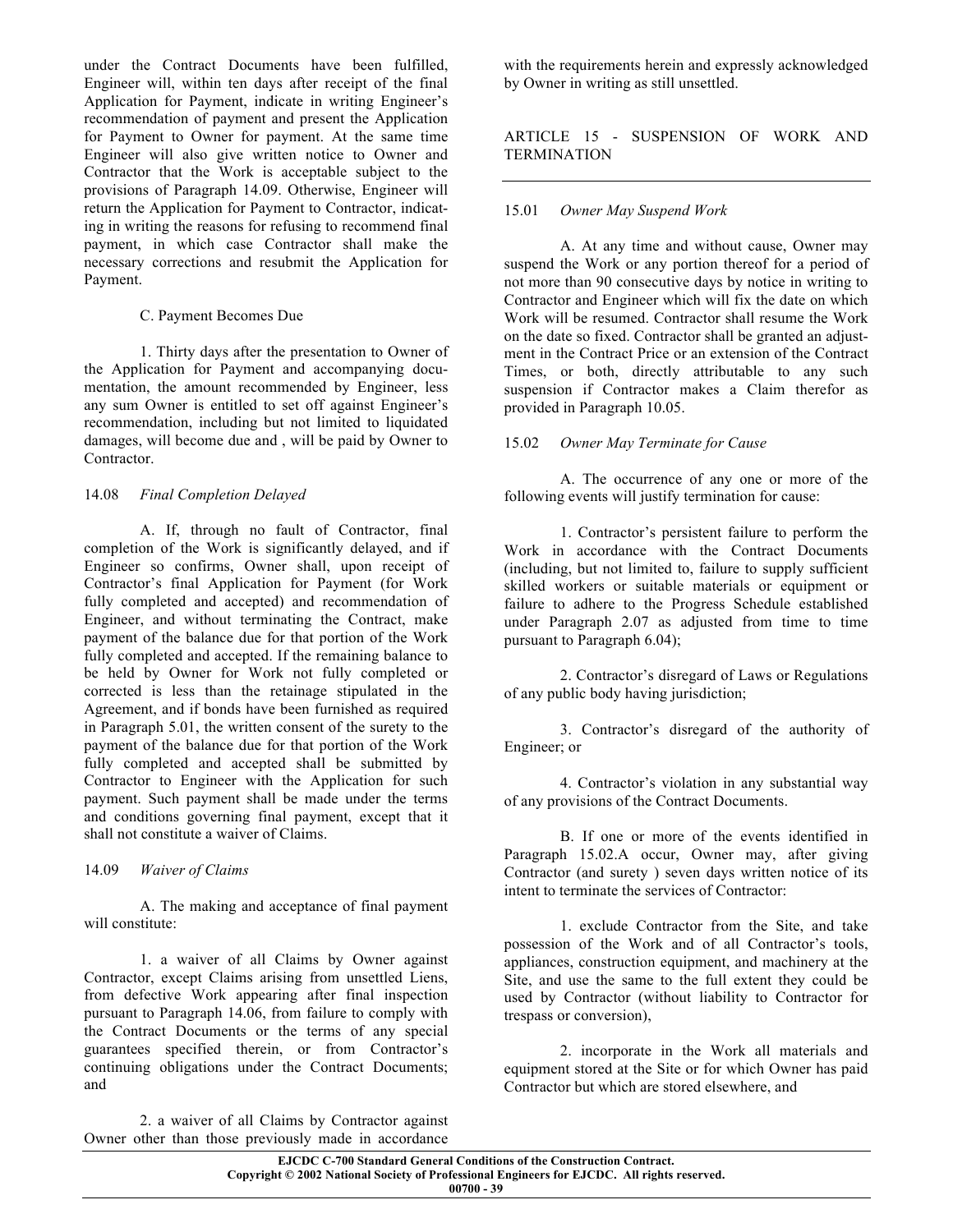under the Contract Documents have been fulfilled, Engineer will, within ten days after receipt of the final Application for Payment, indicate in writing Engineer's recommendation of payment and present the Application for Payment to Owner for payment. At the same time Engineer will also give written notice to Owner and Contractor that the Work is acceptable subject to the provisions of Paragraph 14.09. Otherwise, Engineer will return the Application for Payment to Contractor, indicating in writing the reasons for refusing to recommend final payment, in which case Contractor shall make the necessary corrections and resubmit the Application for Payment.

C. Payment Becomes Due

1. Thirty days after the presentation to Owner of the Application for Payment and accompanying documentation, the amount recommended by Engineer, less any sum Owner is entitled to set off against Engineer's recommendation, including but not limited to liquidated damages, will become due and , will be paid by Owner to Contractor.

14.08 *Final Completion Delayed*

A. If, through no fault of Contractor, final completion of the Work is significantly delayed, and if Engineer so confirms, Owner shall, upon receipt of Contractor's final Application for Payment (for Work fully completed and accepted) and recommendation of Engineer, and without terminating the Contract, make payment of the balance due for that portion of the Work fully completed and accepted. If the remaining balance to be held by Owner for Work not fully completed or corrected is less than the retainage stipulated in the Agreement, and if bonds have been furnished as required in Paragraph 5.01, the written consent of the surety to the payment of the balance due for that portion of the Work fully completed and accepted shall be submitted by Contractor to Engineer with the Application for such payment. Such payment shall be made under the terms and conditions governing final payment, except that it shall not constitute a waiver of Claims.

14.09 *Waiver of Claims*

A. The making and acceptance of final payment will constitute:

1. a waiver of all Claims by Owner against Contractor, except Claims arising from unsettled Liens, from defective Work appearing after final inspection pursuant to Paragraph 14.06, from failure to comply with the Contract Documents or the terms of any special guarantees specified therein, or from Contractor's continuing obligations under the Contract Documents; and

2. a waiver of all Claims by Contractor against Owner other than those previously made in accordance with the requirements herein and expressly acknowledged by Owner in writing as still unsettled.

## ARTICLE 15 - SUSPENSION OF WORK AND TERMINATION

15.01 *Owner May Suspend Work*

A. At any time and without cause, Owner may suspend the Work or any portion thereof for a period of not more than 90 consecutive days by notice in writing to Contractor and Engineer which will fix the date on which Work will be resumed. Contractor shall resume the Work on the date so fixed. Contractor shall be granted an adjustment in the Contract Price or an extension of the Contract Times, or both, directly attributable to any such suspension if Contractor makes a Claim therefor as provided in Paragraph 10.05.

15.02 *Owner May Terminate for Cause*

A. The occurrence of any one or more of the following events will justify termination for cause:

1. Contractor's persistent failure to perform the Work in accordance with the Contract Documents (including, but not limited to, failure to supply sufficient skilled workers or suitable materials or equipment or failure to adhere to the Progress Schedule established under Paragraph 2.07 as adjusted from time to time pursuant to Paragraph 6.04);

2. Contractor's disregard of Laws or Regulations of any public body having jurisdiction;

3. Contractor's disregard of the authority of Engineer; or

4. Contractor's violation in any substantial way of any provisions of the Contract Documents.

B. If one or more of the events identified in Paragraph 15.02.A occur, Owner may, after giving Contractor (and surety ) seven days written notice of its intent to terminate the services of Contractor:

1. exclude Contractor from the Site, and take possession of the Work and of all Contractor's tools, appliances, construction equipment, and machinery at the Site, and use the same to the full extent they could be used by Contractor (without liability to Contractor for trespass or conversion),

2. incorporate in the Work all materials and equipment stored at the Site or for which Owner has paid Contractor but which are stored elsewhere, and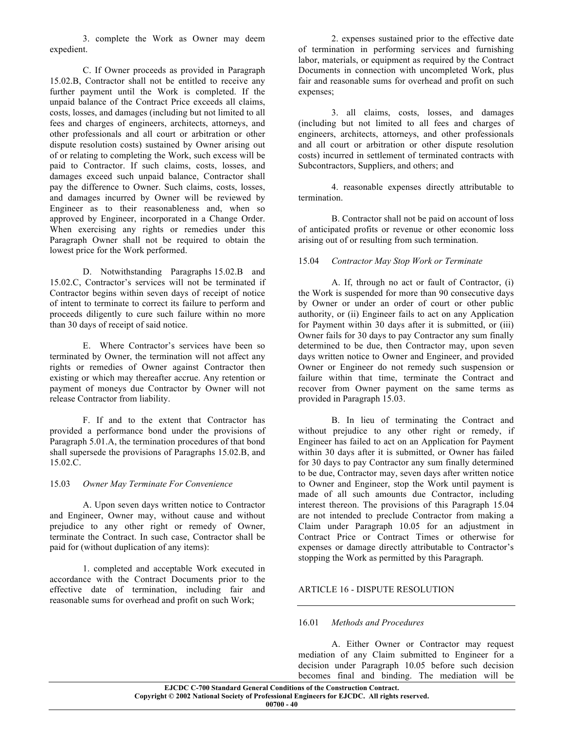3. complete the Work as Owner may deem expedient.

C. If Owner proceeds as provided in Paragraph 15.02.B, Contractor shall not be entitled to receive any further payment until the Work is completed. If the unpaid balance of the Contract Price exceeds all claims, costs, losses, and damages (including but not limited to all fees and charges of engineers, architects, attorneys, and other professionals and all court or arbitration or other dispute resolution costs) sustained by Owner arising out of or relating to completing the Work, such excess will be paid to Contractor. If such claims, costs, losses, and damages exceed such unpaid balance, Contractor shall pay the difference to Owner. Such claims, costs, losses, and damages incurred by Owner will be reviewed by Engineer as to their reasonableness and, when so approved by Engineer, incorporated in a Change Order. When exercising any rights or remedies under this Paragraph Owner shall not be required to obtain the lowest price for the Work performed.

D. Notwithstanding Paragraphs 15.02.B and 15.02.C, Contractor's services will not be terminated if Contractor begins within seven days of receipt of notice of intent to terminate to correct its failure to perform and proceeds diligently to cure such failure within no more than 30 days of receipt of said notice.

E. Where Contractor's services have been so terminated by Owner, the termination will not affect any rights or remedies of Owner against Contractor then existing or which may thereafter accrue. Any retention or payment of moneys due Contractor by Owner will not release Contractor from liability.

F. If and to the extent that Contractor has provided a performance bond under the provisions of Paragraph 5.01.A, the termination procedures of that bond shall supersede the provisions of Paragraphs 15.02.B, and 15.02.C.

15.03 *Owner May Terminate For Convenience*

A. Upon seven days written notice to Contractor and Engineer, Owner may, without cause and without prejudice to any other right or remedy of Owner, terminate the Contract. In such case, Contractor shall be paid for (without duplication of any items):

1. completed and acceptable Work executed in accordance with the Contract Documents prior to the effective date of termination, including fair and reasonable sums for overhead and profit on such Work;

2. expenses sustained prior to the effective date of termination in performing services and furnishing labor, materials, or equipment as required by the Contract Documents in connection with uncompleted Work, plus fair and reasonable sums for overhead and profit on such expenses;

3. all claims, costs, losses, and damages (including but not limited to all fees and charges of engineers, architects, attorneys, and other professionals and all court or arbitration or other dispute resolution costs) incurred in settlement of terminated contracts with Subcontractors, Suppliers, and others; and

4. reasonable expenses directly attributable to termination.

B. Contractor shall not be paid on account of loss of anticipated profits or revenue or other economic loss arising out of or resulting from such termination.

15.04 *Contractor May Stop Work or Terminate*

A. If, through no act or fault of Contractor, (i) the Work is suspended for more than 90 consecutive days by Owner or under an order of court or other public authority, or (ii) Engineer fails to act on any Application for Payment within 30 days after it is submitted, or (iii) Owner fails for 30 days to pay Contractor any sum finally determined to be due, then Contractor may, upon seven days written notice to Owner and Engineer, and provided Owner or Engineer do not remedy such suspension or failure within that time, terminate the Contract and recover from Owner payment on the same terms as provided in Paragraph 15.03.

B. In lieu of terminating the Contract and without prejudice to any other right or remedy, if Engineer has failed to act on an Application for Payment within 30 days after it is submitted, or Owner has failed for 30 days to pay Contractor any sum finally determined to be due, Contractor may, seven days after written notice to Owner and Engineer, stop the Work until payment is made of all such amounts due Contractor, including interest thereon. The provisions of this Paragraph 15.04 are not intended to preclude Contractor from making a Claim under Paragraph 10.05 for an adjustment in Contract Price or Contract Times or otherwise for expenses or damage directly attributable to Contractor's stopping the Work as permitted by this Paragraph.

## ARTICLE 16 - DISPUTE RESOLUTION

16.01 *Methods and Procedures*

A. Either Owner or Contractor may request mediation of any Claim submitted to Engineer for a decision under Paragraph 10.05 before such decision becomes final and binding. The mediation will be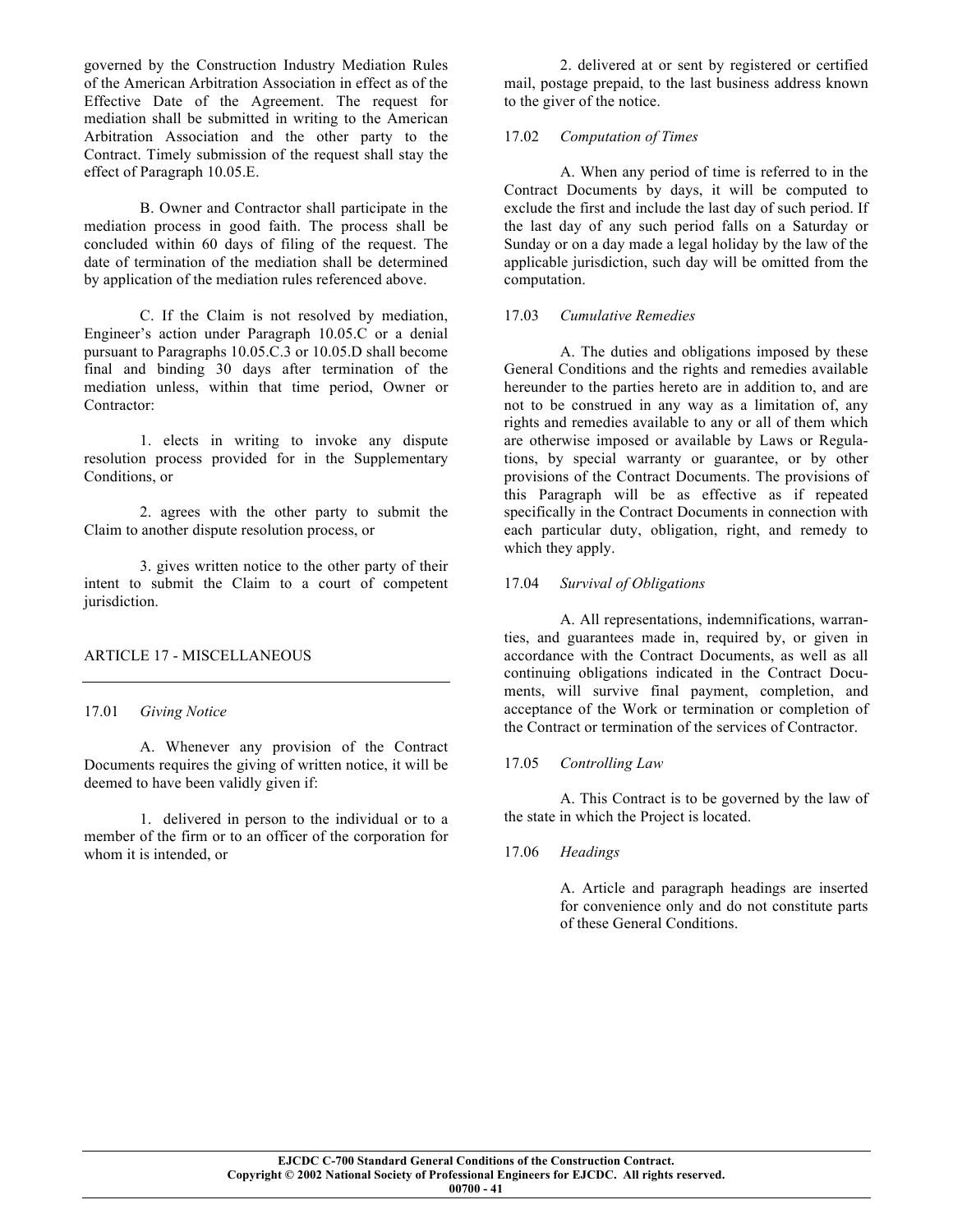governed by the Construction Industry Mediation Rules of the American Arbitration Association in effect as of the Effective Date of the Agreement. The request for mediation shall be submitted in writing to the American Arbitration Association and the other party to the Contract. Timely submission of the request shall stay the effect of Paragraph 10.05.E.

B. Owner and Contractor shall participate in the mediation process in good faith. The process shall be concluded within 60 days of filing of the request. The date of termination of the mediation shall be determined by application of the mediation rules referenced above.

C. If the Claim is not resolved by mediation, Engineer's action under Paragraph 10.05.C or a denial pursuant to Paragraphs 10.05.C.3 or 10.05.D shall become final and binding 30 days after termination of the mediation unless, within that time period, Owner or Contractor:

1. elects in writing to invoke any dispute resolution process provided for in the Supplementary Conditions, or

2. agrees with the other party to submit the Claim to another dispute resolution process, or

3. gives written notice to the other party of their intent to submit the Claim to a court of competent jurisdiction.

## ARTICLE 17 - MISCELLANEOUS

### 17.01 *Giving Notice*

A. Whenever any provision of the Contract Documents requires the giving of written notice, it will be deemed to have been validly given if:

1. delivered in person to the individual or to a member of the firm or to an officer of the corporation for whom it is intended, or

2. delivered at or sent by registered or certified mail, postage prepaid, to the last business address known to the giver of the notice.

### 17.02 *Computation of Times*

A. When any period of time is referred to in the Contract Documents by days, it will be computed to exclude the first and include the last day of such period. If the last day of any such period falls on a Saturday or Sunday or on a day made a legal holiday by the law of the applicable jurisdiction, such day will be omitted from the computation.

### 17.03 *Cumulative Remedies*

A. The duties and obligations imposed by these General Conditions and the rights and remedies available hereunder to the parties hereto are in addition to, and are not to be construed in any way as a limitation of, any rights and remedies available to any or all of them which are otherwise imposed or available by Laws or Regulations, by special warranty or guarantee, or by other provisions of the Contract Documents. The provisions of this Paragraph will be as effective as if repeated specifically in the Contract Documents in connection with each particular duty, obligation, right, and remedy to which they apply.

### 17.04 *Survival of Obligations*

A. All representations, indemnifications, warranties, and guarantees made in, required by, or given in accordance with the Contract Documents, as well as all continuing obligations indicated in the Contract Documents, will survive final payment, completion, and acceptance of the Work or termination or completion of the Contract or termination of the services of Contractor.

### 17.05 *Controlling Law*

A. This Contract is to be governed by the law of the state in which the Project is located.

### 17.06 *Headings*

A. Article and paragraph headings are inserted for convenience only and do not constitute parts of these General Conditions.